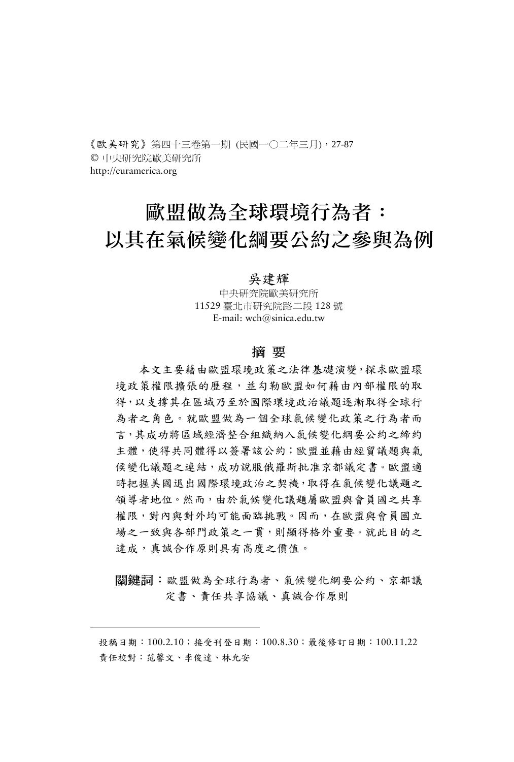《歐美研究》第四十三卷第一期 (民國一〇二年三月)，27-87
© 中央研究院歐美研究所
http://euramerica.org

# 歐盟做為全球環境行為者：以其在氣候變化綱要公約之參與為例

吳建輝

中央研究院歐美研究所
11529 臺北市研究院路二段 128 號
E-mail: wch@sinica.edu.tw

## 摘 要

本文主要藉由歐盟環境政策之法律基礎演變，探求歐盟環境政策權限擴張的歷程，並勾勒歐盟如何藉由內部權限的取得，以支撐其在區域乃至於國際環境政治議題逐漸取得全球行為者之角色。就歐盟做為一個全球氣候變化政策之行為者而言，其成功將區域經濟整合組織納入氣候變化綱要公約之締約主體，使得共同體得以簽署該公約；歐盟並藉由經貿議題與氣候變化議題之連結，成功說服俄羅斯批准京都議定書。歐盟適時把握美國退出國際環境政治之契機，取得在氣候變化議題之領導者地位。然而，由於氣候變化議題屬歐盟與會員國之共享權限，對內與對外均可能面臨挑戰。因而，在歐盟與會員國立場之一致與各部門政策之一貫，則顯得格外重要。就此目的之達成，真誠合作原則具有高度之價值。

**關鍵詞**：歐盟做為全球行為者、氣候變化綱要公約、京都議定書、責任共享協議、真誠合作原則

---

投稿日期：100.2.10；接受刊登日期：100.8.30；最後修訂日期：100.11.22
責任校對：范馨文、李俊達、林允安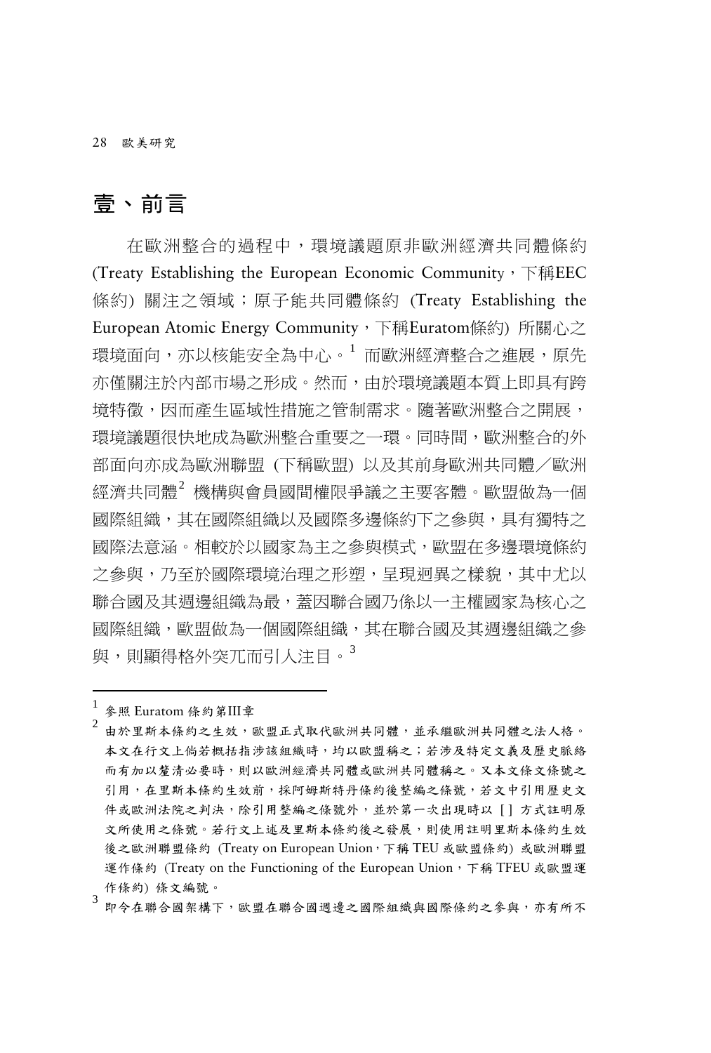## 壹、前言

在歐洲整合的過程中，環境議題原非歐洲經濟共同體條約 (Treaty Establishing the European Economic Community，下稱EEC條約) 關注之領域；原子能共同體條約 (Treaty Establishing the European Atomic Energy Community，下稱Euratom條約) 所關心之環境面向，亦以核能安全為中心。[1] 而歐洲經濟整合之進展，原先亦僅關注於內部市場之形成。然而，由於環境議題本質上即具有跨境特徵，因而產生區域性措施之管制需求。隨著歐洲整合之開展，環境議題很快地成為歐洲整合重要之一環。同時間，歐洲整合的外部面向亦成為歐洲聯盟 (下稱歐盟) 以及其前身歐洲共同體／歐洲經濟共同體[2] 機構與會員國間權限爭議之主要客體。歐盟做為一個國際組織，其在國際組織以及國際多邊條約下之參與，具有獨特之國際法意涵。相較於以國家為主之參與模式，歐盟在多邊環境條約之參與，乃至於國際環境治理之形塑，呈現迥異之樣貌，其中尤以聯合國及其週邊組織為最，蓋因聯合國乃係以一主權國家為核心之國際組織，歐盟做為一個國際組織，其在聯合國及其週邊組織之參與，則顯得格外突兀而引人注目。[3]

---

[1] 參照 Euratom 條約第III章

[2] 由於里斯本條約之生效，歐盟正式取代歐洲共同體，並承繼歐洲共同體之法人格。本文在行文上倘若概括指涉該組織時，均以歐盟稱之；若涉及特定文義及歷史脈絡而有加以釐清必要時，則以歐洲經濟共同體或歐洲共同體稱之。又本文條文條號之引用，在里斯本條約生效前，採阿姆斯特丹條約後整編之條號，若文中引用歷史文件或歐洲法院之判決，除引用整編之條號外，並於第一次出現時以 [ ] 方式註明原文所使用之條號。若行文上述及里斯本條約後之發展，則使用註明里斯本條約生效後之歐洲聯盟條約 (Treaty on European Union，下稱 TEU 或歐盟條約) 或歐洲聯盟運作條約 (Treaty on the Functioning of the European Union，下稱 TFEU 或歐盟運作條約) 條文編號。

[3] 即令在聯合國架構下，歐盟在聯合國週邊之國際組織與國際條約之參與，亦有所不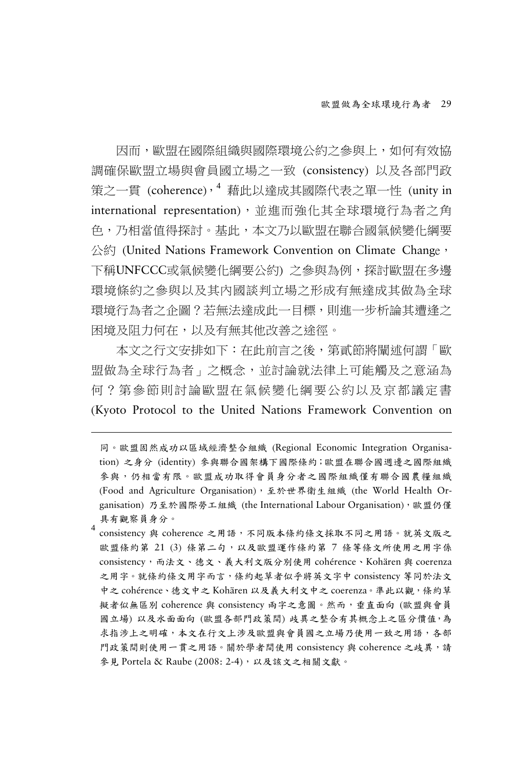因而，歐盟在國際組織與國際環境公約之參與上，如何有效協調確保歐盟立場與會員國立場之一致 (consistency) 以及各部門政策之一貫 (coherence)，[4] 藉此以達成其國際代表之單一性 (unity in international representation)，並進而強化其全球環境行為者之角色，乃相當值得探討。基此，本文乃以歐盟在聯合國氣候變化綱要公約 (United Nations Framework Convention on Climate Change，下稱UNFCCC或氣候變化綱要公約) 之參與為例，探討歐盟在多邊環境條約之參與以及其內國談判立場之形成有無達成其做為全球環境行為者之企圖？若無法達成此一目標，則進一步析論其遭逢之困境及阻力何在，以及有無其他改善之途徑。

本文之行文安排如下：在此前言之後，第貳節將闡述何謂「歐盟做為全球行為者」之概念，並討論就法律上可能觸及之意涵為何？第參節則討論歐盟在氣候變化綱要公約以及京都議定書 (Kyoto Protocol to the United Nations Framework Convention on

---

同。歐盟固然成功以區域經濟整合組織 (Regional Economic Integration Organisation) 之身分 (identity) 參與聯合國架構下國際條約；歐盟在聯合國週邊之國際組織參與，仍相當有限。歐盟成功取得會員身分者之國際組織僅有聯合國農糧組織 (Food and Agriculture Organisation)，至於世界衛生組織 (the World Health Organisation) 乃至於國際勞工組織 (the International Labour Organisation)，歐盟仍僅具有觀察員身分。

[4] consistency 與 coherence 之用語，不同版本條約條文採取不同之用語。就英文版之歐盟條約第 21 (3) 條第二句，以及歐盟運作條約第 7 條等條文所使用之用字係 consistency，而法文、德文、義大利文版分別使用 cohérence、Kohären 與 coerenza 之用字。就條約條文用字而言，條約起草者似乎將英文字中 consistency 等同於法文中之 cohérence、德文中之 Kohären 以及義大利文中之 coerenza。準此以觀，條約草擬者似無區別 coherence 與 consistency 兩字之意圖。然而，垂直面向 (歐盟與會員國立場) 以及水面面向 (歐盟各部門政策間) 歧異之整合有其概念上之區分價值，為求指涉上之明確，本文在行文上涉及歐盟與會員國之立場乃使用一致之用語，各部門政策間則使用一貫之用語。關於學者間使用 consistency 與 coherence 之歧異，請參見 Portela & Raube (2008: 2-4)，以及該文之相關文獻。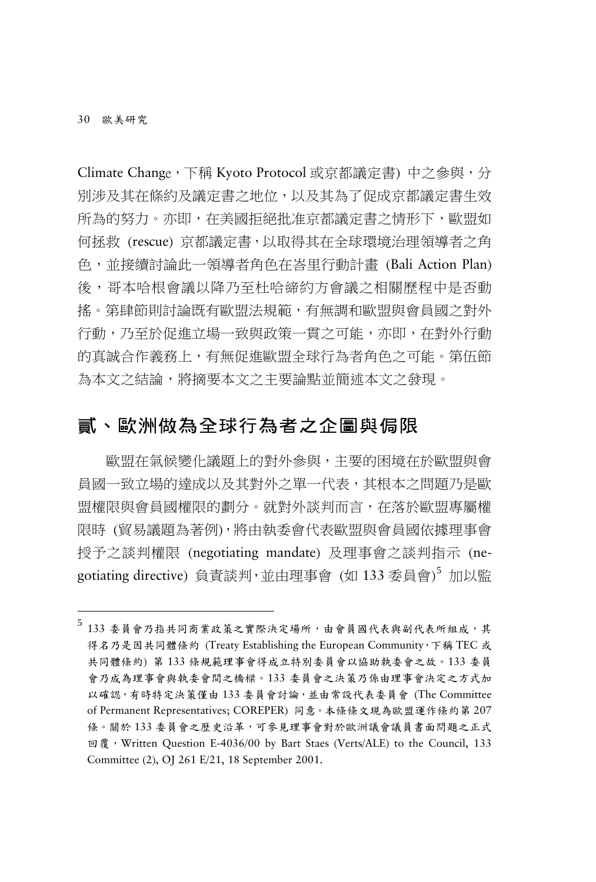Climate Change，下稱 Kyoto Protocol 或京都議定書) 中之參與，分別涉及其在條約及議定書之地位，以及其為了促成京都議定書生效所為的努力。亦即，在美國拒絕批准京都議定書之情形下，歐盟如何拯救 (rescue) 京都議定書，以取得其在全球環境治理領導者之角色，並接續討論此一領導者角色在峇里行動計畫 (Bali Action Plan) 後，哥本哈根會議以降乃至杜哈締約方會議之相關歷程中是否動搖。第肆節則討論既有歐盟法規範，有無調和歐盟與會員國之對外行動，乃至於促進立場一致與政策一貫之可能，亦即，在對外行動的真誠合作義務上，有無促進歐盟全球行為者角色之可能。第伍節為本文之結論，將摘要本文之主要論點並簡述本文之發現。

## 貳、歐洲做為全球行為者之企圖與侷限

歐盟在氣候變化議題上的對外參與，主要的困境在於歐盟與會員國一致立場的達成以及其對外之單一代表，其根本之問題乃是歐盟權限與會員國權限的劃分。就對外談判而言，在落於歐盟專屬權限時 (貿易議題為著例)，將由執委會代表歐盟與會員國依據理事會授予之談判權限 (negotiating mandate) 及理事會之談判指示 (negotiating directive) 負責談判，並由理事會 (如 133 委員會)[5] 加以監

---

[5] 133 委員會乃指共同商業政策之實際決定場所，由會員國代表與副代表所組成，其得名乃是因共同體條約 (Treaty Establishing the European Community，下稱 TEC 或共同體條約) 第 133 條規範理事會得成立特別委員會以協助執委會之故。133 委員會乃成為理事會與執委會間之橋樑。133 委員會之決策乃係由理事會決定之方式加以確認，有時特定決策僅由 133 委員會討論，並由常設代表委員會 (The Committee of Permanent Representatives; COREPER) 同意。本條條文現為歐盟運作條約第 207 條。關於 133 委員會之歷史沿革，可參見理事會對於歐洲議會議員書面問題之正式回覆，Written Question E-4036/00 by Bart Staes (Verts/ALE) to the Council, 133 Committee (2), OJ 261 E/21, 18 September 2001.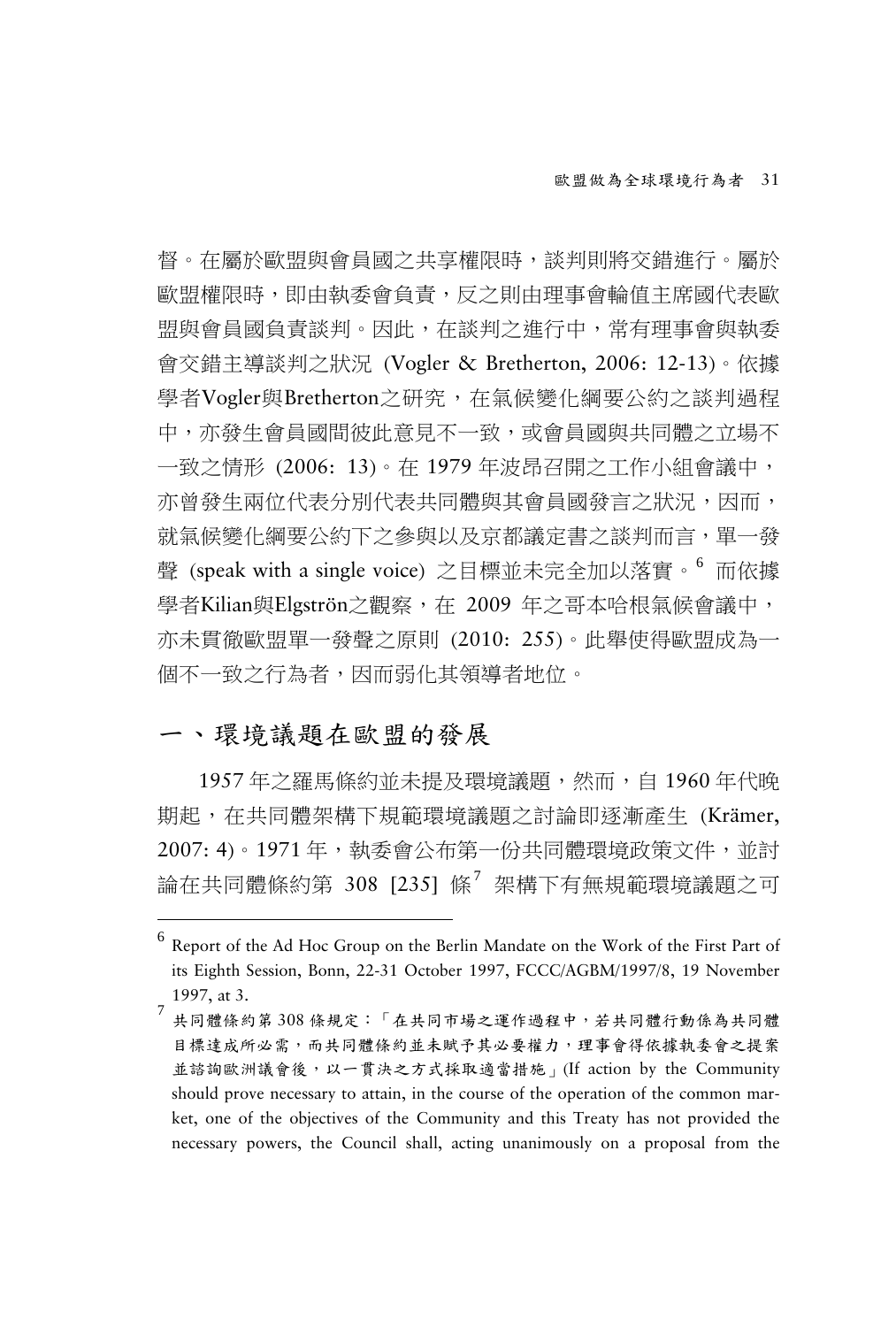督。在屬於歐盟與會員國之共享權限時，談判則將交錯進行。屬於歐盟權限時，即由執委會負責，反之則由理事會輪值主席國代表歐盟與會員國負責談判。因此，在談判之進行中，常有理事會與執委會交錯主導談判之狀況 (Vogler & Bretherton, 2006: 12-13)。依據學者Vogler與Bretherton之研究，在氣候變化綱要公約之談判過程中，亦發生會員國間彼此意見不一致，或會員國與共同體之立場不一致之情形 (2006: 13)。在 1979 年波昂召開之工作小組會議中，亦曾發生兩位代表分別代表共同體與其會員國發言之狀況，因而，就氣候變化綱要公約下之參與以及京都議定書之談判而言，單一發聲 (speak with a single voice) 之目標並未完全加以落實。[6] 而依據學者Kilian與Elgströn之觀察，在 2009 年之哥本哈根氣候會議中，亦未貫徹歐盟單一發聲之原則 (2010: 255)。此舉使得歐盟成為一個不一致之行為者，因而弱化其領導者地位。

## 一、環境議題在歐盟的發展

1957 年之羅馬條約並未提及環境議題，然而，自 1960 年代晚期起，在共同體架構下規範環境議題之討論即逐漸產生 (Krämer, 2007: 4)。1971 年，執委會公布第一份共同體環境政策文件，並討論在共同體條約第 308 [235] 條[7] 架構下有無規範環境議題之可

---

[6] Report of the Ad Hoc Group on the Berlin Mandate on the Work of the First Part of its Eighth Session, Bonn, 22-31 October 1997, FCCC/AGBM/1997/8, 19 November 1997, at 3.

[7] 共同體條約第 308 條規定：「在共同市場之運作過程中，若共同體行動係為共同體目標達成所必需，而共同體條約並未賦予其必要權力，理事會得依據執委會之提案並諮詢歐洲議會後，以一貫決之方式採取適當措施」(If action by the Community should prove necessary to attain, in the course of the operation of the common market, one of the objectives of the Community and this Treaty has not provided the necessary powers, the Council shall, acting unanimously on a proposal from the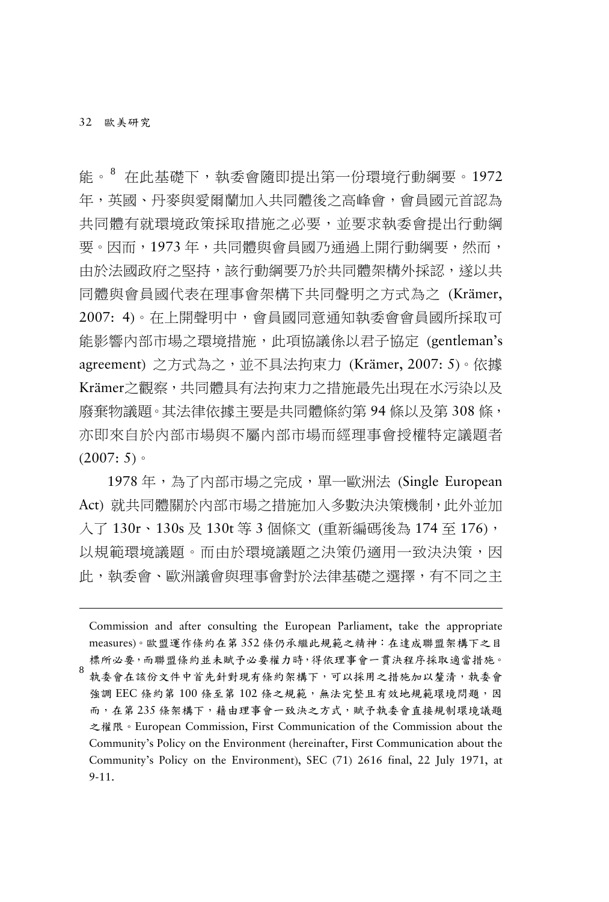能。[8] 在此基礎下，執委會隨即提出第一份環境行動綱要。1972 年，英國、丹麥與愛爾蘭加入共同體後之高峰會，會員國元首認為共同體有就環境政策採取措施之必要，並要求執委會提出行動綱要。因而，1973 年，共同體與會員國乃通過上開行動綱要，然而，由於法國政府之堅持，該行動綱要乃於共同體架構外採認，遂以共同體與會員國代表在理事會架構下共同聲明之方式為之 (Krämer, 2007: 4)。在上開聲明中，會員國同意通知執委會會員國所採取可能影響內部市場之環境措施，此項協議係以君子協定 (gentleman's agreement) 之方式為之，並不具法拘束力 (Krämer, 2007: 5)。依據 Krämer之觀察，共同體具有法拘束力之措施最先出現在水污染以及廢棄物議題。其法律依據主要是共同體條約第 94 條以及第 308 條，亦即來自於內部市場與不屬內部市場而經理事會授權特定議題者 (2007: 5)。

1978 年，為了內部市場之完成，單一歐洲法 (Single European Act) 就共同體關於內部市場之措施加入多數決決策機制，此外並加入了 130r、130s 及 130t 等 3 個條文 (重新編碼後為 174 至 176)，以規範環境議題。而由於環境議題之決策仍適用一致決決策，因此，執委會、歐洲議會與理事會對於法律基礎之選擇，有不同之主

---

Commission and after consulting the European Parliament, take the appropriate measures)。歐盟運作條約在第 352 條仍承繼此規範之精神：在達成聯盟架構下之目標所必要，而聯盟條約並未賦予必要權力時，得依理事會一貫決程序採取適當措施。

[8] 執委會在該份文件中首先針對現有條約架構下，可以採用之措施加以釐清，執委會強調 EEC 條約第 100 條至第 102 條之規範，無法完整且有效地規範環境問題，因而，在第 235 條架構下，藉由理事會一致決之方式，賦予執委會直接規制環境議題之權限。European Commission, First Communication of the Commission about the Community's Policy on the Environment (hereinafter, First Communication about the Community's Policy on the Environment), SEC (71) 2616 final, 22 July 1971, at 9-11.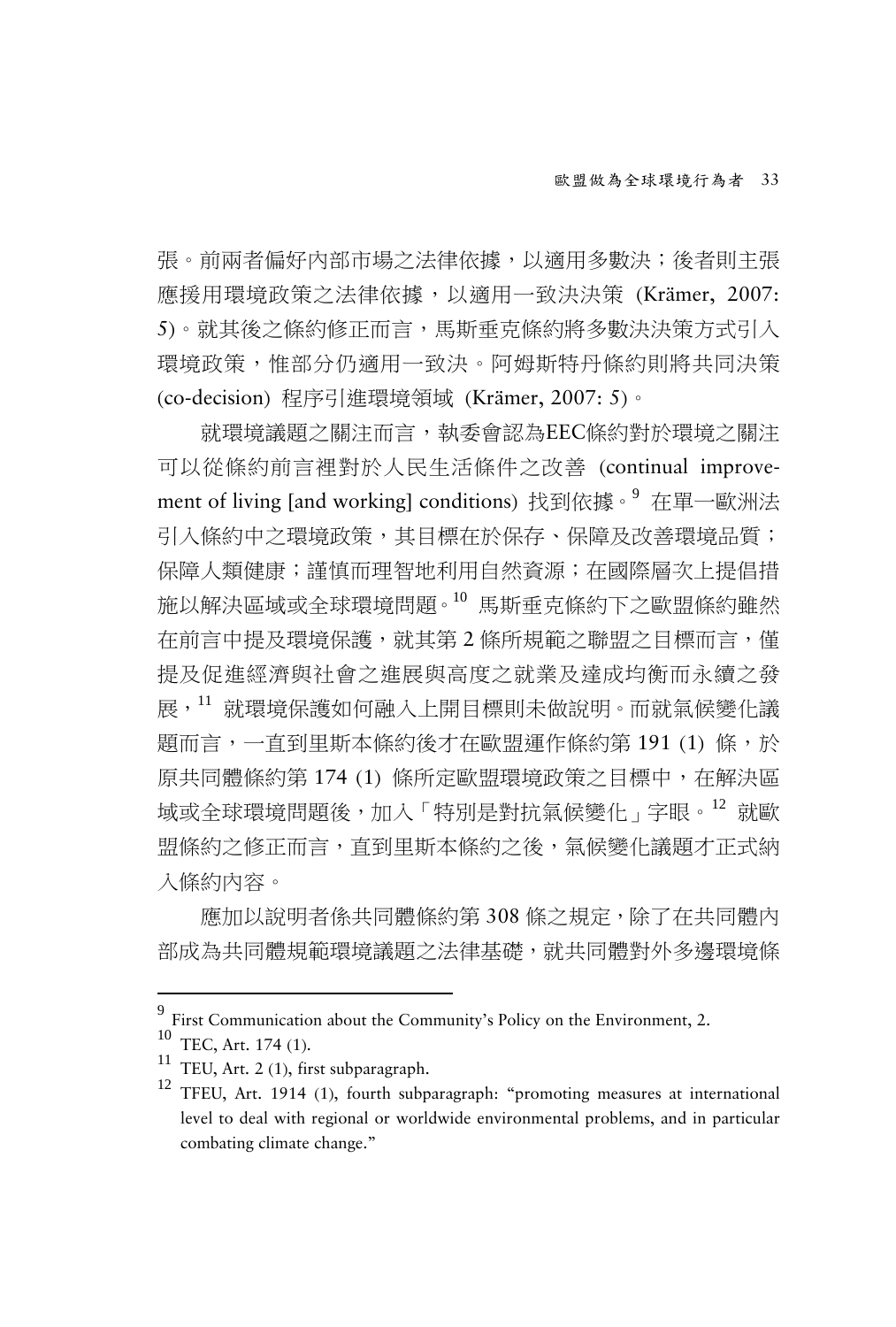張。前兩者偏好內部市場之法律依據，以適用多數決；後者則主張應援用環境政策之法律依據，以適用一致決決策 (Krämer, 2007: 5)。就其後之條約修正而言，馬斯垂克條約將多數決決策方式引入環境政策，惟部分仍適用一致決。阿姆斯特丹條約則將共同決策 (co-decision) 程序引進環境領域 (Krämer, 2007: 5)。

就環境議題之關注而言，執委會認為EEC條約對於環境之關注可以從條約前言裡對於人民生活條件之改善 (continual improvement of living [and working] conditions) 找到依據。[9] 在單一歐洲法引入條約中之環境政策，其目標在於保存、保障及改善環境品質；保障人類健康；謹慎而理智地利用自然資源；在國際層次上提倡措施以解決區域或全球環境問題。[10] 馬斯垂克條約下之歐盟條約雖然在前言中提及環境保護，就其第 2 條所規範之聯盟之目標而言，僅提及促進經濟與社會之進展與高度之就業及達成均衡而永續之發展，[11] 就環境保護如何融入上開目標則未做說明。而就氣候變化議題而言，一直到里斯本條約後才在歐盟運作條約第 191 (1) 條，於原共同體條約第 174 (1) 條所定歐盟環境政策之目標中，在解決區域或全球環境問題後，加入「特別是對抗氣候變化」字眼。[12] 就歐盟條約之修正而言，直到里斯本條約之後，氣候變化議題才正式納入條約內容。

應加以說明者係共同體條約第 308 條之規定，除了在共同體內部成為共同體規範環境議題之法律基礎，就共同體對外多邊環境條

---

[9] First Communication about the Community's Policy on the Environment, 2.

[10] TEC, Art. 174 (1).

[11] TEU, Art. 2 (1), first subparagraph.

[12] TFEU, Art. 1914 (1), fourth subparagraph: "promoting measures at international level to deal with regional or worldwide environmental problems, and in particular combating climate change."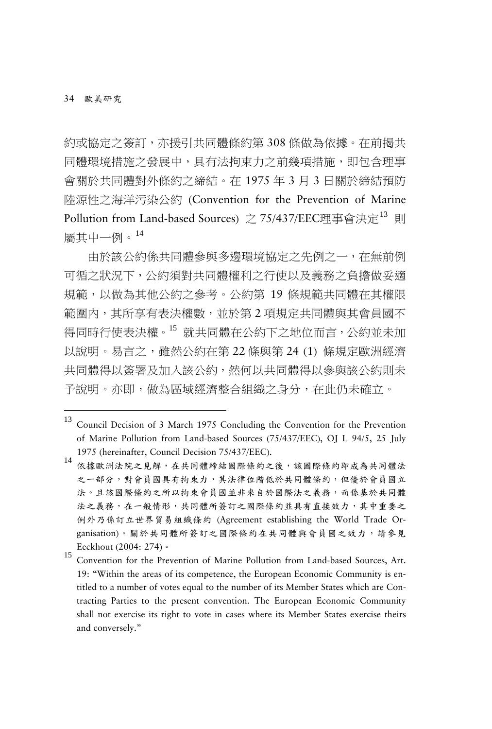約或協定之簽訂，亦援引共同體條約第 308 條做為依據。在前揭共同體環境措施之發展中，具有法拘束力之前幾項措施，即包含理事會關於共同體對外條約之締結。在 1975 年 3 月 3 日關於締結預防陸源性之海洋污染公約 (Convention for the Prevention of Marine Pollution from Land-based Sources) 之 75/437/EEC理事會決定[13] 則屬其中一例。[14]

由於該公約係共同體參與多邊環境協定之先例之一，在無前例可循之狀況下，公約須對共同體權利之行使以及義務之負擔做妥適規範，以做為其他公約之參考。公約第 19 條規範共同體在其權限範圍內，其所享有表決權數，並於第 2 項規定共同體與其會員國不得同時行使表決權。[15] 就共同體在公約下之地位而言，公約並未加以說明。易言之，雖然公約在第 22 條與第 24 (1) 條規定歐洲經濟共同體得以簽署及加入該公約，然何以共同體得以參與該公約則未予說明。亦即，做為區域經濟整合組織之身分，在此仍未確立。

---

[13] Council Decision of 3 March 1975 Concluding the Convention for the Prevention of Marine Pollution from Land-based Sources (75/437/EEC), OJ L 94/5, 25 July 1975 (hereinafter, Council Decision 75/437/EEC).

[14] 依據歐洲法院之見解，在共同體締結國際條約之後，該國際條約即成為共同體法之一部分，對會員國具有拘束力，其法律位階低於共同體條約，但優於會員國立法。且該國際條約之所以拘束會員國並非來自於國際法之義務，而係基於共同體法之義務，在一般情形，共同體所簽訂之國際條約並具有直接效力，其中重要之例外乃係訂立世界貿易組織條約 (Agreement establishing the World Trade Organisation)。關於共同體所簽訂之國際條約在共同體與會員國之效力，請參見 Eeckhout (2004: 274)。

[15] Convention for the Prevention of Marine Pollution from Land-based Sources, Art. 19: "Within the areas of its competence, the European Economic Community is entitled to a number of votes equal to the number of its Member States which are Contracting Parties to the present convention. The European Economic Community shall not exercise its right to vote in cases where its Member States exercise theirs and conversely."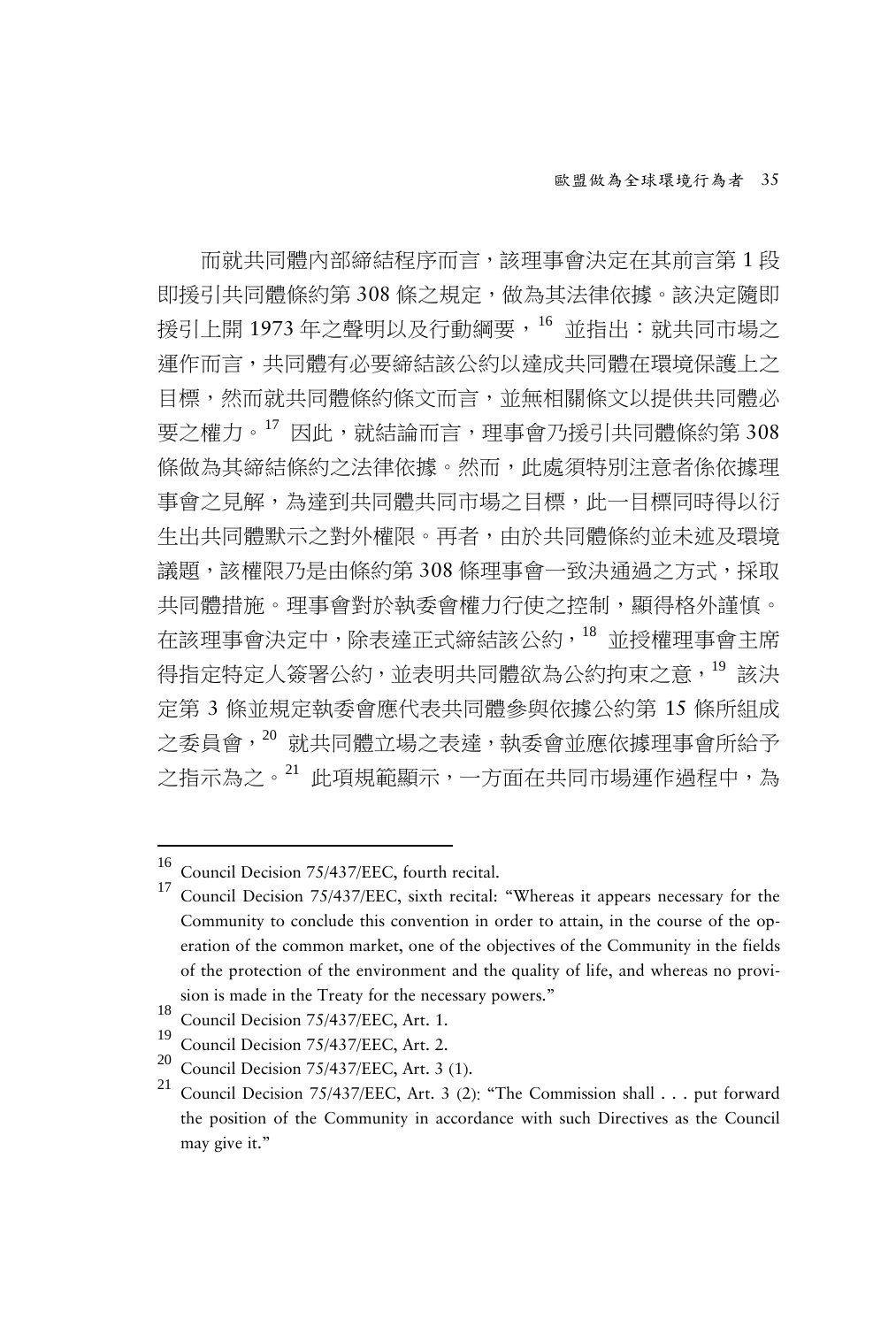而就共同體內部締結程序而言，該理事會決定在其前言第 1 段即援引共同體條約第 308 條之規定，做為其法律依據。該決定隨即援引上開 1973 年之聲明以及行動綱要，[16] 並指出：就共同市場之運作而言，共同體有必要締結該公約以達成共同體在環境保護上之目標，然而就共同體條約條文而言，並無相關條文以提供共同體必要之權力。[17] 因此，就結論而言，理事會乃援引共同體條約第 308 條做為其締結條約之法律依據。然而，此處須特別注意者係依據理事會之見解，為達到共同體共同市場之目標，此一目標同時得以衍生出共同體默示之對外權限。再者，由於共同體條約並未述及環境議題，該權限乃是由條約第 308 條理事會一致決通過之方式，採取共同體措施。理事會對於執委會權力行使之控制，顯得格外謹慎。在該理事會決定中，除表達正式締結該公約，[18] 並授權理事會主席得指定特定人簽署公約，並表明共同體欲為公約拘束之意，[19] 該決定第 3 條並規定執委會應代表共同體參與依據公約第 15 條所組成之委員會，[20] 就共同體立場之表達，執委會並應依據理事會所給予之指示為之。[21] 此項規範顯示，一方面在共同市場運作過程中，為

---

[16] Council Decision 75/437/EEC, fourth recital.

[17] Council Decision 75/437/EEC, sixth recital: "Whereas it appears necessary for the Community to conclude this convention in order to attain, in the course of the operation of the common market, one of the objectives of the Community in the fields of the protection of the environment and the quality of life, and whereas no provision is made in the Treaty for the necessary powers."

[18] Council Decision 75/437/EEC, Art. 1.

[19] Council Decision 75/437/EEC, Art. 2.

[20] Council Decision 75/437/EEC, Art. 3 (1).

[21] Council Decision 75/437/EEC, Art. 3 (2): "The Commission shall . . . put forward the position of the Community in accordance with such Directives as the Council may give it."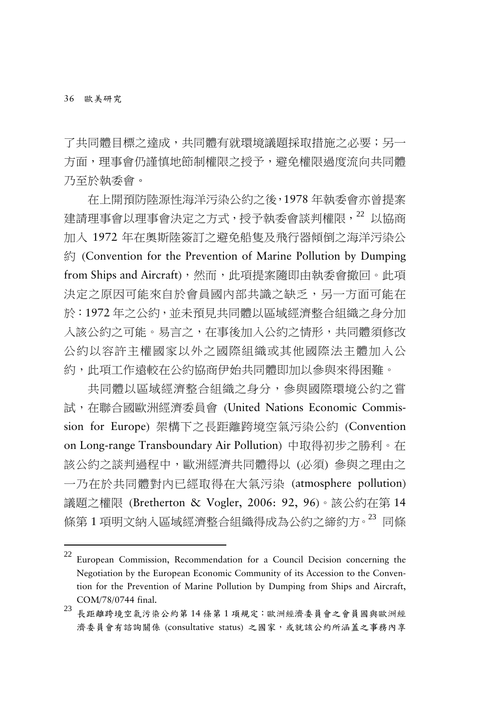了共同體目標之達成，共同體有就環境議題採取措施之必要；另一方面，理事會仍謹慎地節制權限之授予，避免權限過度流向共同體乃至於執委會。

在上開預防陸源性海洋污染公約之後，1978 年執委會亦曾提案建請理事會以理事會決定之方式，授予執委會談判權限，[22] 以協商加入 1972 年在奧斯陸簽訂之避免船隻及飛行器傾倒之海洋污染公約 (Convention for the Prevention of Marine Pollution by Dumping from Ships and Aircraft)，然而，此項提案隨即由執委會撤回。此項決定之原因可能來自於會員國內部共識之缺乏，另一方面可能在於：1972 年之公約，並未預見共同體以區域經濟整合組織之身分加入該公約之可能。易言之，在事後加入公約之情形，共同體須修改公約以容許主權國家以外之國際組織或其他國際法主體加入公約，此項工作遠較在公約協商伊始共同體即加以參與來得困難。

共同體以區域經濟整合組織之身分，參與國際環境公約之嘗試，在聯合國歐洲經濟委員會 (United Nations Economic Commission for Europe) 架構下之長距離跨境空氣污染公約 (Convention on Long-range Transboundary Air Pollution) 中取得初步之勝利。在該公約之談判過程中，歐洲經濟共同體得以 (必須) 參與之理由之一乃在於共同體對內已經取得在大氣污染 (atmosphere pollution) 議題之權限 (Bretherton & Vogler, 2006: 92, 96)。該公約在第 14 條第 1 項明文納入區域經濟整合組織得成為公約之締約方。[23] 同條

---

[22] European Commission, Recommendation for a Council Decision concerning the Negotiation by the European Economic Community of its Accession to the Convention for the Prevention of Marine Pollution by Dumping from Ships and Aircraft, COM/78/0744 final.

[23] 長距離跨境空氣污染公約第 14 條第 1 項規定：歐洲經濟委員會之會員國與歐洲經濟委員會有諮詢關係 (consultative status) 之國家，或就該公約所涵蓋之事務內享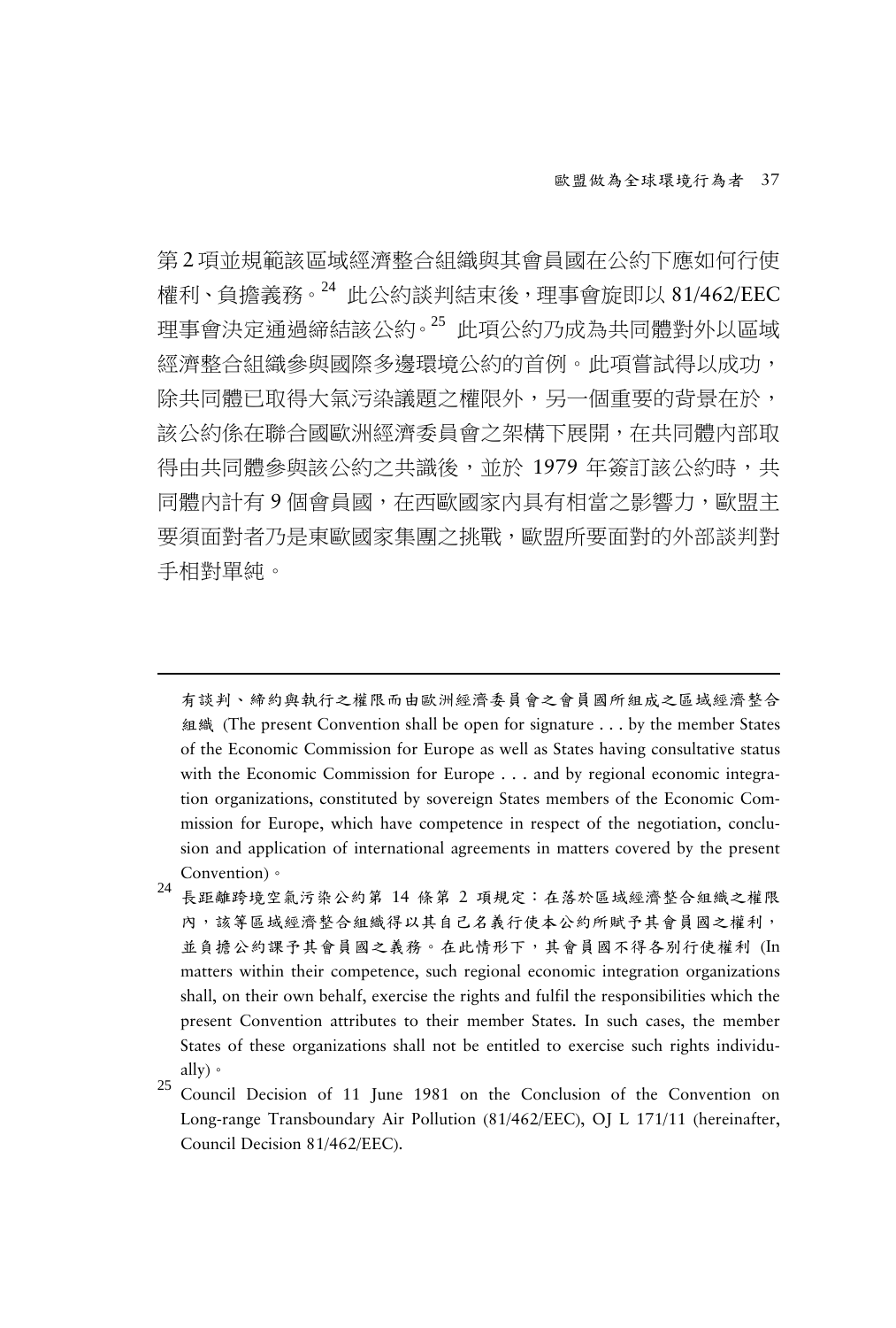第 2 項並規範該區域經濟整合組織與其會員國在公約下應如何行使權利、負擔義務。[24] 此公約談判結束後，理事會旋即以 81/462/EEC 理事會決定通過締結該公約。[25] 此項公約乃成為共同體對外以區域經濟整合組織參與國際多邊環境公約的首例。此項嘗試得以成功，除共同體已取得大氣污染議題之權限外，另一個重要的背景在於，該公約係在聯合國歐洲經濟委員會之架構下展開，在共同體內部取得由共同體參與該公約之共識後，並於 1979 年簽訂該公約時，共同體內計有 9 個會員國，在西歐國家內具有相當之影響力，歐盟主要須面對者乃是東歐國家集團之挑戰，歐盟所要面對的外部談判對手相對單純。

---

有談判、締約與執行之權限而由歐洲經濟委員會之會員國所組成之區域經濟整合組織 (The present Convention shall be open for signature . . . by the member States of the Economic Commission for Europe as well as States having consultative status with the Economic Commission for Europe . . . and by regional economic integration organizations, constituted by sovereign States members of the Economic Commission for Europe, which have competence in respect of the negotiation, conclusion and application of international agreements in matters covered by the present Convention)。

[24] 長距離跨境空氣污染公約第 14 條第 2 項規定：在落於區域經濟整合組織之權限內，該等區域經濟整合組織得以其自己名義行使本公約所賦予其會員國之權利，並負擔公約課予其會員國之義務。在此情形下，其會員國不得各別行使權利 (In matters within their competence, such regional economic integration organizations shall, on their own behalf, exercise the rights and fulfil the responsibilities which the present Convention attributes to their member States. In such cases, the member States of these organizations shall not be entitled to exercise such rights individually)。

[25] Council Decision of 11 June 1981 on the Conclusion of the Convention on Long-range Transboundary Air Pollution (81/462/EEC), OJ L 171/11 (hereinafter, Council Decision 81/462/EEC).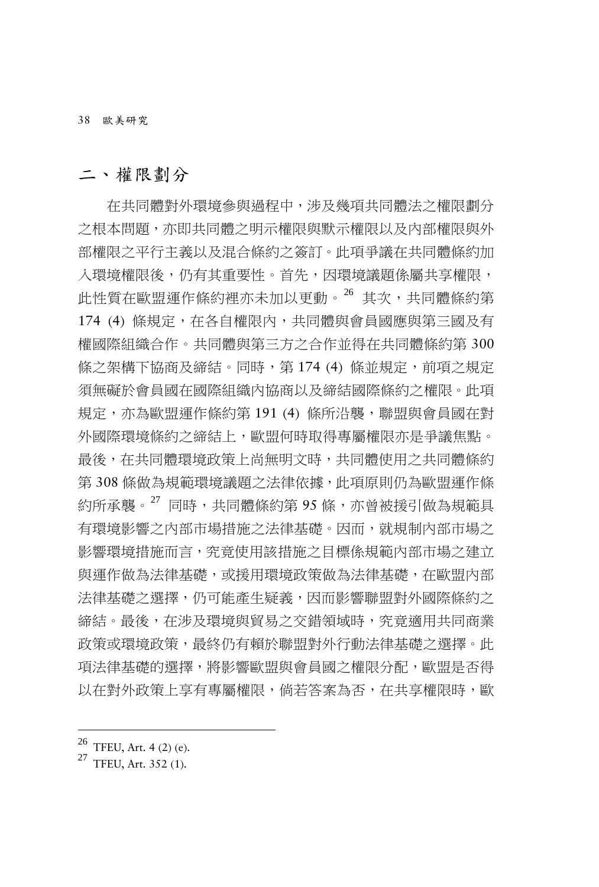## 二、權限劃分

在共同體對外環境參與過程中，涉及幾項共同體法之權限劃分之根本問題，亦即共同體之明示權限與默示權限以及內部權限與外部權限之平行主義以及混合條約之簽訂。此項爭議在共同體條約加入環境權限後，仍有其重要性。首先，因環境議題係屬共享權限，此性質在歐盟運作條約裡亦未加以更動。[26] 其次，共同體條約第 174 (4) 條規定，在各自權限內，共同體與會員國應與第三國及有權國際組織合作。共同體與第三方之合作並得在共同體條約第 300 條之架構下協商及締結。同時，第 174 (4) 條並規定，前項之規定須無礙於會員國在國際組織內協商以及締結國際條約之權限。此項規定，亦為歐盟運作條約第 191 (4) 條所沿襲，聯盟與會員國在對外國際環境條約之締結上，歐盟何時取得專屬權限亦是爭議焦點。最後，在共同體環境政策上尚無明文時，共同體使用之共同體條約第 308 條做為規範環境議題之法律依據，此項原則仍為歐盟運作條約所承襲。[27] 同時，共同體條約第 95 條，亦曾被援引做為規範具有環境影響之內部市場措施之法律基礎。因而，就規制內部市場之影響環境措施而言，究竟使用該措施之目標係規範內部市場之建立與運作做為法律基礎，或援用環境政策做為法律基礎，在歐盟內部法律基礎之選擇，仍可能產生疑義，因而影響聯盟對外國際條約之締結。最後，在涉及環境與貿易之交錯領域時，究竟適用共同商業政策或環境政策，最終仍有賴於聯盟對外行動法律基礎之選擇。此項法律基礎的選擇，將影響歐盟與會員國之權限分配，歐盟是否得以在對外政策上享有專屬權限，倘若答案為否，在共享權限時，歐

---

[26] TFEU, Art. 4 (2) (e).

[27] TFEU, Art. 352 (1).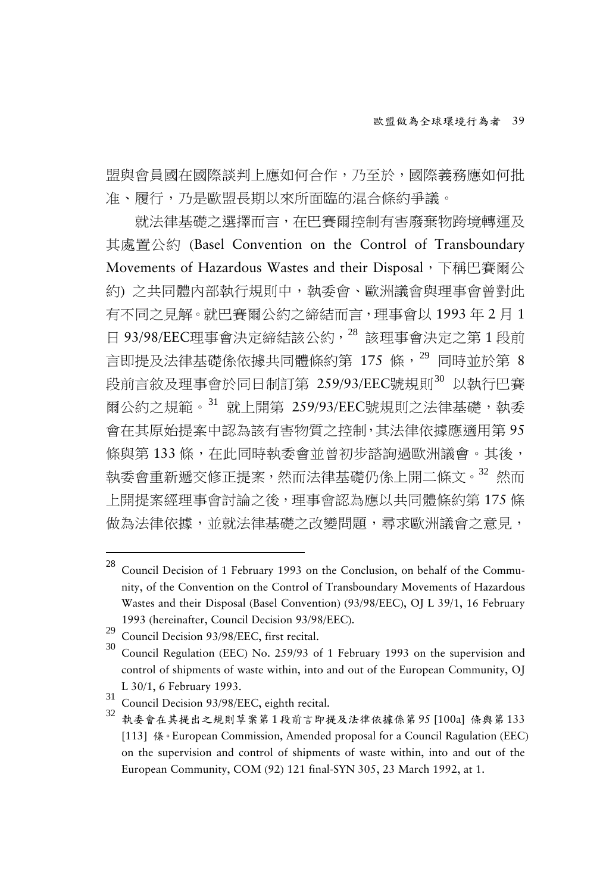盟與會員國在國際談判上應如何合作，乃至於，國際義務應如何批准、履行，乃是歐盟長期以來所面臨的混合條約爭議。

就法律基礎之選擇而言，在巴賽爾控制有害廢棄物跨境轉運及其處置公約 (Basel Convention on the Control of Transboundary Movements of Hazardous Wastes and their Disposal，下稱巴賽爾公約) 之共同體內部執行規則中，執委會、歐洲議會與理事會曾對此有不同之見解。就巴賽爾公約之締結而言，理事會以 1993 年 2 月 1 日 93/98/EEC理事會決定締結該公約，[28] 該理事會決定之第 1 段前言即提及法律基礎係依據共同體條約第 175 條，[29] 同時並於第 8 段前言敘及理事會於同日制訂第 259/93/EEC號規則[30] 以執行巴賽爾公約之規範。[31] 就上開第 259/93/EEC號規則之法律基礎，執委會在其原始提案中認為該有害物質之控制，其法律依據應適用第 95 條與第 133 條，在此同時執委會並曾初步諮詢過歐洲議會。其後，執委會重新遞交修正提案，然而法律基礎仍係上開二條文。[32] 然而上開提案經理事會討論之後，理事會認為應以共同體條約第 175 條做為法律依據，並就法律基礎之改變問題，尋求歐洲議會之意見，

---

[28] Council Decision of 1 February 1993 on the Conclusion, on behalf of the Community, of the Convention on the Control of Transboundary Movements of Hazardous Wastes and their Disposal (Basel Convention) (93/98/EEC), OJ L 39/1, 16 February 1993 (hereinafter, Council Decision 93/98/EEC).

[29] Council Decision 93/98/EEC, first recital.

[30] Council Regulation (EEC) No. 259/93 of 1 February 1993 on the supervision and control of shipments of waste within, into and out of the European Community, OJ L 30/1, 6 February 1993.

[31] Council Decision 93/98/EEC, eighth recital.

[32] 執委會在其提出之規則草案第 1 段前言即提及法律依據係第 95 [100a] 條與第 133 [113] 條。European Commission, Amended proposal for a Council Ragulation (EEC) on the supervision and control of shipments of waste within, into and out of the European Community, COM (92) 121 final-SYN 305, 23 March 1992, at 1.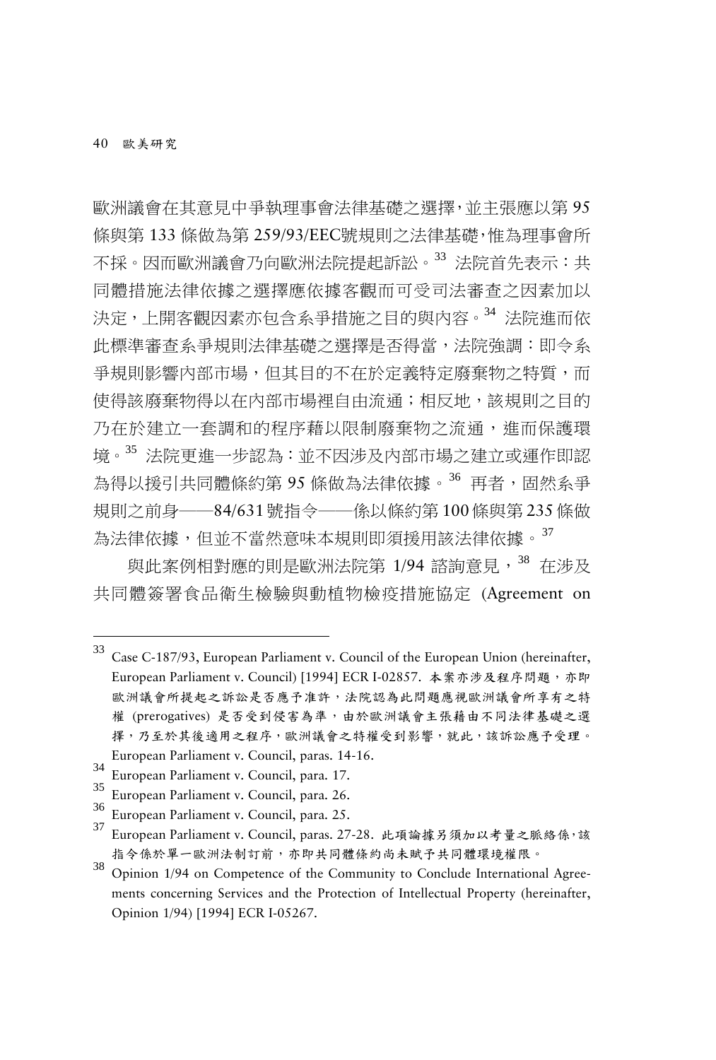歐洲議會在其意見中爭執理事會法律基礎之選擇，並主張應以第 95 條與第 133 條做為第 259/93/EEC號規則之法律基礎，惟為理事會所不採。因而歐洲議會乃向歐洲法院提起訴訟。[33] 法院首先表示：共同體措施法律依據之選擇應依據客觀而可受司法審查之因素加以決定，上開客觀因素亦包含系爭措施之目的與內容。[34] 法院進而依此標準審查系爭規則法律基礎之選擇是否得當，法院強調：即令系爭規則影響內部市場，但其目的不在於定義特定廢棄物之特質，而使得該廢棄物得以在內部市場裡自由流通；相反地，該規則之目的乃在於建立一套調和的程序藉以限制廢棄物之流通，進而保護環境。[35] 法院更進一步認為：並不因涉及內部市場之建立或運作即認為得以援引共同體條約第 95 條做為法律依據。[36] 再者，固然系爭規則之前身——84/631號指令——係以條約第 100 條與第 235 條做為法律依據，但並不當然意味本規則即須援用該法律依據。[37]

與此案例相對應的則是歐洲法院第 1/94 諮詢意見，[38] 在涉及共同體簽署食品衛生檢驗與動植物檢疫措施協定 (Agreement on

---

[33] Case C-187/93, European Parliament v. Council of the European Union (hereinafter, European Parliament v. Council) [1994] ECR I-02857. 本案亦涉及程序問題，亦即歐洲議會所提起之訴訟是否應予准許，法院認為此問題應視歐洲議會所享有之特權 (prerogatives) 是否受到侵害為準，由於歐洲議會主張藉由不同法律基礎之選擇，乃至於其後適用之程序，歐洲議會之特權受到影響，就此，該訴訟應予受理。European Parliament v. Council, paras. 14-16.

[34] European Parliament v. Council, para. 17.

[35] European Parliament v. Council, para. 26.

[36] European Parliament v. Council, para. 25.

[37] European Parliament v. Council, paras. 27-28. 此項論據另須加以考量之脈絡係，該指令係於單一歐洲法制訂前，亦即共同體條約尚未賦予共同體環境權限。

[38] Opinion 1/94 on Competence of the Community to Conclude International Agreements concerning Services and the Protection of Intellectual Property (hereinafter, Opinion 1/94) [1994] ECR I-05267.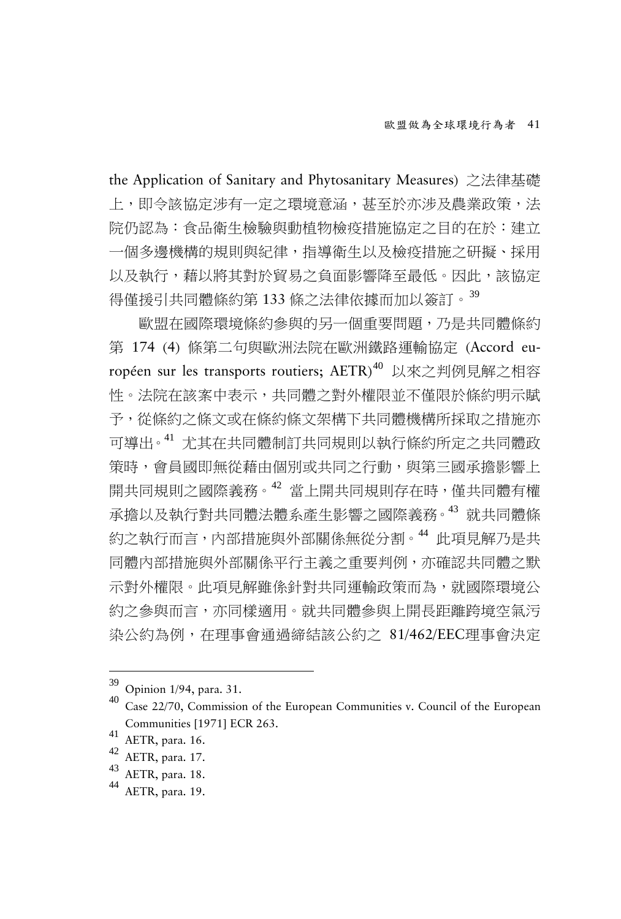the Application of Sanitary and Phytosanitary Measures) 之法律基礎上，即令該協定涉有一定之環境意涵，甚至於亦涉及農業政策，法院仍認為：食品衛生檢驗與動植物檢疫措施協定之目的在於：建立一個多邊機構的規則與紀律，指導衛生以及檢疫措施之研擬、採用以及執行，藉以將其對於貿易之負面影響降至最低。因此，該協定得僅援引共同體條約第 133 條之法律依據而加以簽訂。[39]

歐盟在國際環境條約參與的另一個重要問題，乃是共同體條約第 174 (4) 條第二句與歐洲法院在歐洲鐵路運輸協定 (Accord européen sur les transports routiers; AETR)[40] 以來之判例見解之相容性。法院在該案中表示，共同體之對外權限並不僅限於條約明示賦予，從條約之條文或在條約條文架構下共同體機構所採取之措施亦可導出。[41] 尤其在共同體制訂共同規則以執行條約所定之共同體政策時，會員國即無從藉由個別或共同之行動，與第三國承擔影響上開共同規則之國際義務。[42] 當上開共同規則存在時，僅共同體有權承擔以及執行對共同體法體系產生影響之國際義務。[43] 就共同體條約之執行而言，內部措施與外部關係無從分割。[44] 此項見解乃是共同體內部措施與外部關係平行主義之重要判例，亦確認共同體之默示對外權限。此項見解雖係針對共同運輸政策而為，就國際環境公約之參與而言，亦同樣適用。就共同體參與上開長距離跨境空氣污染公約為例，在理事會通過締結該公約之 81/462/EEC理事會決定

---

[39] Opinion 1/94, para. 31.

[40] Case 22/70, Commission of the European Communities v. Council of the European Communities [1971] ECR 263.

[41] AETR, para. 16.

[42] AETR, para. 17.

[43] AETR, para. 18.

[44] AETR, para. 19.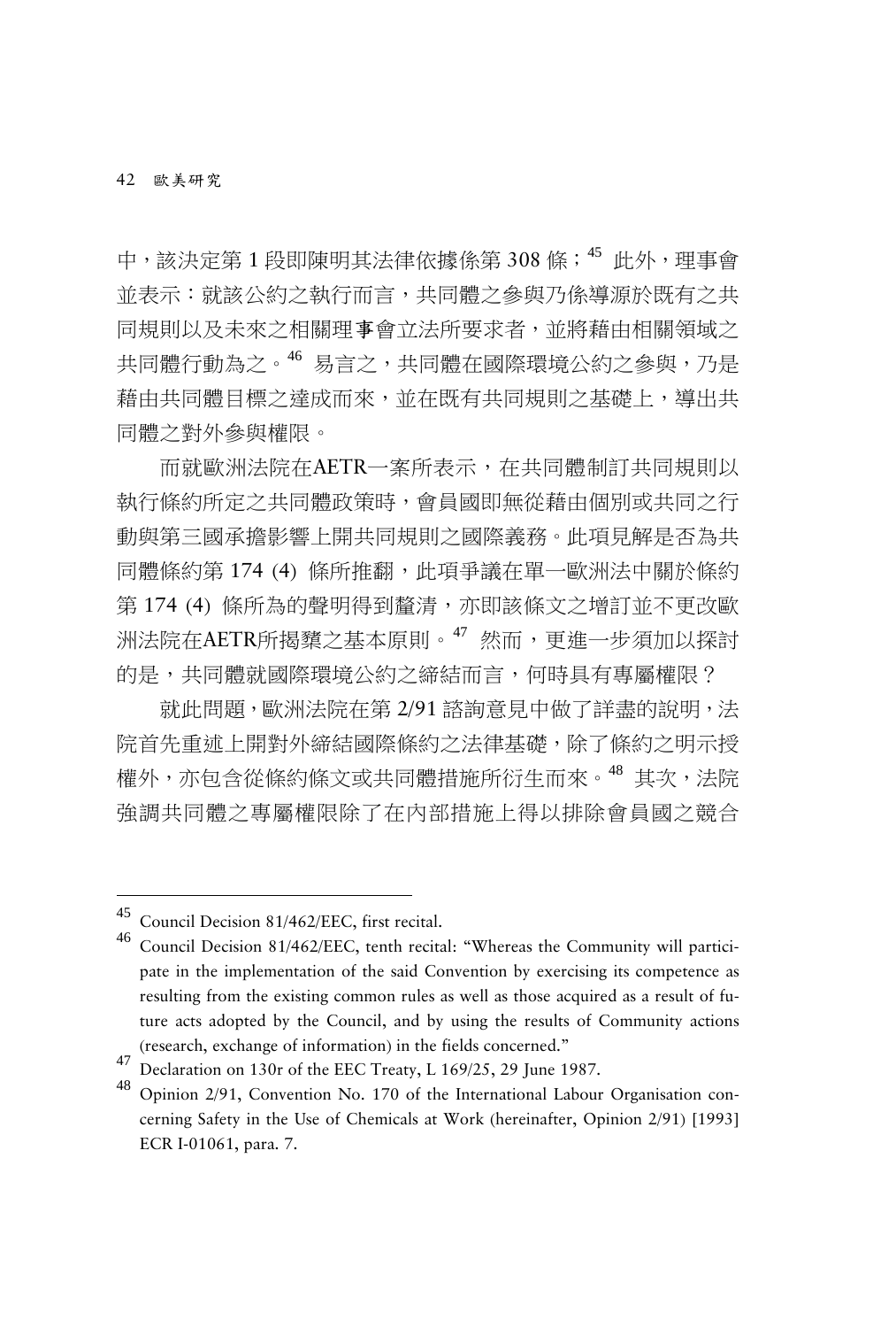中，該決定第 1 段即陳明其法律依據係第 308 條；[45] 此外，理事會並表示：就該公約之執行而言，共同體之參與乃係導源於既有之共同規則以及未來之相關理事會立法所要求者，並將藉由相關領域之共同體行動為之。[46] 易言之，共同體在國際環境公約之參與，乃是藉由共同體目標之達成而來，並在既有共同規則之基礎上，導出共同體之對外參與權限。

而就歐洲法院在AETR一案所表示，在共同體制訂共同規則以執行條約所定之共同體政策時，會員國即無從藉由個別或共同之行動與第三國承擔影響上開共同規則之國際義務。此項見解是否為共同體條約第 174 (4) 條所推翻，此項爭議在單一歐洲法中關於條約第 174 (4) 條所為的聲明得到釐清，亦即該條文之增訂並不更改歐洲法院在AETR所揭櫫之基本原則。[47] 然而，更進一步須加以探討的是，共同體就國際環境公約之締結而言，何時具有專屬權限？

就此問題，歐洲法院在第 2/91 諮詢意見中做了詳盡的說明，法院首先重述上開對外締結國際條約之法律基礎，除了條約之明示授權外，亦包含從條約條文或共同體措施所衍生而來。[48] 其次，法院強調共同體之專屬權限除了在內部措施上得以排除會員國之競合

---

[45] Council Decision 81/462/EEC, first recital.

[46] Council Decision 81/462/EEC, tenth recital: "Whereas the Community will participate in the implementation of the said Convention by exercising its competence as resulting from the existing common rules as well as those acquired as a result of future acts adopted by the Council, and by using the results of Community actions (research, exchange of information) in the fields concerned."

[47] Declaration on 130r of the EEC Treaty, L 169/25, 29 June 1987.

[48] Opinion 2/91, Convention No. 170 of the International Labour Organisation concerning Safety in the Use of Chemicals at Work (hereinafter, Opinion 2/91) [1993] ECR I-01061, para. 7.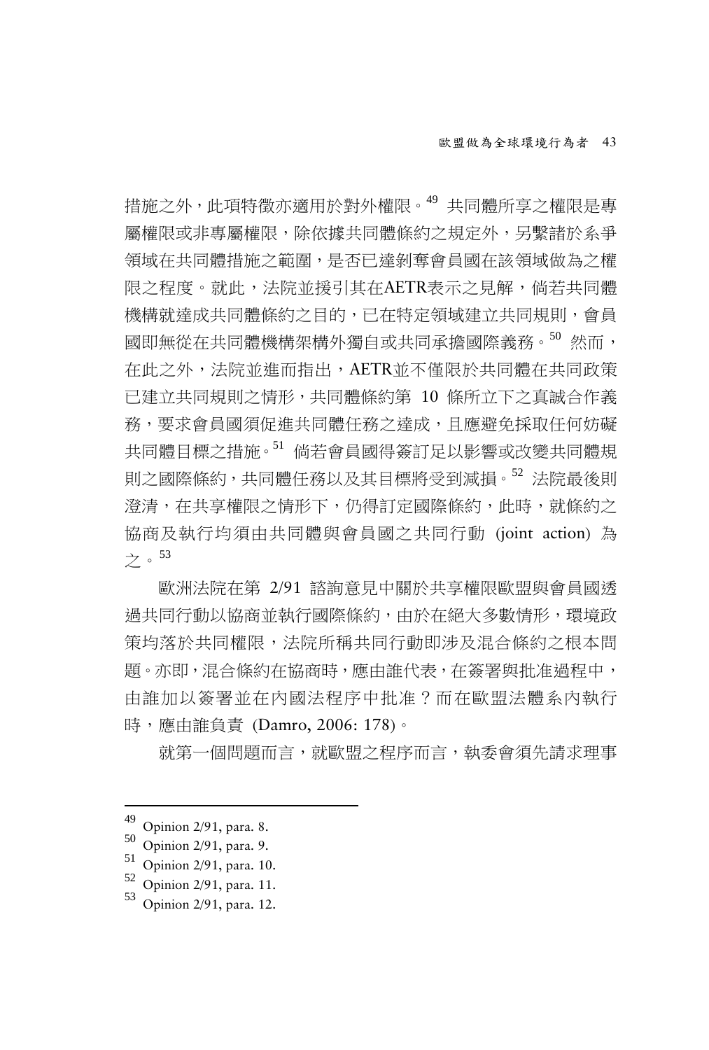措施之外，此項特徵亦適用於對外權限。[49] 共同體所享之權限是專屬權限或非專屬權限，除依據共同體條約之規定外，另繫諸於系爭領域在共同體措施之範圍，是否已達剝奪會員國在該領域做為之權限之程度。就此，法院並援引其在AETR表示之見解，倘若共同體機構就達成共同體條約之目的，已在特定領域建立共同規則，會員國即無從在共同體機構架構外獨自或共同承擔國際義務。[50] 然而，在此之外，法院並進而指出，AETR並不僅限於共同體在共同政策已建立共同規則之情形，共同體條約第 10 條所立下之真誠合作義務，要求會員國須促進共同體任務之達成，且應避免採取任何妨礙共同體目標之措施。[51] 倘若會員國得簽訂足以影響或改變共同體規則之國際條約，共同體任務以及其目標將受到減損。[52] 法院最後則澄清，在共享權限之情形下，仍得訂定國際條約，此時，就條約之協商及執行均須由共同體與會員國之共同行動 (joint action) 為之。[53]

歐洲法院在第 2/91 諮詢意見中關於共享權限歐盟與會員國透過共同行動以協商並執行國際條約，由於在絕大多數情形，環境政策均落於共同權限，法院所稱共同行動即涉及混合條約之根本問題。亦即，混合條約在協商時，應由誰代表，在簽署與批准過程中，由誰加以簽署並在內國法程序中批准？而在歐盟法體系內執行時，應由誰負責 (Damro, 2006: 178)。

就第一個問題而言，就歐盟之程序而言，執委會須先請求理事

---

[49] Opinion 2/91, para. 8.

[50] Opinion 2/91, para. 9.

[51] Opinion 2/91, para. 10.

[52] Opinion 2/91, para. 11.

[53] Opinion 2/91, para. 12.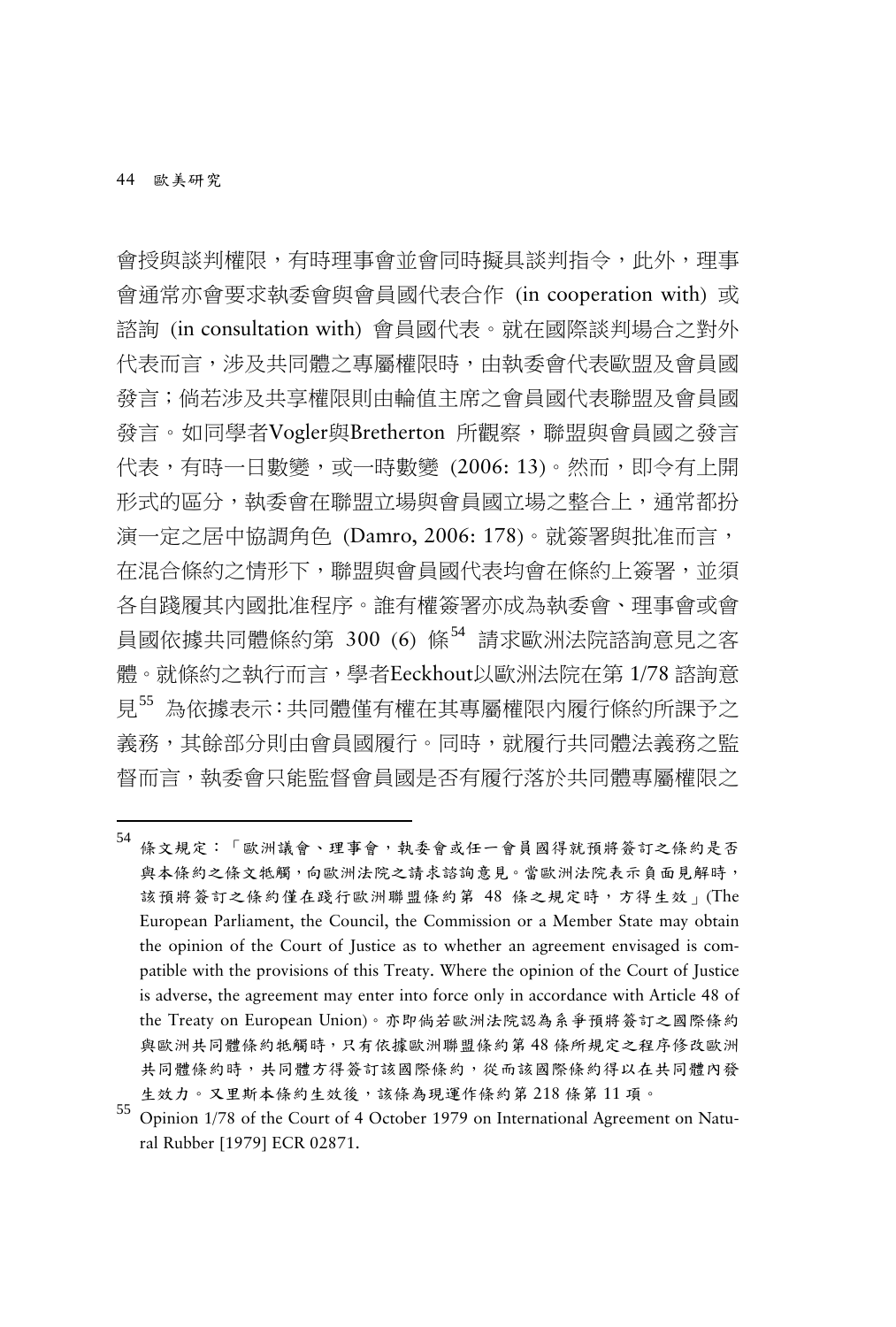會授與談判權限，有時理事會並會同時擬具談判指令，此外，理事會通常亦會要求執委會與會員國代表合作 (in cooperation with) 或諮詢 (in consultation with) 會員國代表。就在國際談判場合之對外代表而言，涉及共同體之專屬權限時，由執委會代表歐盟及會員國發言；倘若涉及共享權限則由輪值主席之會員國代表聯盟及會員國發言。如同學者Vogler與Bretherton 所觀察，聯盟與會員國之發言代表，有時一日數變，或一時數變 (2006: 13)。然而，即令有上開形式的區分，執委會在聯盟立場與會員國立場之整合上，通常都扮演一定之居中協調角色 (Damro, 2006: 178)。就簽署與批准而言，在混合條約之情形下，聯盟與會員國代表均會在條約上簽署，並須各自踐履其內國批准程序。誰有權簽署亦成為執委會、理事會或會員國依據共同體條約第 300 (6) 條[54] 請求歐洲法院諮詢意見之客體。就條約之執行而言，學者Eeckhout以歐洲法院在第 1/78 諮詢意見[55] 為依據表示：共同體僅有權在其專屬權限內履行條約所課予之義務，其餘部分則由會員國履行。同時，就履行共同體法義務之監督而言，執委會只能監督會員國是否有履行落於共同體專屬權限之

---

[54] 條文規定：「歐洲議會、理事會，執委會或任一會員國得就預將簽訂之條約是否與本條約之條文牴觸，向歐洲法院之請求諮詢意見。當歐洲法院表示負面見解時，該預將簽訂之條約僅在踐行歐洲聯盟條約第 48 條之規定時，方得生效」(The European Parliament, the Council, the Commission or a Member State may obtain the opinion of the Court of Justice as to whether an agreement envisaged is compatible with the provisions of this Treaty. Where the opinion of the Court of Justice is adverse, the agreement may enter into force only in accordance with Article 48 of the Treaty on European Union)。亦即倘若歐洲法院認為系爭預將簽訂之國際條約與歐洲共同體條約牴觸時，只有依據歐洲聯盟條約第 48 條所規定之程序修改歐洲共同體條約時，共同體方得簽訂該國際條約，從而該國際條約得以在共同體內發生效力。又里斯本條約生效後，該條為現運作條約第 218 條第 11 項。

[55] Opinion 1/78 of the Court of 4 October 1979 on International Agreement on Natural Rubber [1979] ECR 02871.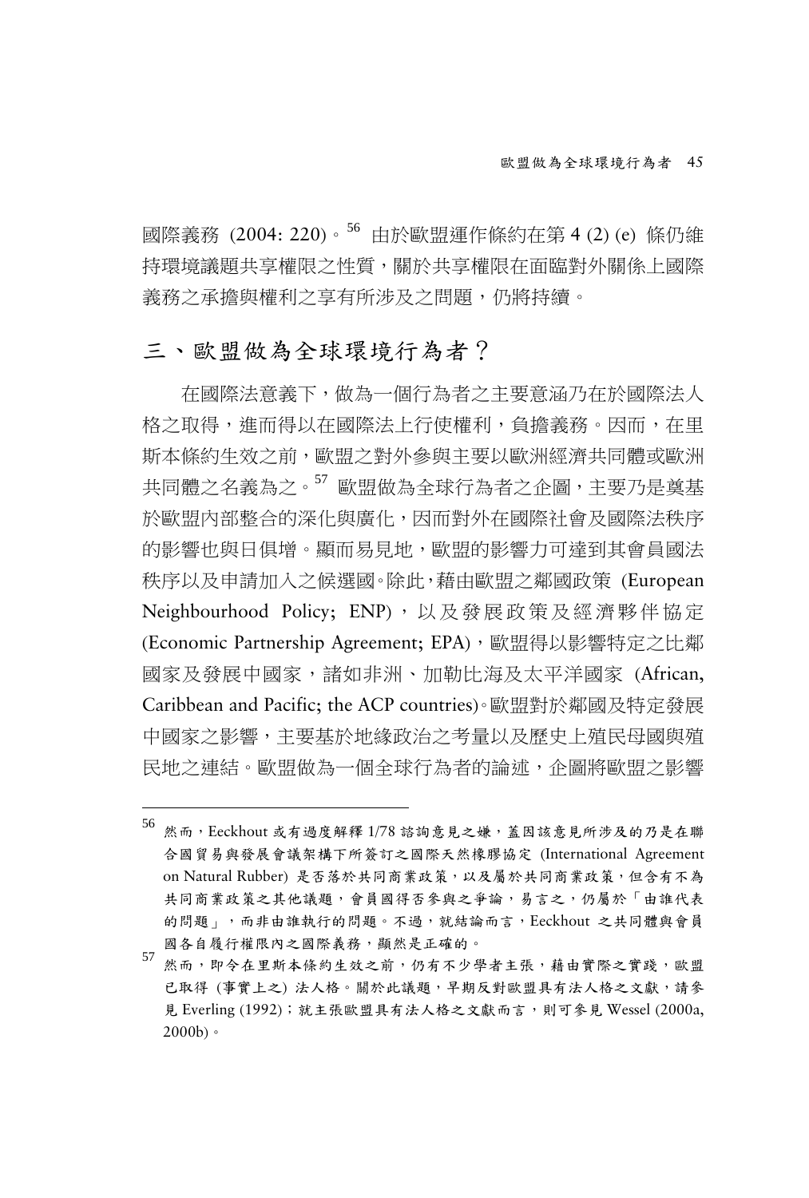國際義務 (2004: 220)。[56] 由於歐盟運作條約在第 4 (2) (e) 條仍維持環境議題共享權限之性質，關於共享權限在面臨對外關係上國際義務之承擔與權利之享有所涉及之問題，仍將持續。

## 三、歐盟做為全球環境行為者？

在國際法意義下，做為一個行為者之主要意涵乃在於國際法人格之取得，進而得以在國際法上行使權利，負擔義務。因而，在里斯本條約生效之前，歐盟之對外參與主要以歐洲經濟共同體或歐洲共同體之名義為之。[57] 歐盟做為全球行為者之企圖，主要乃是奠基於歐盟內部整合的深化與廣化，因而對外在國際社會及國際法秩序的影響也與日俱增。顯而易見地，歐盟的影響力可達到其會員國法秩序以及申請加入之候選國。除此，藉由歐盟之鄰國政策 (European Neighbourhood Policy; ENP)，以及發展政策及經濟夥伴協定 (Economic Partnership Agreement; EPA)，歐盟得以影響特定之比鄰國家及發展中國家，諸如非洲、加勒比海及太平洋國家 (African, Caribbean and Pacific; the ACP countries)。歐盟對於鄰國及特定發展中國家之影響，主要基於地緣政治之考量以及歷史上殖民母國與殖民地之連結。歐盟做為一個全球行為者的論述，企圖將歐盟之影響

---

[56] 然而，Eeckhout 或有過度解釋 1/78 諮詢意見之嫌，蓋因該意見所涉及的乃是在聯合國貿易與發展會議架構下所簽訂之國際天然橡膠協定 (International Agreement on Natural Rubber) 是否落於共同商業政策，以及屬於共同商業政策，但含有不為共同商業政策之其他議題，會員國得否參與之爭論，易言之，仍屬於「由誰代表的問題」，而非由誰執行的問題。不過，就結論而言，Eeckhout 之共同體與會員國各自履行權限內之國際義務，顯然是正確的。

[57] 然而，即令在里斯本條約生效之前，仍有不少學者主張，藉由實際之實踐，歐盟已取得 (事實上之) 法人格。關於此議題，早期反對歐盟具有法人格之文獻，請參見 Everling (1992)；就主張歐盟具有法人格之文獻而言，則可參見 Wessel (2000a, 2000b)。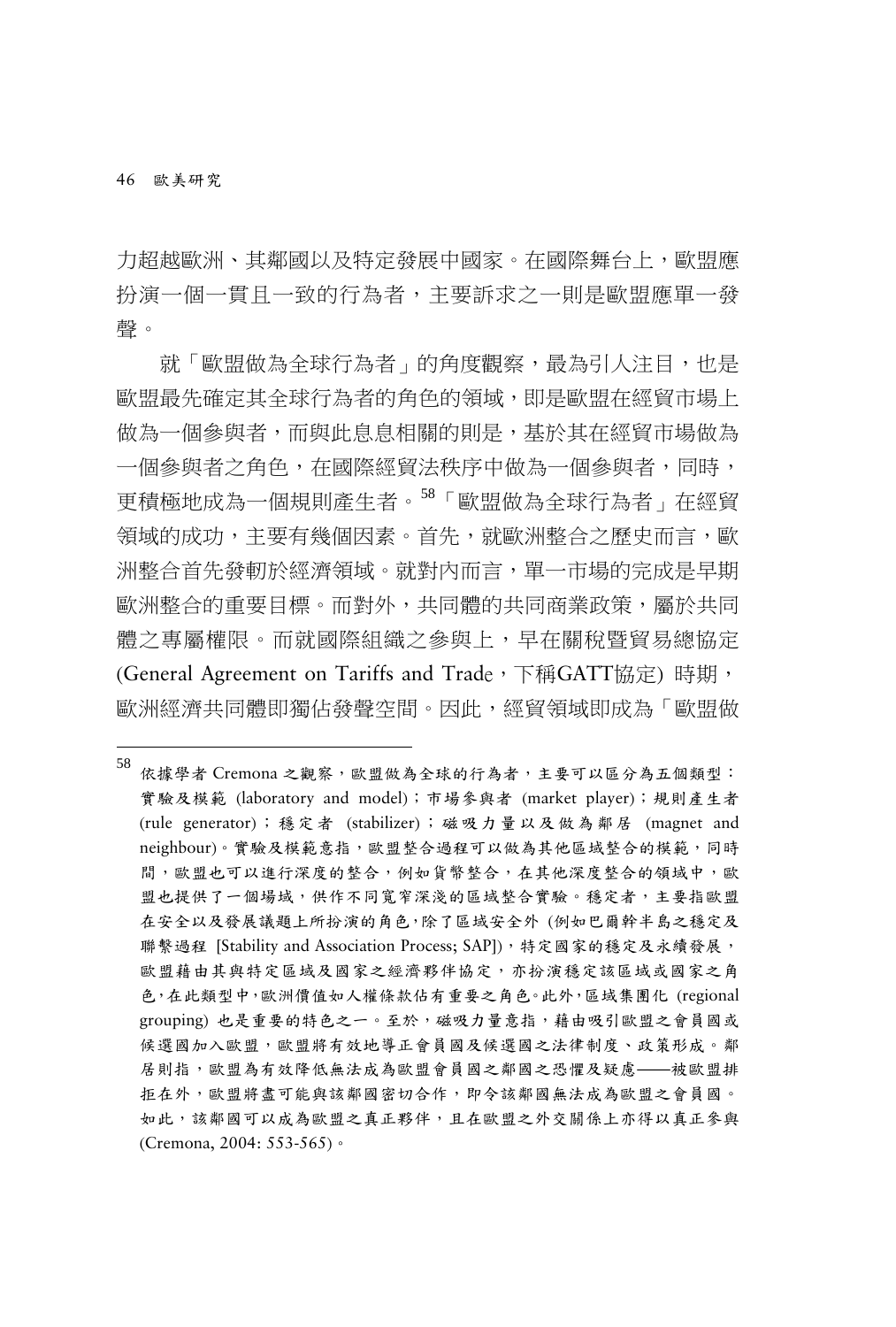力超越歐洲、其鄰國以及特定發展中國家。在國際舞台上，歐盟應扮演一個一貫且一致的行為者，主要訴求之一則是歐盟應單一發聲。

就「歐盟做為全球行為者」的角度觀察，最為引人注目，也是歐盟最先確定其全球行為者的角色的領域，即是歐盟在經貿市場上做為一個參與者，而與此息息相關的則是，基於其在經貿市場做為一個參與者之角色，在國際經貿法秩序中做為一個參與者，同時，更積極地成為一個規則產生者。[58]「歐盟做為全球行為者」在經貿領域的成功，主要有幾個因素。首先，就歐洲整合之歷史而言，歐洲整合首先發軔於經濟領域。就對內而言，單一市場的完成是早期歐洲整合的重要目標。而對外，共同體的共同商業政策，屬於共同體之專屬權限。而就國際組織之參與上，早在關稅暨貿易總協定 (General Agreement on Tariffs and Trade，下稱GATT協定) 時期，歐洲經濟共同體即獨佔發聲空間。因此，經貿領域即成為「歐盟做

---

[58] 依據學者 Cremona 之觀察，歐盟做為全球的行為者，主要可以區分為五個類型：實驗及模範 (laboratory and model)；市場參與者 (market player)；規則產生者 (rule generator)；穩定者 (stabilizer)；磁吸力量以及做為鄰居 (magnet and neighbour)。實驗及模範意指，歐盟整合過程可以做為其他區域整合的模範，同時間，歐盟也可以進行深度的整合，例如貨幣整合，在其他深度整合的領域中，歐盟也提供了一個場域，供作不同寬窄深淺的區域整合實驗。穩定者，主要指歐盟在安全以及發展議題上所扮演的角色，除了區域安全外 (例如巴爾幹半島之穩定及聯繫過程 [Stability and Association Process; SAP])，特定國家的穩定及永續發展，歐盟藉由其與特定區域及國家之經濟夥伴協定，亦扮演穩定該區域或國家之角色，在此類型中，歐洲價值如人權條款佔有重要之角色。此外，區域集團化 (regional grouping) 也是重要的特色之一。至於，磁吸力量意指，藉由吸引歐盟之會員國或候選國加入歐盟，歐盟將有效地導正會員國及候選國之法律制度、政策形成。鄰居則指，歐盟為有效降低無法成為歐盟會員國之鄰國之恐懼及疑慮——被歐盟排拒在外，歐盟將盡可能與該鄰國密切合作，即令該鄰國無法成為歐盟之會員國。如此，該鄰國可以成為歐盟之真正夥伴，且在歐盟之外交關係上亦得以真正參與 (Cremona, 2004: 553-565)。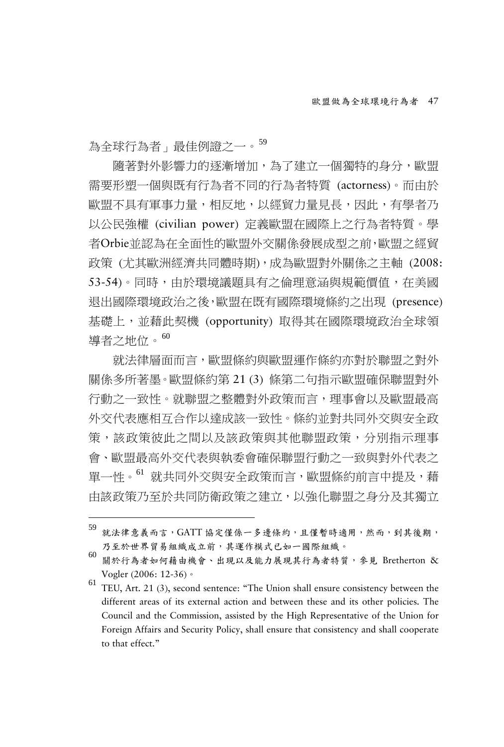為全球行為者」最佳例證之一。[59]

隨著對外影響力的逐漸增加，為了建立一個獨特的身分，歐盟需要形塑一個與既有行為者不同的行為者特質 (actorness)。而由於歐盟不具有軍事力量，相反地，以經貿力量見長，因此，有學者乃以公民強權 (civilian power) 定義歐盟在國際上之行為者特質。學者Orbie並認為在全面性的歐盟外交關係發展成型之前，歐盟之經貿政策 (尤其歐洲經濟共同體時期)，成為歐盟對外關係之主軸 (2008: 53-54)。同時，由於環境議題具有之倫理意涵與規範價值，在美國退出國際環境政治之後，歐盟在既有國際環境條約之出現 (presence) 基礎上，並藉此契機 (opportunity) 取得其在國際環境政治全球領導者之地位。[60]

就法律層面而言，歐盟條約與歐盟運作條約亦對於聯盟之對外關係多所著墨。歐盟條約第 21 (3) 條第二句指示歐盟確保聯盟對外行動之一致性。就聯盟之整體對外政策而言，理事會以及歐盟最高外交代表應相互合作以達成該一致性。條約並對共同外交與安全政策，該政策彼此之間以及該政策與其他聯盟政策，分別指示理事會、歐盟最高外交代表與執委會確保聯盟行動之一致與對外代表之單一性。[61] 就共同外交與安全政策而言，歐盟條約前言中提及，藉由該政策乃至於共同防衛政策之建立，以強化聯盟之身分及其獨立

---

[59] 就法律意義而言，GATT 協定僅係一多邊條約，且僅暫時適用，然而，到其後期，乃至於世界貿易組織成立前，其運作模式已如一國際組織。

[60] 關於行為者如何藉由機會、出現以及能力展現其行為者特質，參見 Bretherton & Vogler (2006: 12-36)。

[61] TEU, Art. 21 (3), second sentence: "The Union shall ensure consistency between the different areas of its external action and between these and its other policies. The Council and the Commission, assisted by the High Representative of the Union for Foreign Affairs and Security Policy, shall ensure that consistency and shall cooperate to that effect."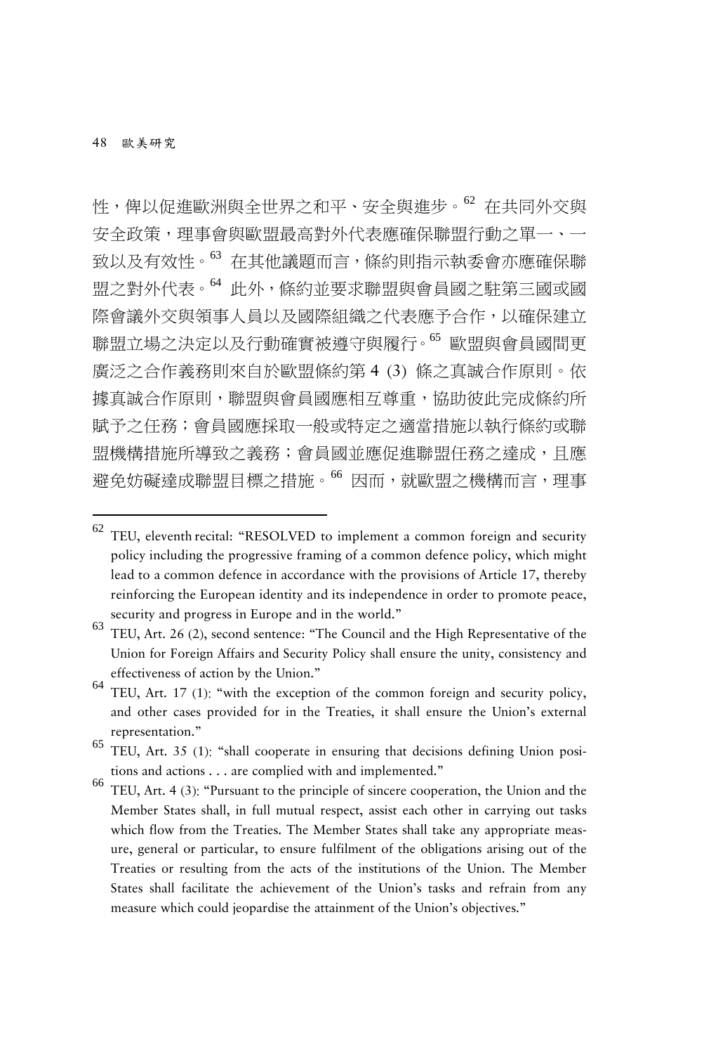性，俾以促進歐洲與全世界之和平、安全與進步。[62] 在共同外交與安全政策，理事會與歐盟最高對外代表應確保聯盟行動之單一、一致以及有效性。[63] 在其他議題而言，條約則指示執委會亦應確保聯盟之對外代表。[64] 此外，條約並要求聯盟與會員國之駐第三國或國際會議外交與領事人員以及國際組織之代表應予合作，以確保建立聯盟立場之決定以及行動確實被遵守與履行。[65] 歐盟與會員國間更廣泛之合作義務則來自於歐盟條約第 4 (3) 條之真誠合作原則。依據真誠合作原則，聯盟與會員國應相互尊重，協助彼此完成條約所賦予之任務；會員國應採取一般或特定之適當措施以執行條約或聯盟機構措施所導致之義務；會員國並應促進聯盟任務之達成，且應避免妨礙達成聯盟目標之措施。[66] 因而，就歐盟之機構而言，理事

---

[62] TEU, eleventh recital: "RESOLVED to implement a common foreign and security policy including the progressive framing of a common defence policy, which might lead to a common defence in accordance with the provisions of Article 17, thereby reinforcing the European identity and its independence in order to promote peace, security and progress in Europe and in the world."

[63] TEU, Art. 26 (2), second sentence: "The Council and the High Representative of the Union for Foreign Affairs and Security Policy shall ensure the unity, consistency and effectiveness of action by the Union."

[64] TEU, Art. 17 (1): "with the exception of the common foreign and security policy, and other cases provided for in the Treaties, it shall ensure the Union's external representation."

[65] TEU, Art. 35 (1): "shall cooperate in ensuring that decisions defining Union positions and actions . . . are complied with and implemented."

[66] TEU, Art. 4 (3): "Pursuant to the principle of sincere cooperation, the Union and the Member States shall, in full mutual respect, assist each other in carrying out tasks which flow from the Treaties. The Member States shall take any appropriate measure, general or particular, to ensure fulfilment of the obligations arising out of the Treaties or resulting from the acts of the institutions of the Union. The Member States shall facilitate the achievement of the Union's tasks and refrain from any measure which could jeopardise the attainment of the Union's objectives."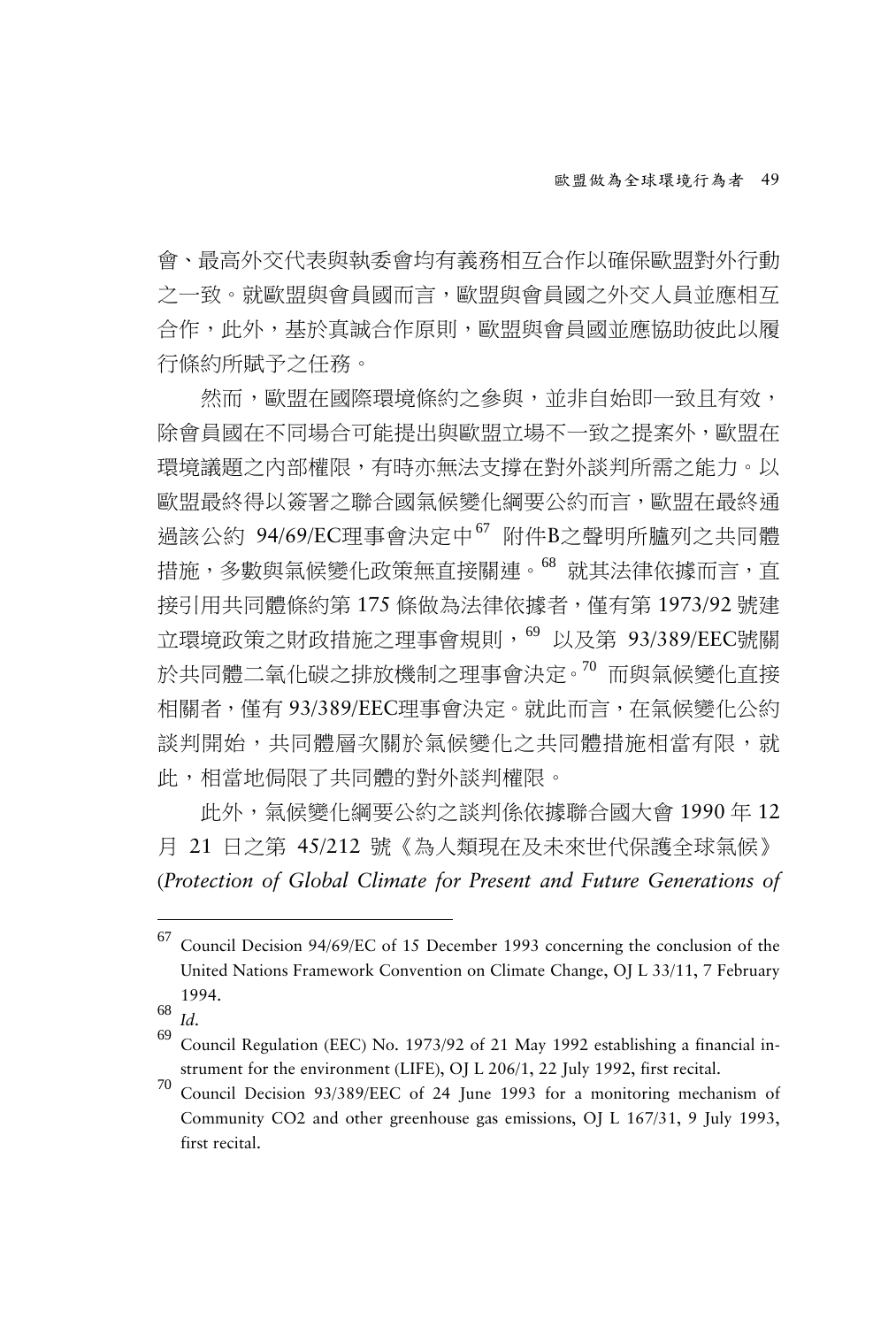會、最高外交代表與執委會均有義務相互合作以確保歐盟對外行動之一致。就歐盟與會員國而言，歐盟與會員國之外交人員並應相互合作，此外，基於真誠合作原則，歐盟與會員國並應協助彼此以履行條約所賦予之任務。

然而，歐盟在國際環境條約之參與，並非自始即一致且有效，除會員國在不同場合可能提出與歐盟立場不一致之提案外，歐盟在環境議題之內部權限，有時亦無法支撐在對外談判所需之能力。以歐盟最終得以簽署之聯合國氣候變化綱要公約而言，歐盟在最終通過該公約 94/69/EC理事會決定中[67] 附件B之聲明所臚列之共同體措施，多數與氣候變化政策無直接關連。[68] 就其法律依據而言，直接引用共同體條約第 175 條做為法律依據者，僅有第 1973/92 號建立環境政策之財政措施之理事會規則，[69] 以及第 93/389/EEC號關於共同體二氧化碳之排放機制之理事會決定。[70] 而與氣候變化直接相關者，僅有 93/389/EEC理事會決定。就此而言，在氣候變化公約談判開始，共同體層次關於氣候變化之共同體措施相當有限，就此，相當地侷限了共同體的對外談判權限。

此外，氣候變化綱要公約之談判係依據聯合國大會 1990 年 12 月 21 日之第 45/212 號《為人類現在及未來世代保護全球氣候》(*Protection of Global Climate for Present and Future Generations of*

---

[67] Council Decision 94/69/EC of 15 December 1993 concerning the conclusion of the United Nations Framework Convention on Climate Change, OJ L 33/11, 7 February 1994.

[68] *Id*.

[69] Council Regulation (EEC) No. 1973/92 of 21 May 1992 establishing a financial instrument for the environment (LIFE), OJ L 206/1, 22 July 1992, first recital.

[70] Council Decision 93/389/EEC of 24 June 1993 for a monitoring mechanism of Community CO2 and other greenhouse gas emissions, OJ L 167/31, 9 July 1993, first recital.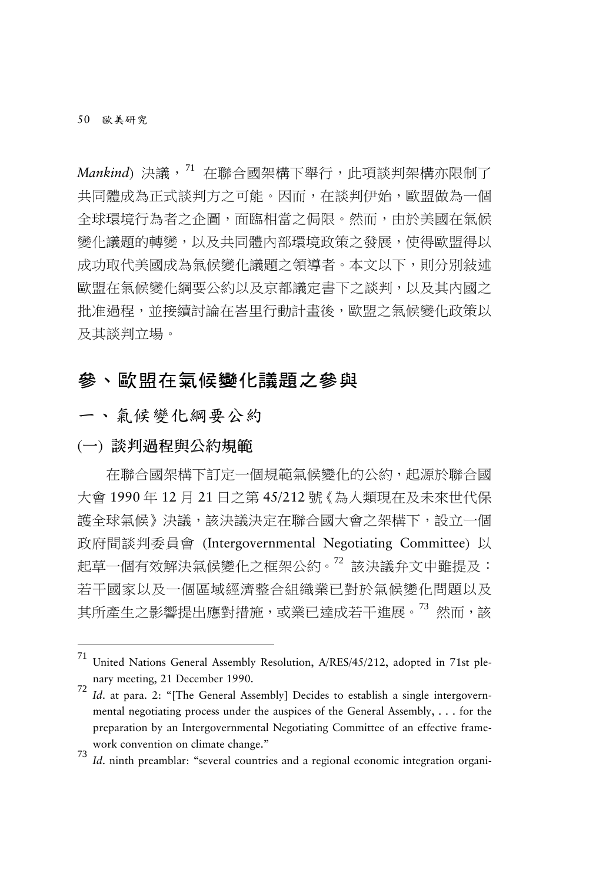*Mankind*) 決議，[71] 在聯合國架構下舉行，此項談判架構亦限制了共同體成為正式談判方之可能。因而，在談判伊始，歐盟做為一個全球環境行為者之企圖，面臨相當之侷限。然而，由於美國在氣候變化議題的轉變，以及共同體內部環境政策之發展，使得歐盟得以成功取代美國成為氣候變化議題之領導者。本文以下，則分別敍述歐盟在氣候變化綱要公約以及京都議定書下之談判，以及其內國之批准過程，並接續討論在峇里行動計畫後，歐盟之氣候變化政策以及其談判立場。

## 參、歐盟在氣候變化議題之參與

### 一、氣候變化綱要公約

#### (一) 談判過程與公約規範

在聯合國架構下訂定一個規範氣候變化的公約，起源於聯合國大會 1990 年 12 月 21 日之第 45/212 號《為人類現在及未來世代保護全球氣候》決議，該決議決定在聯合國大會之架構下，設立一個政府間談判委員會 (Intergovernmental Negotiating Committee) 以起草一個有效解決氣候變化之框架公約。[72] 該決議弁文中雖提及：若干國家以及一個區域經濟整合組織業已對於氣候變化問題以及其所產生之影響提出應對措施，或業已達成若干進展。[73] 然而，該

---

[71] United Nations General Assembly Resolution, A/RES/45/212, adopted in 71st plenary meeting, 21 December 1990.

[72] *Id*. at para. 2: "[The General Assembly] Decides to establish a single intergovernmental negotiating process under the auspices of the General Assembly, . . . for the preparation by an Intergovernmental Negotiating Committee of an effective framework convention on climate change."

[73] *Id*. ninth preamblar: "several countries and a regional economic integration organi-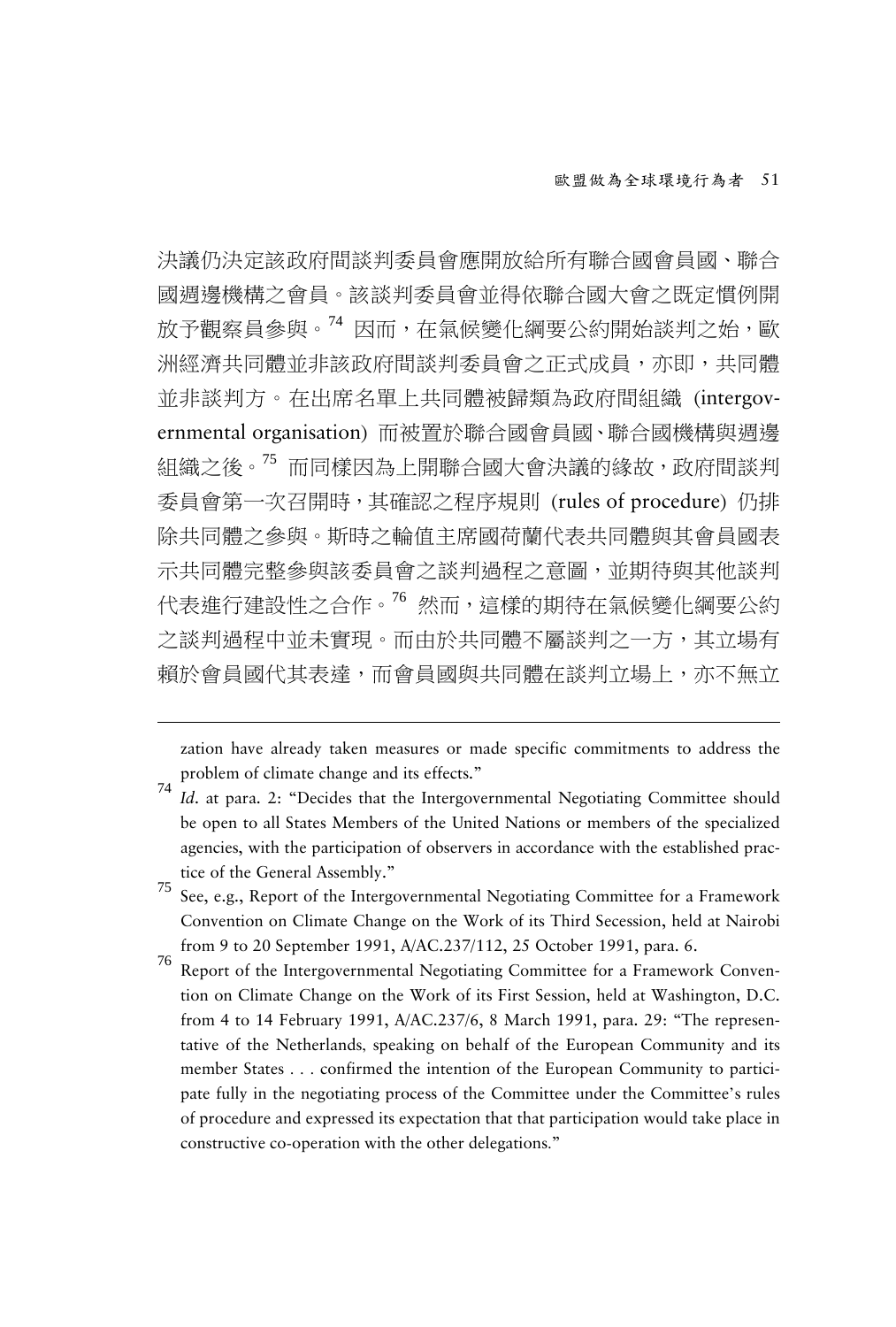決議仍決定該政府間談判委員會應開放給所有聯合國會員國、聯合國週邊機構之會員。該談判委員會並得依聯合國大會之既定慣例開放予觀察員參與。[74] 因而，在氣候變化綱要公約開始談判之始，歐洲經濟共同體並非該政府間談判委員會之正式成員，亦即，共同體並非談判方。在出席名單上共同體被歸類為政府間組織 (intergovernmental organisation) 而被置於聯合國會員國、聯合國機構與週邊組織之後。[75] 而同樣因為上開聯合國大會決議的緣故，政府間談判委員會第一次召開時，其確認之程序規則 (rules of procedure) 仍排除共同體之參與。斯時之輪值主席國荷蘭代表共同體與其會員國表示共同體完整參與該委員會之談判過程之意圖，並期待與其他談判代表進行建設性之合作。[76] 然而，這樣的期待在氣候變化綱要公約之談判過程中並未實現。而由於共同體不屬談判之一方，其立場有賴於會員國代其表達，而會員國與共同體在談判立場上，亦不無立

---

zation have already taken measures or made specific commitments to address the problem of climate change and its effects."

[74] *Id*. at para. 2: "Decides that the Intergovernmental Negotiating Committee should be open to all States Members of the United Nations or members of the specialized agencies, with the participation of observers in accordance with the established practice of the General Assembly."

[75] See, e.g., Report of the Intergovernmental Negotiating Committee for a Framework Convention on Climate Change on the Work of its Third Secession, held at Nairobi from 9 to 20 September 1991, A/AC.237/112, 25 October 1991, para. 6.

[76] Report of the Intergovernmental Negotiating Committee for a Framework Convention on Climate Change on the Work of its First Session, held at Washington, D.C. from 4 to 14 February 1991, A/AC.237/6, 8 March 1991, para. 29: "The representative of the Netherlands, speaking on behalf of the European Community and its member States . . . confirmed the intention of the European Community to participate fully in the negotiating process of the Committee under the Committee's rules of procedure and expressed its expectation that that participation would take place in constructive co-operation with the other delegations."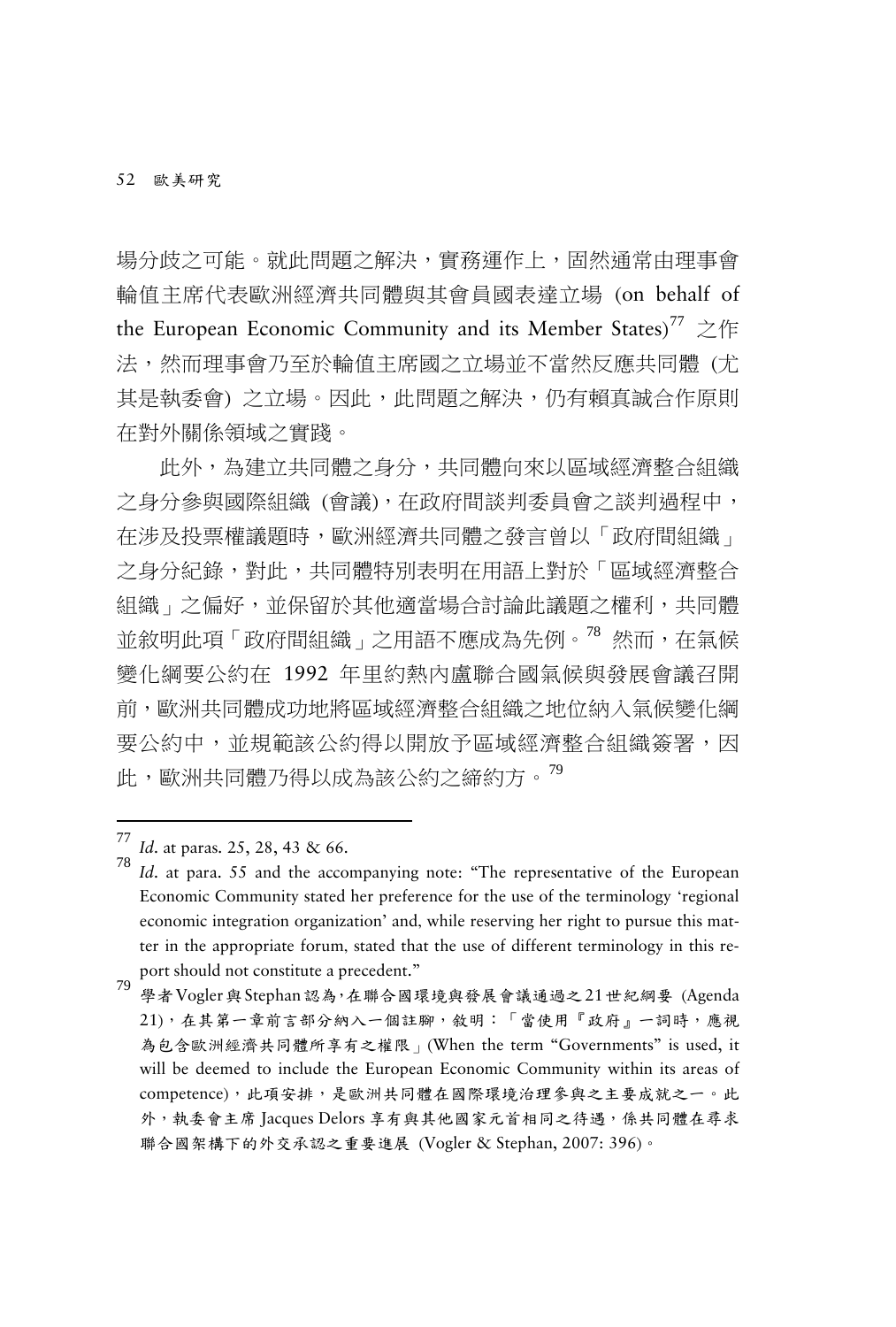場分歧之可能。就此問題之解決，實務運作上，固然通常由理事會輪值主席代表歐洲經濟共同體與其會員國表達立場 (on behalf of the European Economic Community and its Member States)[77] 之作法，然而理事會乃至於輪值主席國之立場並不當然反應共同體 (尤其是執委會) 之立場。因此，此問題之解決，仍有賴真誠合作原則在對外關係領域之實踐。

此外，為建立共同體之身分，共同體向來以區域經濟整合組織之身分參與國際組織 (會議)，在政府間談判委員會之談判過程中，在涉及投票權議題時，歐洲經濟共同體之發言曾以「政府間組織」之身分紀錄，對此，共同體特別表明在用語上對於「區域經濟整合組織」之偏好，並保留於其他適當場合討論此議題之權利，共同體並敘明此項「政府間組織」之用語不應成為先例。[78] 然而，在氣候變化綱要公約在 1992 年里約熱內盧聯合國氣候與發展會議召開前，歐洲共同體成功地將區域經濟整合組織之地位納入氣候變化綱要公約中，並規範該公約得以開放予區域經濟整合組織簽署，因此，歐洲共同體乃得以成為該公約之締約方。[79]

---

[77] *Id*. at paras. 25, 28, 43 & 66.

[78] *Id*. at para. 55 and the accompanying note: "The representative of the European Economic Community stated her preference for the use of the terminology 'regional economic integration organization' and, while reserving her right to pursue this matter in the appropriate forum, stated that the use of different terminology in this report should not constitute a precedent."

[79] 學者 Vogler 與 Stephan 認為，在聯合國環境與發展會議通過之 21 世紀綱要 (Agenda 21)，在其第一章前言部分納入一個註腳，敘明：「當使用『政府』一詞時，應視為包含歐洲經濟共同體所享有之權限」(When the term "Governments" is used, it will be deemed to include the European Economic Community within its areas of competence)，此項安排，是歐洲共同體在國際環境治理參與之主要成就之一。此外，執委會主席 Jacques Delors 享有與其他國家元首相同之待遇，係共同體在尋求聯合國架構下的外交承認之重要進展 (Vogler & Stephan, 2007: 396)。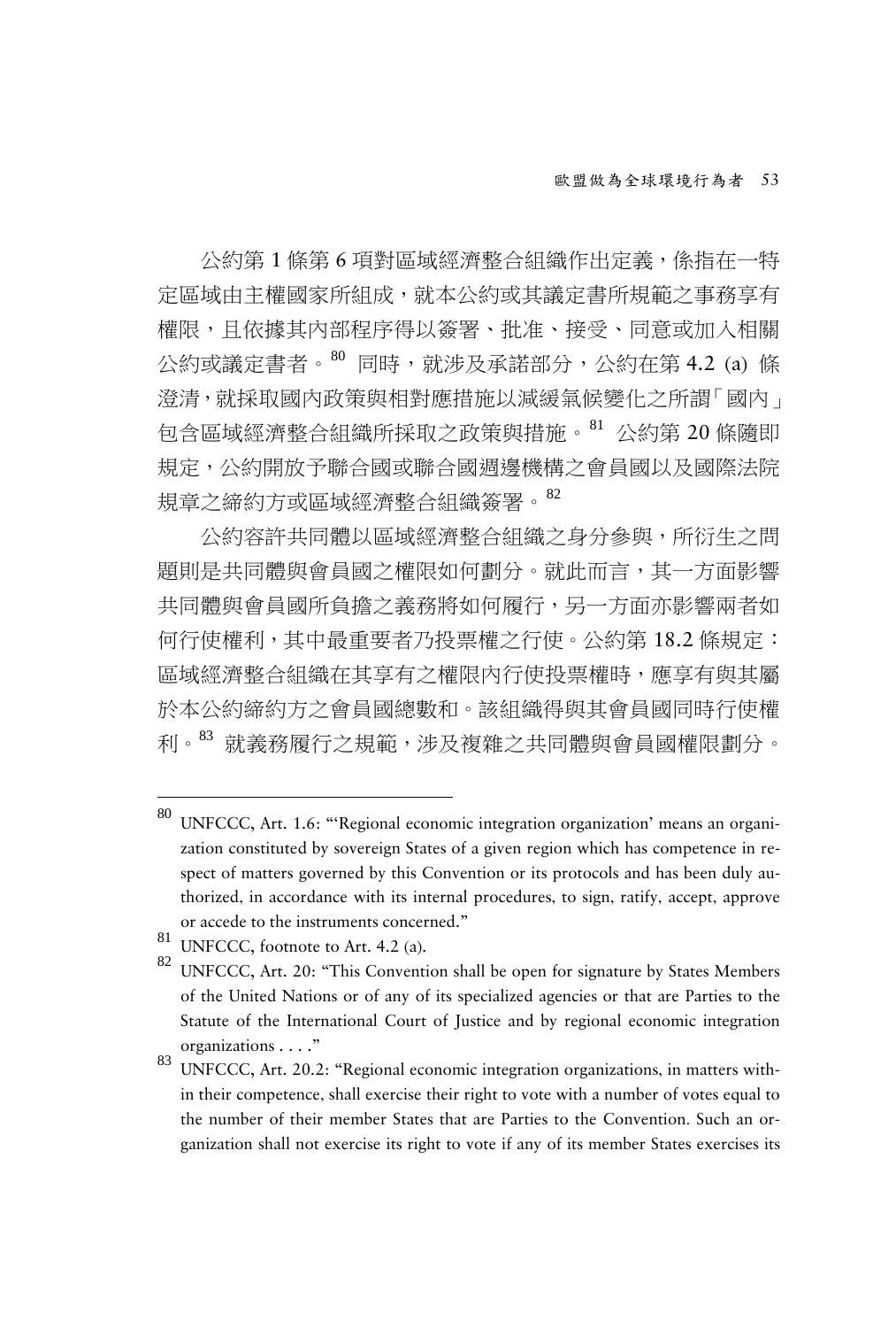公約第 1 條第 6 項對區域經濟整合組織作出定義，係指在一特定區域由主權國家所組成，就本公約或其議定書所規範之事務享有權限，且依據其內部程序得以簽署、批准、接受、同意或加入相關公約或議定書者。[80] 同時，就涉及承諾部分，公約在第 4.2 (a) 條澄清，就採取國內政策與相對應措施以減緩氣候變化之所謂「國內」包含區域經濟整合組織所採取之政策與措施。[81] 公約第 20 條隨即規定，公約開放予聯合國或聯合國週邊機構之會員國以及國際法院規章之締約方或區域經濟整合組織簽署。[82]

公約容許共同體以區域經濟整合組織之身分參與，所衍生之問題則是共同體與會員國之權限如何劃分。就此而言，其一方面影響共同體與會員國所負擔之義務將如何履行，另一方面亦影響兩者如何行使權利，其中最重要者乃投票權之行使。公約第 18.2 條規定：區域經濟整合組織在其享有之權限內行使投票權時，應享有與其屬於本公約締約方之會員國總數和。該組織得與其會員國同時行使權利。[83] 就義務履行之規範，涉及複雜之共同體與會員國權限劃分。

---

[80] UNFCCC, Art. 1.6: "'Regional economic integration organization' means an organization constituted by sovereign States of a given region which has competence in respect of matters governed by this Convention or its protocols and has been duly authorized, in accordance with its internal procedures, to sign, ratify, accept, approve or accede to the instruments concerned."

[81] UNFCCC, footnote to Art. 4.2 (a).

[82] UNFCCC, Art. 20: "This Convention shall be open for signature by States Members of the United Nations or of any of its specialized agencies or that are Parties to the Statute of the International Court of Justice and by regional economic integration organizations . . . ."

[83] UNFCCC, Art. 20.2: "Regional economic integration organizations, in matters within their competence, shall exercise their right to vote with a number of votes equal to the number of their member States that are Parties to the Convention. Such an organization shall not exercise its right to vote if any of its member States exercises its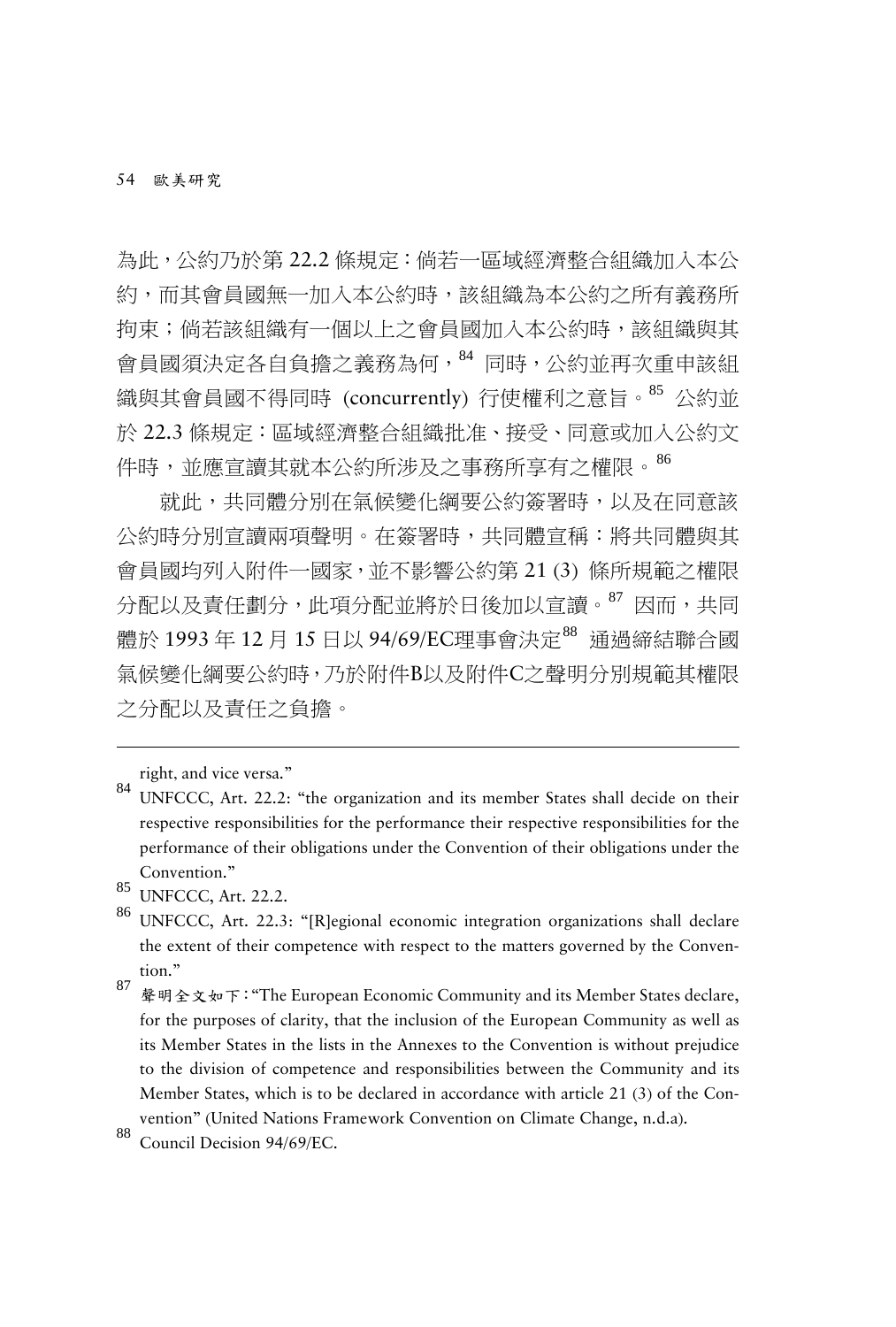為此，公約乃於第 22.2 條規定：倘若一區域經濟整合組織加入本公約，而其會員國無一加入本公約時，該組織為本公約之所有義務所拘束；倘若該組織有一個以上之會員國加入本公約時，該組織與其會員國須決定各自負擔之義務為何，[84] 同時，公約並再次重申該組織與其會員國不得同時 (concurrently) 行使權利之意旨。[85] 公約並於 22.3 條規定：區域經濟整合組織批准、接受、同意或加入公約文件時，並應宣讀其就本公約所涉及之事務所享有之權限。[86]

就此，共同體分別在氣候變化綱要公約簽署時，以及在同意該公約時分別宣讀兩項聲明。在簽署時，共同體宣稱：將共同體與其會員國均列入附件一國家，並不影響公約第 21 (3) 條所規範之權限分配以及責任劃分，此項分配並將於日後加以宣讀。[87] 因而，共同體於 1993 年 12 月 15 日以 94/69/EC理事會決定[88] 通過締結聯合國氣候變化綱要公約時，乃於附件B以及附件C之聲明分別規範其權限之分配以及責任之負擔。

---

right, and vice versa."

[84] UNFCCC, Art. 22.2: "the organization and its member States shall decide on their respective responsibilities for the performance their respective responsibilities for the performance of their obligations under the Convention of their obligations under the Convention."

[85] UNFCCC, Art. 22.2.

[86] UNFCCC, Art. 22.3: "[R]egional economic integration organizations shall declare the extent of their competence with respect to the matters governed by the Convention."

[87] 聲明全文如下："The European Economic Community and its Member States declare, for the purposes of clarity, that the inclusion of the European Community as well as its Member States in the lists in the Annexes to the Convention is without prejudice to the division of competence and responsibilities between the Community and its Member States, which is to be declared in accordance with article 21 (3) of the Convention" (United Nations Framework Convention on Climate Change, n.d.a).

[88] Council Decision 94/69/EC.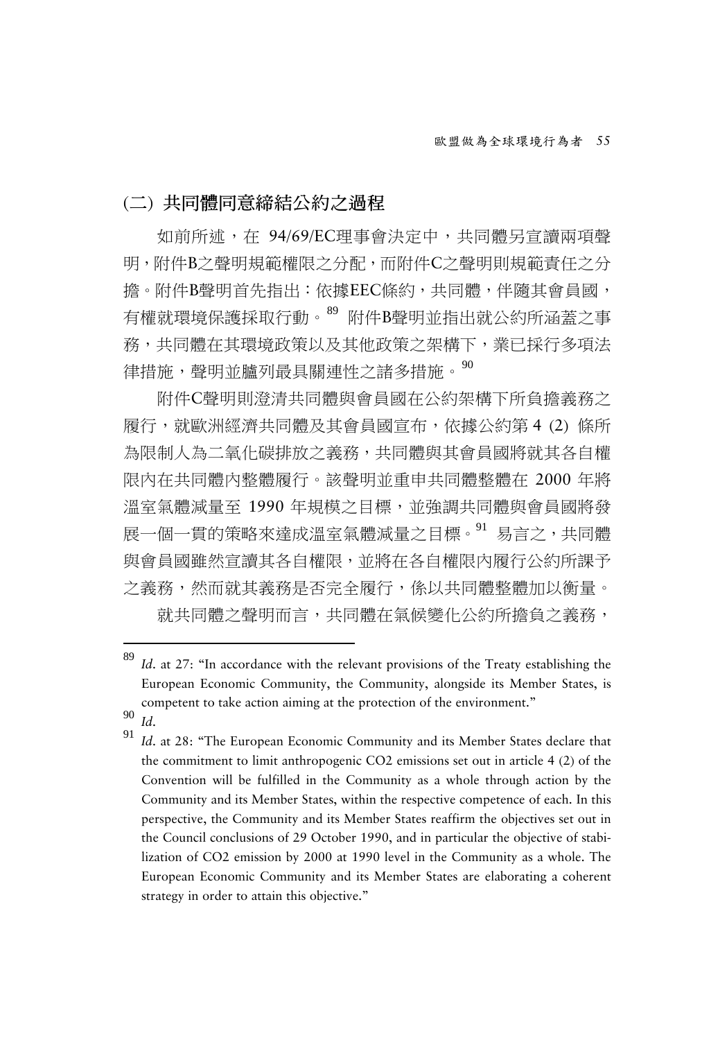## (二) 共同體同意締結公約之過程

如前所述，在 94/69/EC理事會決定中，共同體另宣讀兩項聲明，附件B之聲明規範權限之分配，而附件C之聲明則規範責任之分擔。附件B聲明首先指出：依據EEC條約，共同體，伴隨其會員國，有權就環境保護採取行動。[89] 附件B聲明並指出就公約所涵蓋之事務，共同體在其環境政策以及其他政策之架構下，業已採行多項法律措施，聲明並臚列最具關連性之諸多措施。[90]

附件C聲明則澄清共同體與會員國在公約架構下所負擔義務之履行，就歐洲經濟共同體及其會員國宣布，依據公約第 4 (2) 條所為限制人為二氧化碳排放之義務，共同體與其會員國將就其各自權限內在共同體內整體履行。該聲明並重申共同體整體在 2000 年將溫室氣體減量至 1990 年規模之目標，並強調共同體與會員國將發展一個一貫的策略來達成溫室氣體減量之目標。[91] 易言之，共同體與會員國雖然宣讀其各自權限，並將在各自權限內履行公約所課予之義務，然而就其義務是否完全履行，係以共同體整體加以衡量。

就共同體之聲明而言，共同體在氣候變化公約所擔負之義務，

---

[89] *Id*. at 27: "In accordance with the relevant provisions of the Treaty establishing the European Economic Community, the Community, alongside its Member States, is competent to take action aiming at the protection of the environment."

[90] *Id*.

[91] *Id*. at 28: "The European Economic Community and its Member States declare that the commitment to limit anthropogenic CO2 emissions set out in article 4 (2) of the Convention will be fulfilled in the Community as a whole through action by the Community and its Member States, within the respective competence of each. In this perspective, the Community and its Member States reaffirm the objectives set out in the Council conclusions of 29 October 1990, and in particular the objective of stabilization of CO2 emission by 2000 at 1990 level in the Community as a whole. The European Economic Community and its Member States are elaborating a coherent strategy in order to attain this objective."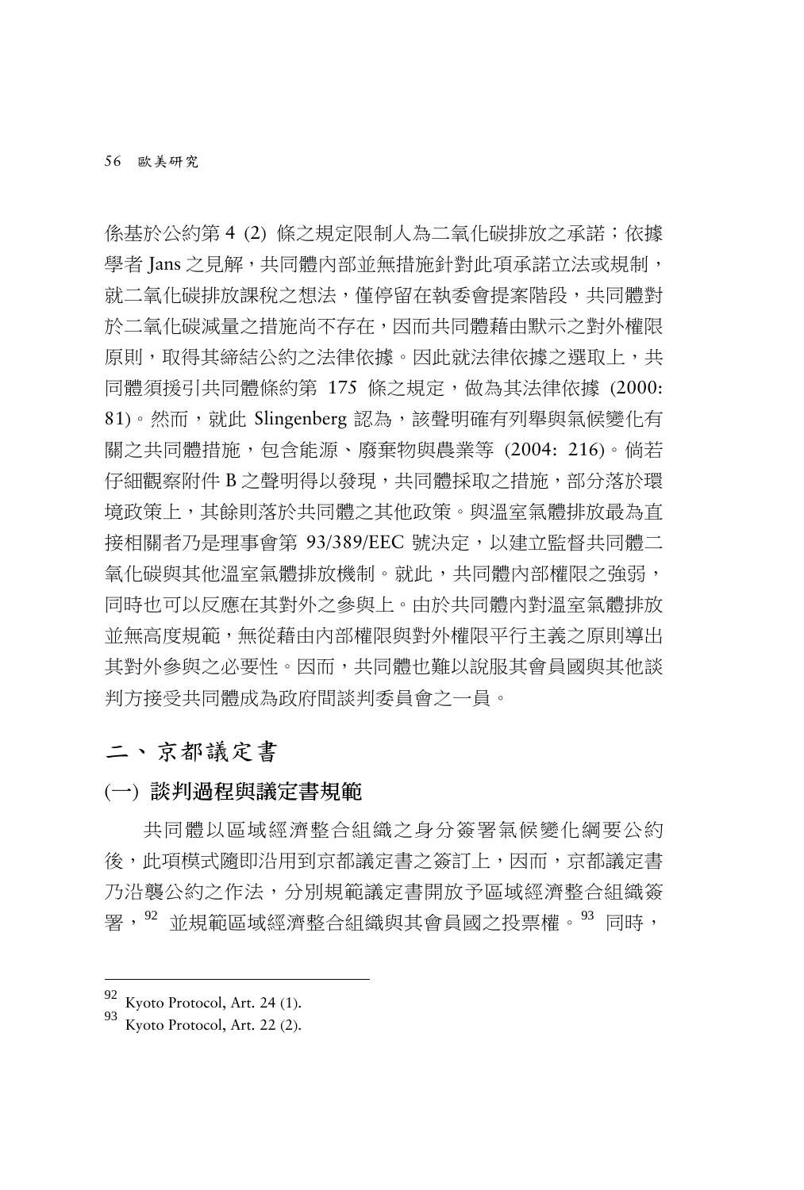係基於公約第 4 (2) 條之規定限制人為二氧化碳排放之承諾；依據學者 Jans 之見解，共同體內部並無措施針對此項承諾立法或規制，就二氧化碳排放課稅之想法，僅停留在執委會提案階段，共同體對於二氧化碳減量之措施尚不存在，因而共同體藉由默示之對外權限原則，取得其締結公約之法律依據。因此就法律依據之選取上，共同體須援引共同體條約第 175 條之規定，做為其法律依據 (2000: 81)。然而，就此 Slingenberg 認為，該聲明確有列舉與氣候變化有關之共同體措施，包含能源、廢棄物與農業等 (2004: 216)。倘若仔細觀察附件 B 之聲明得以發現，共同體採取之措施，部分落於環境政策上，其餘則落於共同體之其他政策。與溫室氣體排放最為直接相關者乃是理事會第 93/389/EEC 號決定，以建立監督共同體二氧化碳與其他溫室氣體排放機制。就此，共同體內部權限之強弱，同時也可以反應在其對外之參與上。由於共同體內對溫室氣體排放並無高度規範，無從藉由內部權限與對外權限平行主義之原則導出其對外參與之必要性。因而，共同體也難以說服其會員國與其他談判方接受共同體成為政府間談判委員會之一員。

## 二、京都議定書

### (一) 談判過程與議定書規範

共同體以區域經濟整合組織之身分簽署氣候變化綱要公約後，此項模式隨即沿用到京都議定書之簽訂上，因而，京都議定書乃沿襲公約之作法，分別規範議定書開放予區域經濟整合組織簽署，[92] 並規範區域經濟整合組織與其會員國之投票權。[93] 同時，

---

[92] Kyoto Protocol, Art. 24 (1).

[93] Kyoto Protocol, Art. 22 (2).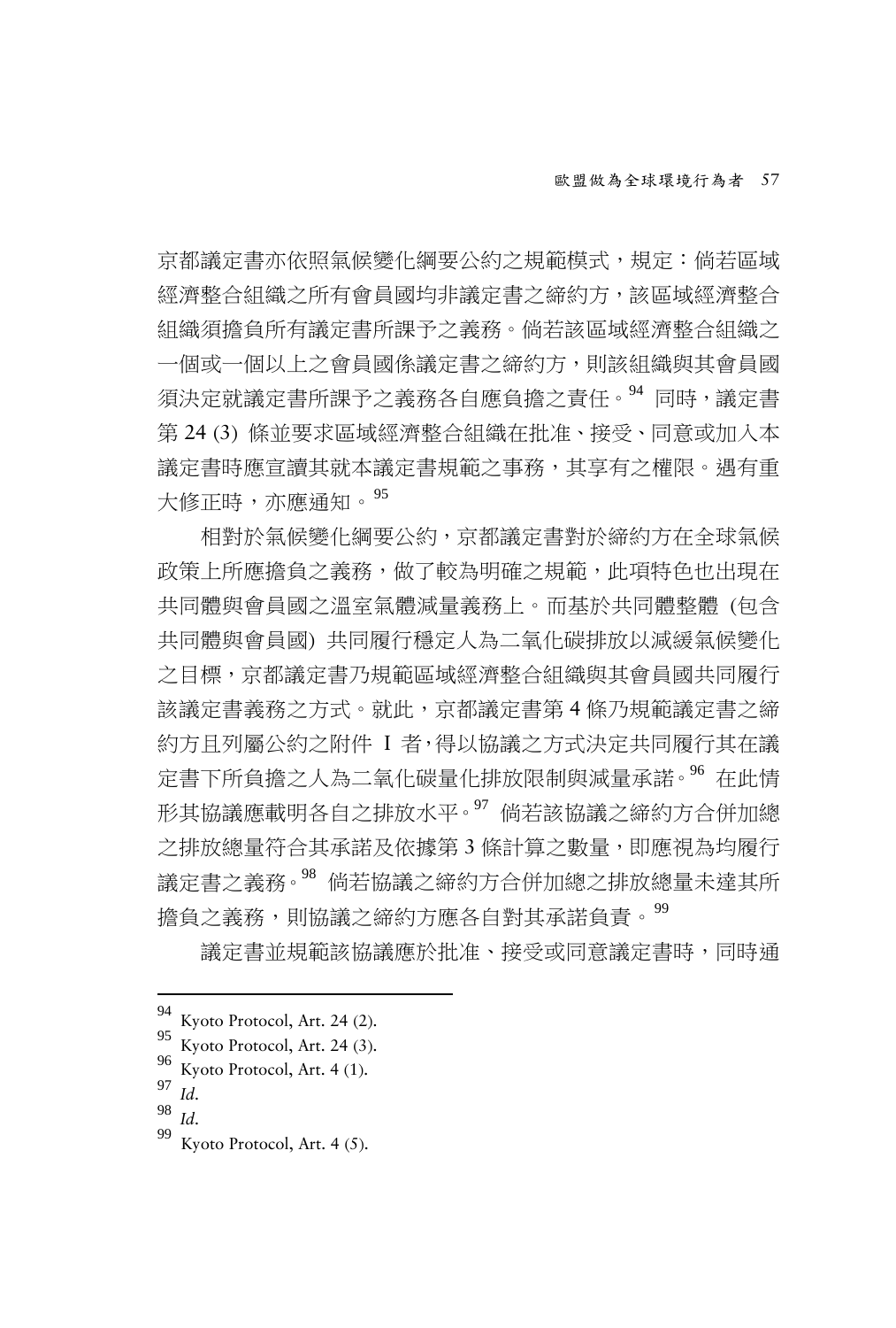京都議定書亦依照氣候變化綱要公約之規範模式，規定：倘若區域經濟整合組織之所有會員國均非議定書之締約方，該區域經濟整合組織須擔負所有議定書所課予之義務。倘若該區域經濟整合組織之一個或一個以上之會員國係議定書之締約方，則該組織與其會員國須決定就議定書所課予之義務各自應負擔之責任。[94] 同時，議定書第 24 (3) 條並要求區域經濟整合組織在批准、接受、同意或加入本議定書時應宣讀其就本議定書規範之事務，其享有之權限。遇有重大修正時，亦應通知。[95]

相對於氣候變化綱要公約，京都議定書對於締約方在全球氣候政策上所應擔負之義務，做了較為明確之規範，此項特色也出現在共同體與會員國之溫室氣體減量義務上。而基於共同體整體 (包含共同體與會員國) 共同履行穩定人為二氧化碳排放以減緩氣候變化之目標，京都議定書乃規範區域經濟整合組織與其會員國共同履行該議定書義務之方式。就此，京都議定書第 4 條乃規範議定書之締約方且列屬公約之附件 I 者，得以協議之方式決定共同履行其在議定書下所負擔之人為二氧化碳量化排放限制與減量承諾。[96] 在此情形其協議應載明各自之排放水平。[97] 倘若該協議之締約方合併加總之排放總量符合其承諾及依據第 3 條計算之數量，即應視為均履行議定書之義務。[98] 倘若協議之締約方合併加總之排放總量未達其所擔負之義務，則協議之締約方應各自對其承諾負責。[99]

議定書並規範該協議應於批准、接受或同意議定書時，同時通

---

[94] Kyoto Protocol, Art. 24 (2).

[95] Kyoto Protocol, Art. 24 (3).

[96] Kyoto Protocol, Art. 4 (1).

[97] *Id*.

[98] *Id*.

[99] Kyoto Protocol, Art. 4 (5).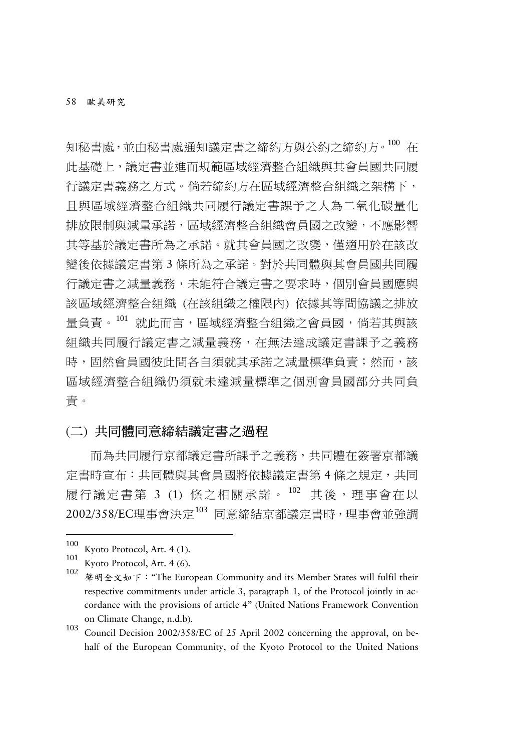知秘書處，並由秘書處通知議定書之締約方與公約之締約方。[100] 在此基礎上，議定書並進而規範區域經濟整合組織與其會員國共同履行議定書義務之方式。倘若締約方在區域經濟整合組織之架構下，且與區域經濟整合組織共同履行議定書課予之人為二氧化碳量化排放限制與減量承諾，區域經濟整合組織會員國之改變，不應影響其等基於議定書所為之承諾。就其會員國之改變，僅適用於在該改變後依據議定書第 3 條所為之承諾。對於共同體與其會員國共同履行議定書之減量義務，未能符合議定書之要求時，個別會員國應與該區域經濟整合組織 (在該組織之權限內) 依據其等間協議之排放量負責。[101] 就此而言，區域經濟整合組織之會員國，倘若其與該組織共同履行議定書之減量義務，在無法達成議定書課予之義務時，固然會員國彼此間各自須就其承諾之減量標準負責；然而，該區域經濟整合組織仍須就未達減量標準之個別會員國部分共同負責。

## (二) 共同體同意締結議定書之過程

而為共同履行京都議定書所課予之義務，共同體在簽署京都議定書時宣布：共同體與其會員國將依據議定書第 4 條之規定，共同履行議定書第 3 (1) 條之相關承諾。[102] 其後，理事會在以 2002/358/EC理事會決定[103] 同意締結京都議定書時，理事會並強調

---

[100] Kyoto Protocol, Art. 4 (1).

[101] Kyoto Protocol, Art. 4 (6).

[102] 聲明全文如下：“The European Community and its Member States will fulfil their respective commitments under article 3, paragraph 1, of the Protocol jointly in accordance with the provisions of article 4” (United Nations Framework Convention on Climate Change, n.d.b).

[103] Council Decision 2002/358/EC of 25 April 2002 concerning the approval, on behalf of the European Community, of the Kyoto Protocol to the United Nations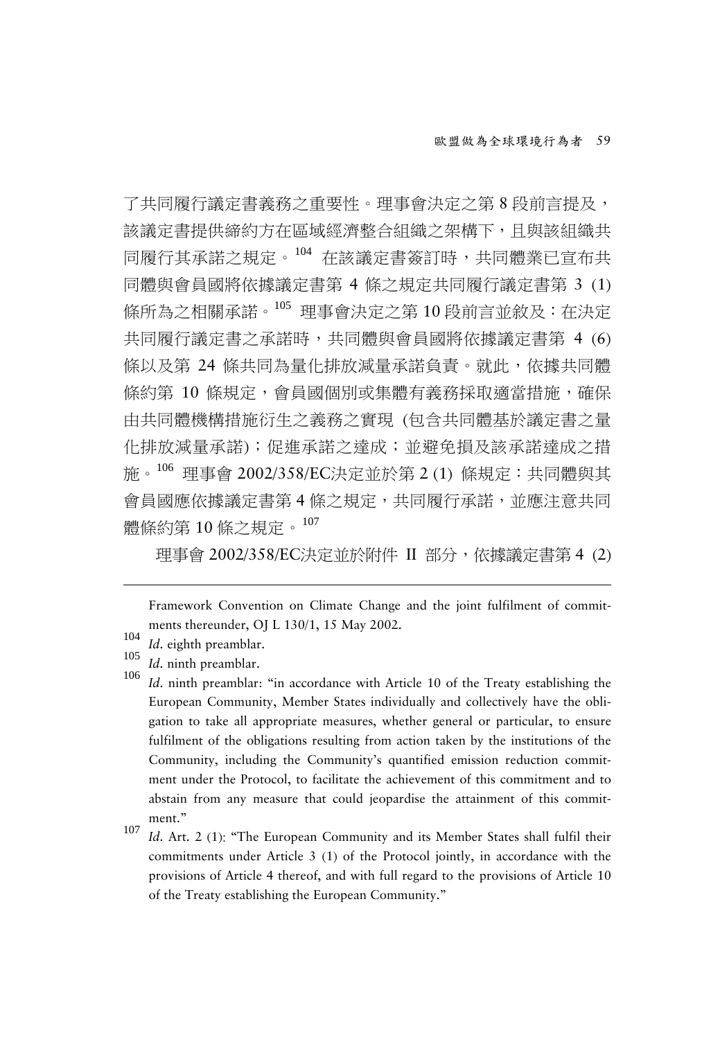了共同履行議定書義務之重要性。理事會決定之第 8 段前言提及，該議定書提供締約方在區域經濟整合組織之架構下，且與該組織共同履行其承諾之規定。[104] 在該議定書簽訂時，共同體業已宣布共同體與會員國將依據議定書第 4 條之規定共同履行議定書第 3 (1) 條所為之相關承諾。[105] 理事會決定之第 10 段前言並敘及：在決定共同履行議定書之承諾時，共同體與會員國將依據議定書第 4 (6) 條以及第 24 條共同為量化排放減量承諾負責。就此，依據共同體條約第 10 條規定，會員國個別或集體有義務採取適當措施，確保由共同體機構措施衍生之義務之實現 (包含共同體基於議定書之量化排放減量承諾)；促進承諾之達成；並避免損及該承諾達成之措施。[106] 理事會 2002/358/EC決定並於第 2 (1) 條規定：共同體與其會員國應依據議定書第 4 條之規定，共同履行承諾，並應注意共同體條約第 10 條之規定。[107]

理事會 2002/358/EC決定並於附件 II 部分，依據議定書第 4 (2)

---

Framework Convention on Climate Change and the joint fulfilment of commitments thereunder, OJ L 130/1, 15 May 2002.

[104] *Id*. eighth preamblar.

[105] *Id*. ninth preamblar.

[106] *Id*. ninth preamblar: "in accordance with Article 10 of the Treaty establishing the European Community, Member States individually and collectively have the obligation to take all appropriate measures, whether general or particular, to ensure fulfilment of the obligations resulting from action taken by the institutions of the Community, including the Community's quantified emission reduction commitment under the Protocol, to facilitate the achievement of this commitment and to abstain from any measure that could jeopardise the attainment of this commitment."

[107] *Id*. Art. 2 (1): "The European Community and its Member States shall fulfil their commitments under Article 3 (1) of the Protocol jointly, in accordance with the provisions of Article 4 thereof, and with full regard to the provisions of Article 10 of the Treaty establishing the European Community."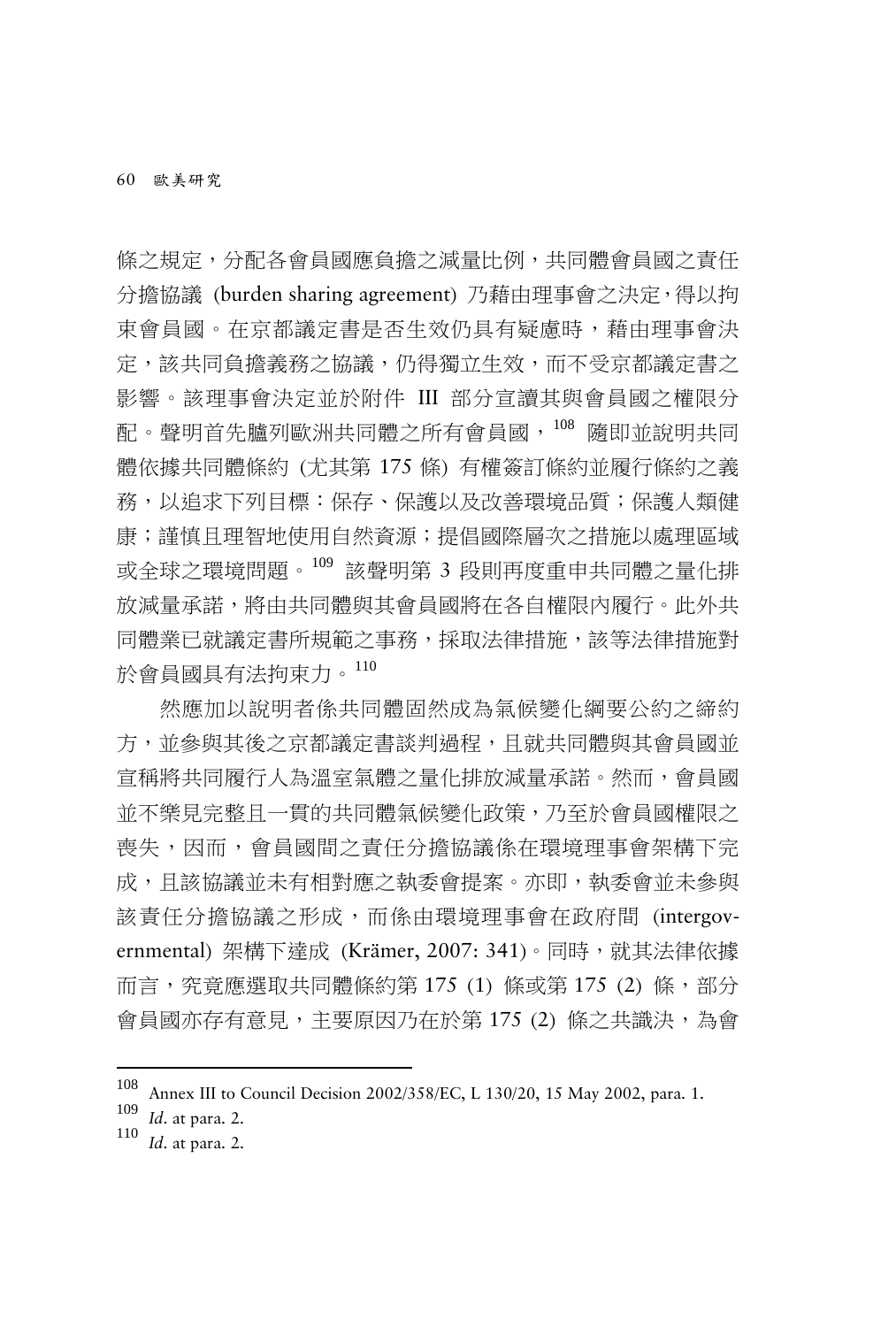條之規定，分配各會員國應負擔之減量比例，共同體會員國之責任分擔協議 (burden sharing agreement) 乃藉由理事會之決定，得以拘束會員國。在京都議定書是否生效仍具有疑慮時，藉由理事會決定，該共同負擔義務之協議，仍得獨立生效，而不受京都議定書之影響。該理事會決定並於附件 III 部分宣讀其與會員國之權限分配。聲明首先臚列歐洲共同體之所有會員國，[108] 隨即並說明共同體依據共同體條約 (尤其第 175 條) 有權簽訂條約並履行條約之義務，以追求下列目標：保存、保護以及改善環境品質；保護人類健康；謹慎且理智地使用自然資源；提倡國際層次之措施以處理區域或全球之環境問題。[109] 該聲明第 3 段則再度重申共同體之量化排放減量承諾，將由共同體與其會員國將在各自權限內履行。此外共同體業已就議定書所規範之事務，採取法律措施，該等法律措施對於會員國具有法拘束力。[110]

然應加以說明者係共同體固然成為氣候變化綱要公約之締約方，並參與其後之京都議定書談判過程，且就共同體與其會員國並宣稱將共同履行人為溫室氣體之量化排放減量承諾。然而，會員國並不樂見完整且一貫的共同體氣候變化政策，乃至於會員國權限之喪失，因而，會員國間之責任分擔協議係在環境理事會架構下完成，且該協議並未有相對應之執委會提案。亦即，執委會並未參與該責任分擔協議之形成，而係由環境理事會在政府間 (intergovernmental) 架構下達成 (Krämer, 2007: 341)。同時，就其法律依據而言，究竟應選取共同體條約第 175 (1) 條或第 175 (2) 條，部分會員國亦存有意見，主要原因乃在於第 175 (2) 條之共識決，為會

---

[108] Annex III to Council Decision 2002/358/EC, L 130/20, 15 May 2002, para. 1.

[109] *Id*. at para. 2.

[110] *Id*. at para. 2.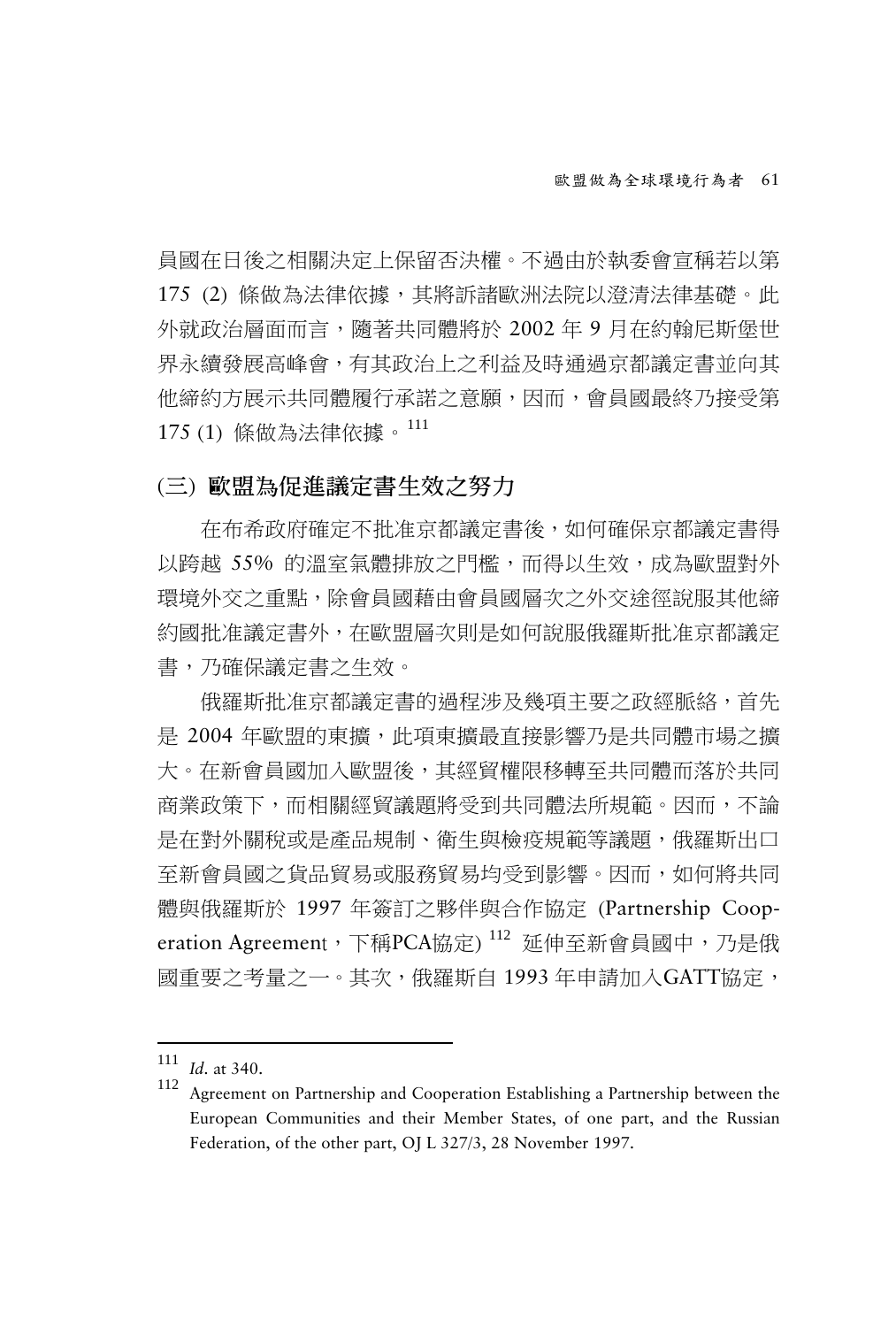員國在日後之相關決定上保留否決權。不過由於執委會宣稱若以第 175 (2) 條做為法律依據，其將訴諸歐洲法院以澄清法律基礎。此外就政治層面而言，隨著共同體將於 2002 年 9 月在約翰尼斯堡世界永續發展高峰會，有其政治上之利益及時通過京都議定書並向其他締約方展示共同體履行承諾之意願，因而，會員國最終乃接受第 175 (1) 條做為法律依據。[111]

### (三) 歐盟為促進議定書生效之努力

在布希政府確定不批准京都議定書後，如何確保京都議定書得以跨越 55% 的溫室氣體排放之門檻，而得以生效，成為歐盟對外環境外交之重點，除會員國藉由會員國層次之外交途徑說服其他締約國批准議定書外，在歐盟層次則是如何說服俄羅斯批准京都議定書，乃確保議定書之生效。

俄羅斯批准京都議定書的過程涉及幾項主要之政經脈絡，首先是 2004 年歐盟的東擴，此項東擴最直接影響乃是共同體市場之擴大。在新會員國加入歐盟後，其經貿權限移轉至共同體而落於共同商業政策下，而相關經貿議題將受到共同體法所規範。因而，不論是在對外關稅或是產品規制、衛生與檢疫規範等議題，俄羅斯出口至新會員國之貨品貿易或服務貿易均受到影響。因而，如何將共同體與俄羅斯於 1997 年簽訂之夥伴與合作協定 (Partnership Cooperation Agreement，下稱PCA協定) [112] 延伸至新會員國中，乃是俄國重要之考量之一。其次，俄羅斯自 1993 年申請加入GATT協定，

---

[111] *Id*. at 340.

[112] Agreement on Partnership and Cooperation Establishing a Partnership between the European Communities and their Member States, of one part, and the Russian Federation, of the other part, OJ L 327/3, 28 November 1997.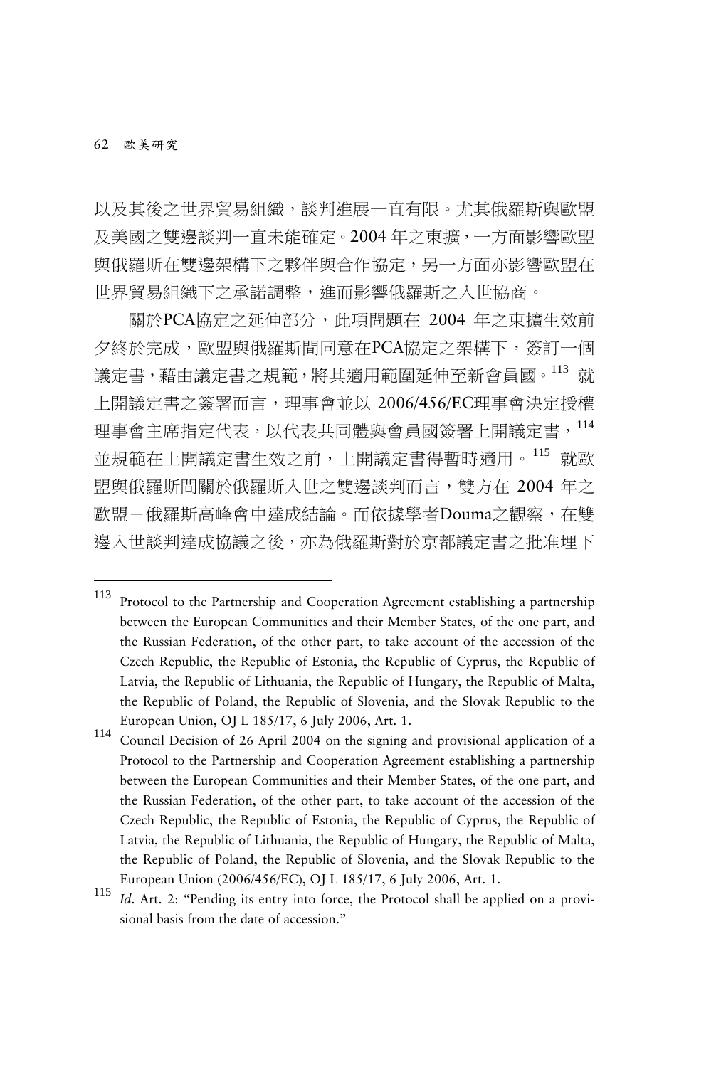以及其後之世界貿易組織，談判進展一直有限。尤其俄羅斯與歐盟及美國之雙邊談判一直未能確定。2004 年之東擴，一方面影響歐盟與俄羅斯在雙邊架構下之夥伴與合作協定，另一方面亦影響歐盟在世界貿易組織下之承諾調整，進而影響俄羅斯之入世協商。

關於PCA協定之延伸部分，此項問題在 2004 年之東擴生效前夕終於完成，歐盟與俄羅斯間同意在PCA協定之架構下，簽訂一個議定書，藉由議定書之規範，將其適用範圍延伸至新會員國。[113] 就上開議定書之簽署而言，理事會並以 2006/456/EC理事會決定授權理事會主席指定代表，以代表共同體與會員國簽署上開議定書，[114] 並規範在上開議定書生效之前，上開議定書得暫時適用。[115] 就歐盟與俄羅斯間關於俄羅斯入世之雙邊談判而言，雙方在 2004 年之歐盟－俄羅斯高峰會中達成結論。而依據學者Douma之觀察，在雙邊入世談判達成協議之後，亦為俄羅斯對於京都議定書之批准埋下

---

[113] Protocol to the Partnership and Cooperation Agreement establishing a partnership between the European Communities and their Member States, of the one part, and the Russian Federation, of the other part, to take account of the accession of the Czech Republic, the Republic of Estonia, the Republic of Cyprus, the Republic of Latvia, the Republic of Lithuania, the Republic of Hungary, the Republic of Malta, the Republic of Poland, the Republic of Slovenia, and the Slovak Republic to the European Union, OJ L 185/17, 6 July 2006, Art. 1.

[114] Council Decision of 26 April 2004 on the signing and provisional application of a Protocol to the Partnership and Cooperation Agreement establishing a partnership between the European Communities and their Member States, of the one part, and the Russian Federation, of the other part, to take account of the accession of the Czech Republic, the Republic of Estonia, the Republic of Cyprus, the Republic of Latvia, the Republic of Lithuania, the Republic of Hungary, the Republic of Malta, the Republic of Poland, the Republic of Slovenia, and the Slovak Republic to the European Union (2006/456/EC), OJ L 185/17, 6 July 2006, Art. 1.

[115] *Id*. Art. 2: "Pending its entry into force, the Protocol shall be applied on a provisional basis from the date of accession."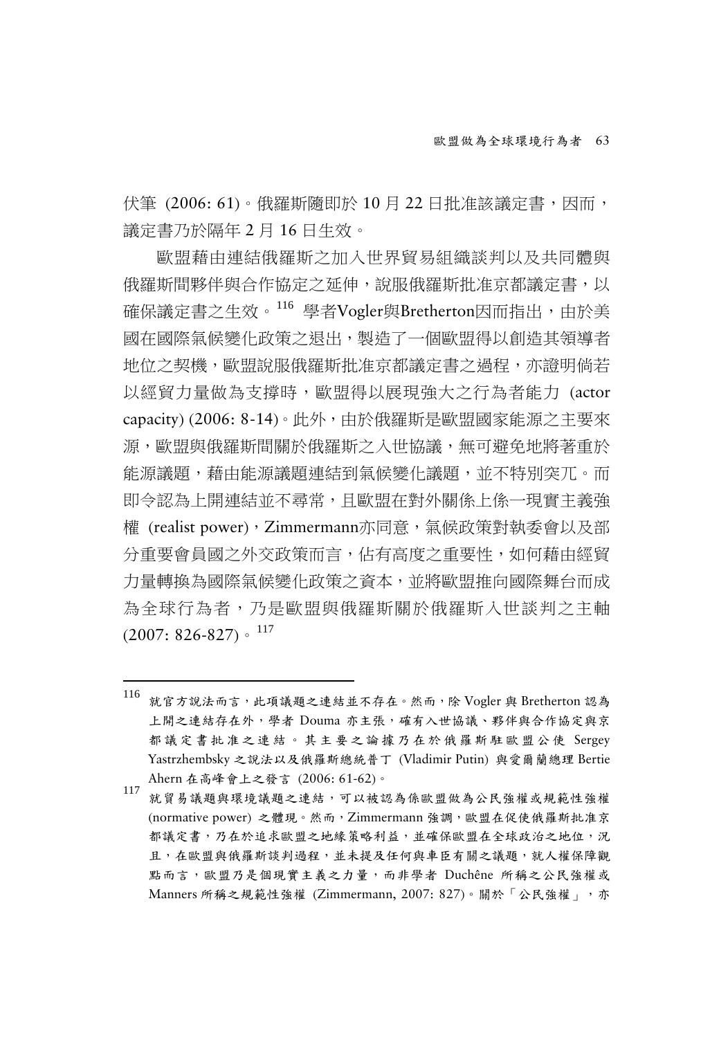伏筆 (2006: 61)。俄羅斯隨即於 10 月 22 日批准該議定書，因而，議定書乃於隔年 2 月 16 日生效。

歐盟藉由連結俄羅斯之加入世界貿易組織談判以及共同體與俄羅斯間夥伴與合作協定之延伸，說服俄羅斯批准京都議定書，以確保議定書之生效。[116] 學者Vogler與Bretherton因而指出，由於美國在國際氣候變化政策之退出，製造了一個歐盟得以創造其領導者地位之契機，歐盟說服俄羅斯批准京都議定書之過程，亦證明倘若以經貿力量做為支撐時，歐盟得以展現強大之行為者能力 (actor capacity) (2006: 8-14)。此外，由於俄羅斯是歐盟國家能源之主要來源，歐盟與俄羅斯間關於俄羅斯之入世協議，無可避免地將著重於能源議題，藉由能源議題連結到氣候變化議題，並不特別突兀。而即令認為上開連結並不尋常，且歐盟在對外關係上係一現實主義強權 (realist power)，Zimmermann亦同意，氣候政策對執委會以及部分重要會員國之外交政策而言，佔有高度之重要性，如何藉由經貿力量轉換為國際氣候變化政策之資本，並將歐盟推向國際舞台而成為全球行為者，乃是歐盟與俄羅斯關於俄羅斯入世談判之主軸 (2007: 826-827)。[117]

---

[116] 就官方說法而言，此項議題之連結並不存在。然而，除 Vogler 與 Bretherton 認為上開之連結存在外，學者 Douma 亦主張，確有入世協議、夥伴與合作協定與京都議定書批准之連結。其主要之論據乃在於俄羅斯駐歐盟公使 Sergey Yastrzhembsky 之說法以及俄羅斯總統普丁 (Vladimir Putin) 與愛爾蘭總理 Bertie Ahern 在高峰會上之發言 (2006: 61-62)。

[117] 就貿易議題與環境議題之連結，可以被認為係歐盟做為公民強權或規範性強權 (normative power) 之體現。然而，Zimmermann 強調，歐盟在促使俄羅斯批准京都議定書，乃在於追求歐盟之地緣策略利益，並確保歐盟在全球政治之地位，況且，在歐盟與俄羅斯談判過程，並未提及任何與車臣有關之議題，就人權保障觀點而言，歐盟乃是個現實主義之力量，而非學者 Duchêne 所稱之公民強權或 Manners 所稱之規範性強權 (Zimmermann, 2007: 827)。關於「公民強權」，亦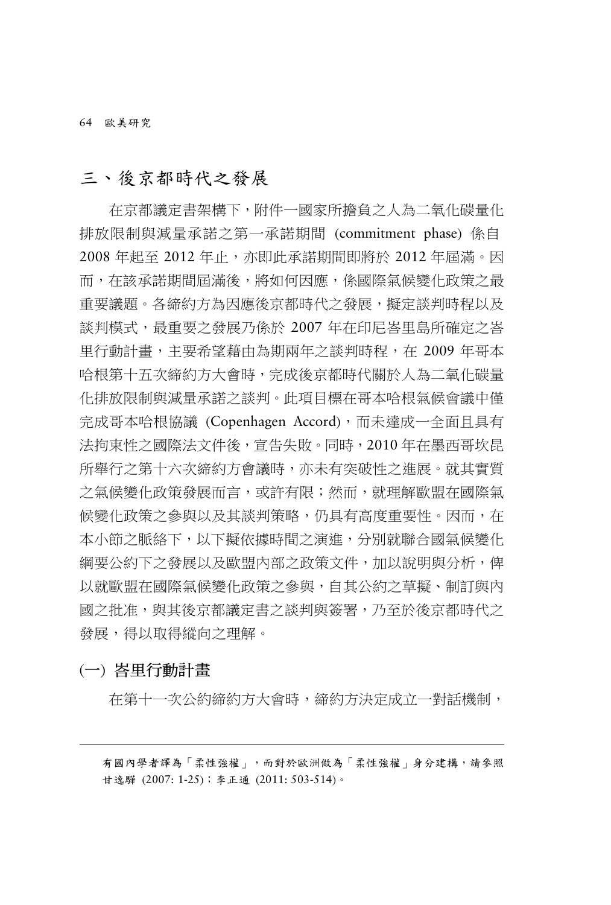## 三、後京都時代之發展

在京都議定書架構下，附件一國家所擔負之人為二氧化碳量化排放限制與減量承諾之第一承諾期間 (commitment phase) 係自 2008 年起至 2012 年止，亦即此承諾期間即將於 2012 年屆滿。因而，在該承諾期間屆滿後，將如何因應，係國際氣候變化政策之最重要議題。各締約方為因應後京都時代之發展，擬定談判時程以及談判模式，最重要之發展乃係於 2007 年在印尼峇里島所確定之峇里行動計畫，主要希望藉由為期兩年之談判時程，在 2009 年哥本哈根第十五次締約方大會時，完成後京都時代關於人為二氧化碳量化排放限制與減量承諾之談判。此項目標在哥本哈根氣候會議中僅完成哥本哈根協議 (Copenhagen Accord)，而未達成一全面且具有法拘束性之國際法文件後，宣告失敗。同時，2010 年在墨西哥坎昆所舉行之第十六次締約方會議時，亦未有突破性之進展。就其實質之氣候變化政策發展而言，或許有限；然而，就理解歐盟在國際氣候變化政策之參與以及其談判策略，仍具有高度重要性。因而，在本小節之脈絡下，以下擬依據時間之演進，分別就聯合國氣候變化綱要公約下之發展以及歐盟內部之政策文件，加以說明與分析，俾以就歐盟在國際氣候變化政策之參與，自其公約之草擬、制訂與內國之批准，與其後京都議定書之談判與簽署，乃至於後京都時代之發展，得以取得縱向之理解。

### (一) 峇里行動計畫

在第十一次公約締約方大會時，締約方決定成立一對話機制，

---

有國內學者譯為「柔性強權」，而對於歐洲做為「柔性強權」身分建構，請參照甘逸驊 (2007: 1-25)；李正通 (2011: 503-514)。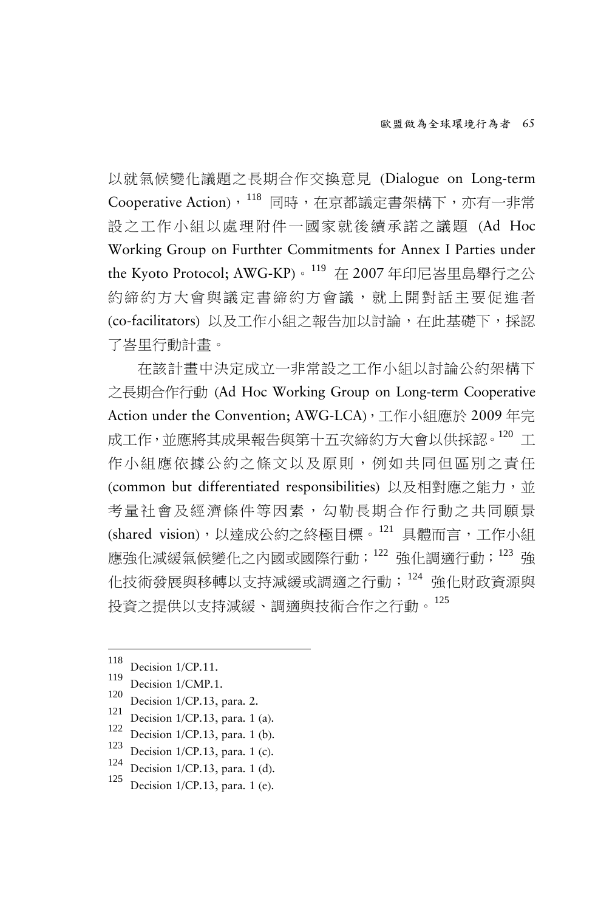以就氣候變化議題之長期合作交換意見 (Dialogue on Long-term Cooperative Action)，[118] 同時，在京都議定書架構下，亦有一非常設之工作小組以處理附件一國家就後續承諾之議題 (Ad Hoc Working Group on Furthter Commitments for Annex I Parties under the Kyoto Protocol; AWG-KP)。[119] 在 2007 年印尼峇里島舉行之公約締約方大會與議定書締約方會議，就上開對話主要促進者 (co-facilitators) 以及工作小組之報告加以討論，在此基礎下，採認了峇里行動計畫。

在該計畫中決定成立一非常設之工作小組以討論公約架構下之長期合作行動 (Ad Hoc Working Group on Long-term Cooperative Action under the Convention; AWG-LCA)，工作小組應於 2009 年完成工作，並應將其成果報告與第十五次締約方大會以供採認。[120] 工作小組應依據公約之條文以及原則，例如共同但區別之責任 (common but differentiated responsibilities) 以及相對應之能力，並考量社會及經濟條件等因素，勾勒長期合作行動之共同願景 (shared vision)，以達成公約之終極目標。[121] 具體而言，工作小組應強化減緩氣候變化之內國或國際行動；[122] 強化調適行動；[123] 強化技術發展與移轉以支持減緩或調適之行動；[124] 強化財政資源與投資之提供以支持減緩、調適與技術合作之行動。[125]

---

[118] Decision 1/CP.11.

[119] Decision 1/CMP.1.

[120] Decision 1/CP.13, para. 2.

[121] Decision 1/CP.13, para. 1 (a).

[122] Decision 1/CP.13, para. 1 (b).

[123] Decision 1/CP.13, para. 1 (c).

[124] Decision 1/CP.13, para. 1 (d).

[125] Decision 1/CP.13, para. 1 (e).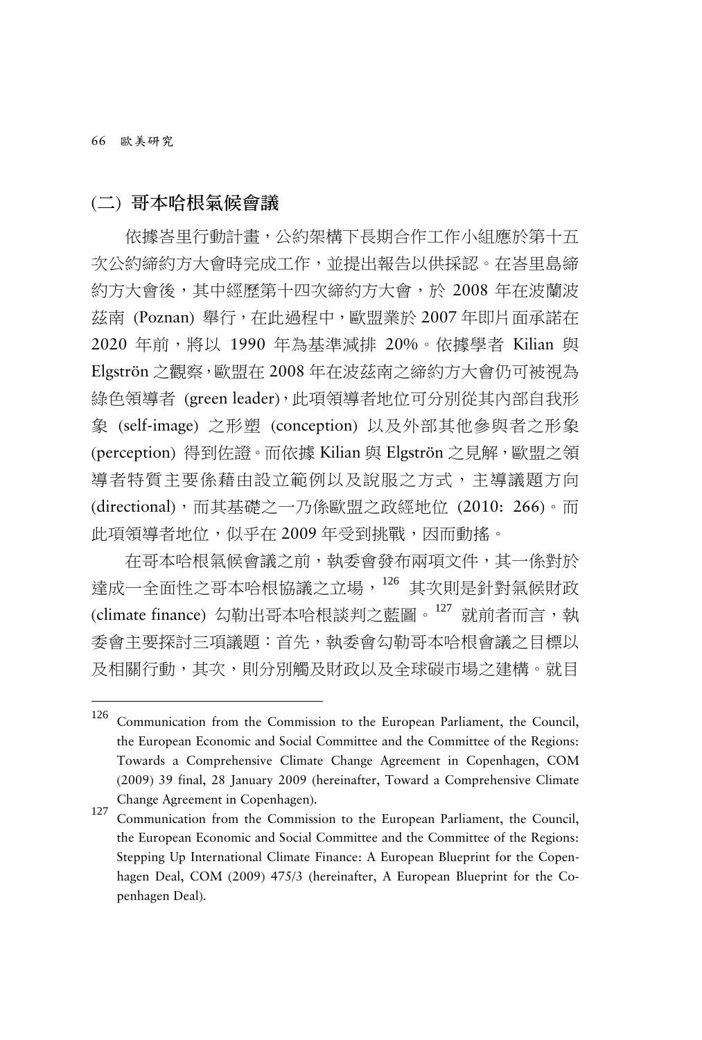## (二) 哥本哈根氣候會議

依據峇里行動計畫，公約架構下長期合作工作小組應於第十五次公約締約方大會時完成工作，並提出報告以供採認。在峇里島締約方大會後，其中經歷第十四次締約方大會，於 2008 年在波蘭波茲南 (Poznan) 舉行，在此過程中，歐盟業於 2007 年即片面承諾在 2020 年前，將以 1990 年為基準減排 20%。依據學者 Kilian 與 Elgströn 之觀察，歐盟在 2008 年在波茲南之締約方大會仍可被視為綠色領導者 (green leader)，此項領導者地位可分別從其內部自我形象 (self-image) 之形塑 (conception) 以及外部其他參與者之形象 (perception) 得到佐證。而依據 Kilian 與 Elgströn 之見解，歐盟之領導者特質主要係藉由設立範例以及說服之方式，主導議題方向 (directional)，而其基礎之一乃係歐盟之政經地位 (2010: 266)。而此項領導者地位，似乎在 2009 年受到挑戰，因而動搖。

在哥本哈根氣候會議之前，執委會發布兩項文件，其一係對於達成一全面性之哥本哈根協議之立場，[126] 其次則是針對氣候財政 (climate finance) 勾勒出哥本哈根談判之藍圖。[127] 就前者而言，執委會主要探討三項議題：首先，執委會勾勒哥本哈根會議之目標以及相關行動，其次，則分別觸及財政以及全球碳市場之建構。就目

---

[126] Communication from the Commission to the European Parliament, the Council, the European Economic and Social Committee and the Committee of the Regions: Towards a Comprehensive Climate Change Agreement in Copenhagen, COM (2009) 39 final, 28 January 2009 (hereinafter, Toward a Comprehensive Climate Change Agreement in Copenhagen).

[127] Communication from the Commission to the European Parliament, the Council, the European Economic and Social Committee and the Committee of the Regions: Stepping Up International Climate Finance: A European Blueprint for the Copenhagen Deal, COM (2009) 475/3 (hereinafter, A European Blueprint for the Copenhagen Deal).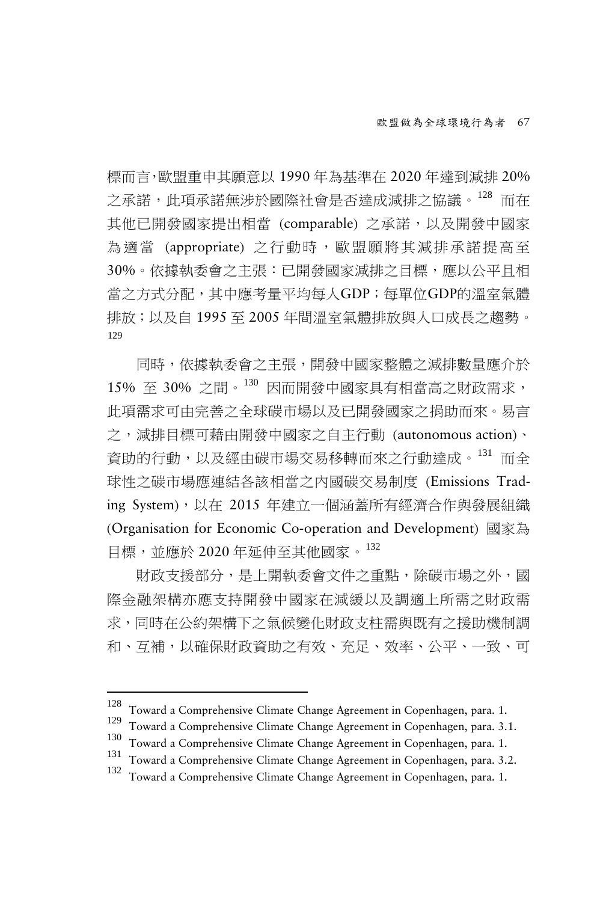標而言,歐盟重申其願意以 1990 年為基準在 2020 年達到減排 20% 之承諾，此項承諾無涉於國際社會是否達成減排之協議。[128] 而在其他已開發國家提出相當 (comparable) 之承諾，以及開發中國家為適當 (appropriate) 之行動時，歐盟願將其減排承諾提高至 30%。依據執委會之主張：已開發國家減排之目標，應以公平且相當之方式分配，其中應考量平均每人GDP；每單位GDP的溫室氣體排放；以及自 1995 至 2005 年間溫室氣體排放與人口成長之趨勢。[129]

同時，依據執委會之主張，開發中國家整體之減排數量應介於 15% 至 30% 之間。[130] 因而開發中國家具有相當高之財政需求，此項需求可由完善之全球碳市場以及已開發國家之捐助而來。易言之，減排目標可藉由開發中國家之自主行動 (autonomous action)、資助的行動，以及經由碳市場交易移轉而來之行動達成。[131] 而全球性之碳市場應連結各該相當之內國碳交易制度 (Emissions Trading System)，以在 2015 年建立一個涵蓋所有經濟合作與發展組織 (Organisation for Economic Co-operation and Development) 國家為目標，並應於 2020 年延伸至其他國家。[132]

財政支援部分，是上開執委會文件之重點，除碳市場之外，國際金融架構亦應支持開發中國家在減緩以及調適上所需之財政需求，同時在公約架構下之氣候變化財政支柱需與既有之援助機制調和、互補，以確保財政資助之有效、充足、效率、公平、一致、可

---

[128] Toward a Comprehensive Climate Change Agreement in Copenhagen, para. 1.

[129] Toward a Comprehensive Climate Change Agreement in Copenhagen, para. 3.1.

[130] Toward a Comprehensive Climate Change Agreement in Copenhagen, para. 1.

[131] Toward a Comprehensive Climate Change Agreement in Copenhagen, para. 3.2.

[132] Toward a Comprehensive Climate Change Agreement in Copenhagen, para. 1.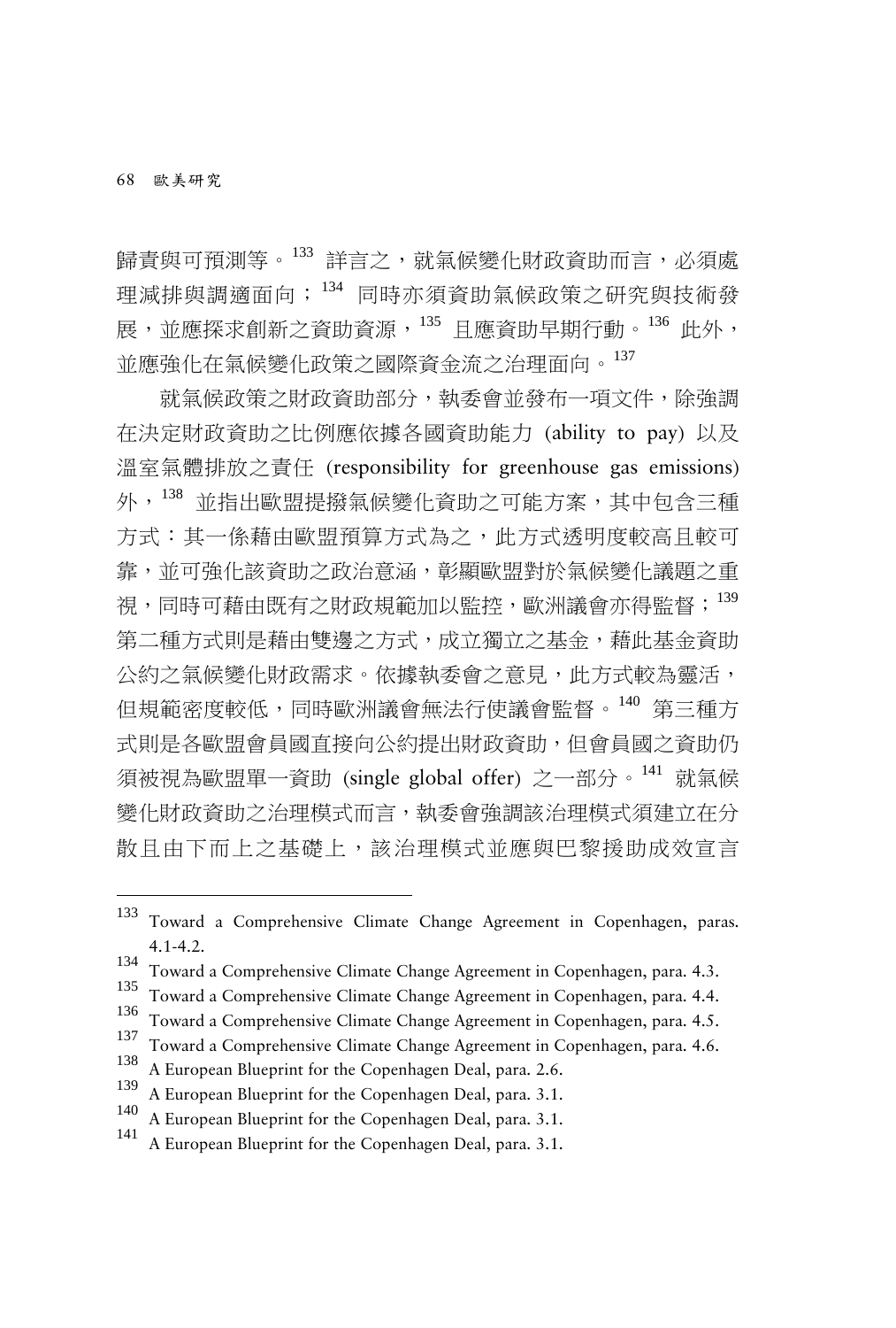歸責與可預測等。[133] 詳言之，就氣候變化財政資助而言，必須處理減排與調適面向；[134] 同時亦須資助氣候政策之研究與技術發展，並應探求創新之資助資源，[135] 且應資助早期行動。[136] 此外，並應強化在氣候變化政策之國際資金流之治理面向。[137]

就氣候政策之財政資助部分，執委會並發布一項文件，除強調在決定財政資助之比例應依據各國資助能力 (ability to pay) 以及溫室氣體排放之責任 (responsibility for greenhouse gas emissions) 外，[138] 並指出歐盟提撥氣候變化資助之可能方案，其中包含三種方式：其一係藉由歐盟預算方式為之，此方式透明度較高且較可靠，並可強化該資助之政治意涵，彰顯歐盟對於氣候變化議題之重視，同時可藉由既有之財政規範加以監控，歐洲議會亦得監督；[139] 第二種方式則是藉由雙邊之方式，成立獨立之基金，藉此基金資助公約之氣候變化財政需求。依據執委會之意見，此方式較為靈活，但規範密度較低，同時歐洲議會無法行使議會監督。[140] 第三種方式則是各歐盟會員國直接向公約提出財政資助，但會員國之資助仍須被視為歐盟單一資助 (single global offer) 之一部分。[141] 就氣候變化財政資助之治理模式而言，執委會強調該治理模式須建立在分散且由下而上之基礎上，該治理模式並應與巴黎援助成效宣言

---

[133] Toward a Comprehensive Climate Change Agreement in Copenhagen, paras. 4.1-4.2.

[134] Toward a Comprehensive Climate Change Agreement in Copenhagen, para. 4.3.

[135] Toward a Comprehensive Climate Change Agreement in Copenhagen, para. 4.4.

[136] Toward a Comprehensive Climate Change Agreement in Copenhagen, para. 4.5.

[137] Toward a Comprehensive Climate Change Agreement in Copenhagen, para. 4.6.

[138] A European Blueprint for the Copenhagen Deal, para. 2.6.

[139] A European Blueprint for the Copenhagen Deal, para. 3.1.

[140] A European Blueprint for the Copenhagen Deal, para. 3.1.

[141] A European Blueprint for the Copenhagen Deal, para. 3.1.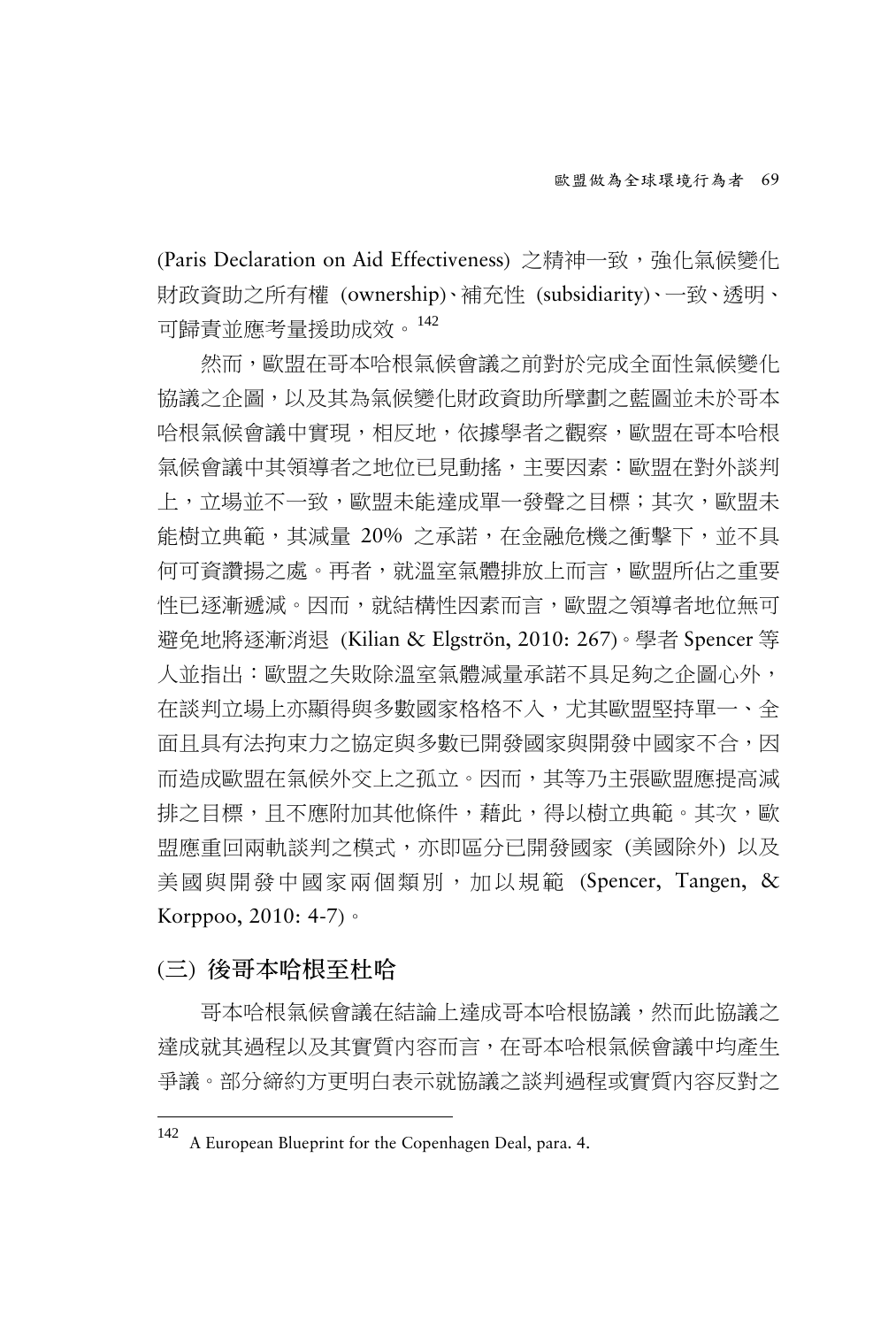(Paris Declaration on Aid Effectiveness) 之精神一致，強化氣候變化財政資助之所有權 (ownership)、補充性 (subsidiarity)、一致、透明、可歸責並應考量援助成效。[142]

然而，歐盟在哥本哈根氣候會議之前對於完成全面性氣候變化協議之企圖，以及其為氣候變化財政資助所擘劃之藍圖並未於哥本哈根氣候會議中實現，相反地，依據學者之觀察，歐盟在哥本哈根氣候會議中其領導者之地位已見動搖，主要因素：歐盟在對外談判上，立場並不一致，歐盟未能達成單一發聲之目標；其次，歐盟未能樹立典範，其減量 20% 之承諾，在金融危機之衝擊下，並不具何可資讚揚之處。再者，就溫室氣體排放上而言，歐盟所佔之重要性已逐漸遞減。因而，就結構性因素而言，歐盟之領導者地位無可避免地將逐漸消退 (Kilian & Elgströn, 2010: 267)。學者 Spencer 等人並指出：歐盟之失敗除溫室氣體減量承諾不具足夠之企圖心外，在談判立場上亦顯得與多數國家格格不入，尤其歐盟堅持單一、全面且具有法拘束力之協定與多數已開發國家與開發中國家不合，因而造成歐盟在氣候外交上之孤立。因而，其等乃主張歐盟應提高減排之目標，且不應附加其他條件，藉此，得以樹立典範。其次，歐盟應重回兩軌談判之模式，亦即區分已開發國家 (美國除外) 以及美國與開發中國家兩個類別，加以規範 (Spencer, Tangen, & Korppoo, 2010: 4-7)。

### (三) 後哥本哈根至杜哈

哥本哈根氣候會議在結論上達成哥本哈根協議，然而此協議之達成就其過程以及其實質內容而言，在哥本哈根氣候會議中均產生爭議。部分締約方更明白表示就協議之談判過程或實質內容反對之

---

[142] A European Blueprint for the Copenhagen Deal, para. 4.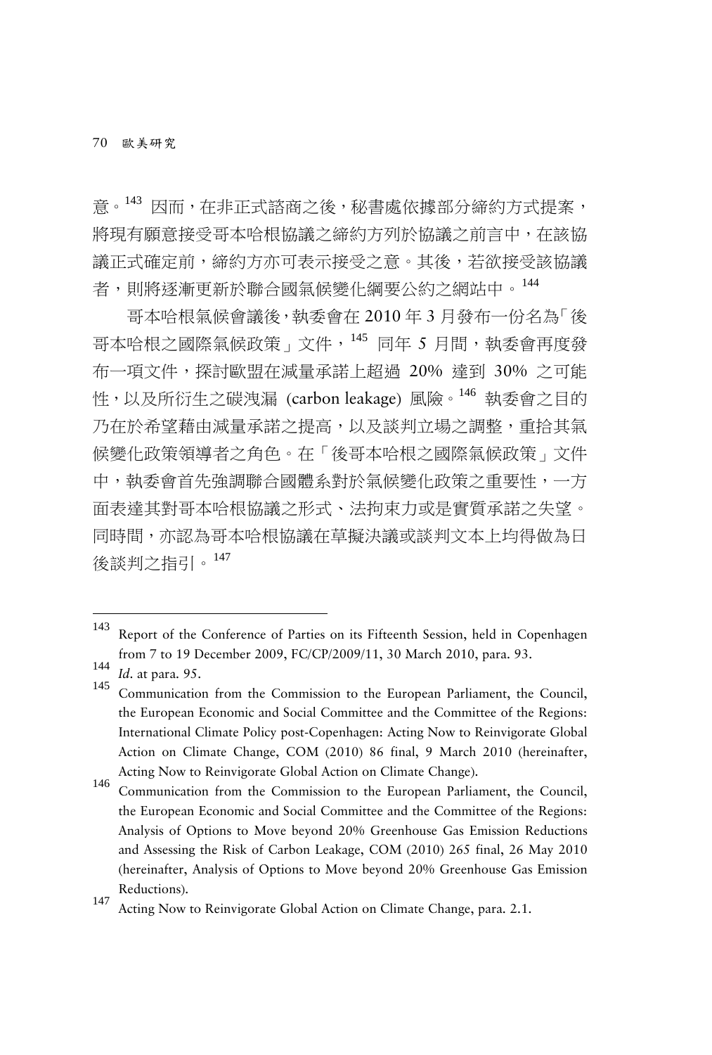意。[143] 因而，在非正式諮商之後，秘書處依據部分締約方式提案，將現有願意接受哥本哈根協議之締約方列於協議之前言中，在該協議正式確定前，締約方亦可表示接受之意。其後，若欲接受該協議者，則將逐漸更新於聯合國氣候變化綱要公約之網站中。[144]

哥本哈根氣候會議後，執委會在 2010 年 3 月發布一份名為「後哥本哈根之國際氣候政策」文件，[145] 同年 5 月間，執委會再度發布一項文件，探討歐盟在減量承諾上超過 20% 達到 30% 之可能性，以及所衍生之碳洩漏 (carbon leakage) 風險。[146] 執委會之目的乃在於希望藉由減量承諾之提高，以及談判立場之調整，重拾其氣候變化政策領導者之角色。在「後哥本哈根之國際氣候政策」文件中，執委會首先強調聯合國體系對於氣候變化政策之重要性，一方面表達其對哥本哈根協議之形式、法拘束力或是實質承諾之失望。同時間，亦認為哥本哈根協議在草擬決議或談判文本上均得做為日後談判之指引。[147]

---

143 Report of the Conference of Parties on its Fifteenth Session, held in Copenhagen from 7 to 19 December 2009, FC/CP/2009/11, 30 March 2010, para. 93.

144 *Id*. at para. 95.

145 Communication from the Commission to the European Parliament, the Council, the European Economic and Social Committee and the Committee of the Regions: International Climate Policy post-Copenhagen: Acting Now to Reinvigorate Global Action on Climate Change, COM (2010) 86 final, 9 March 2010 (hereinafter, Acting Now to Reinvigorate Global Action on Climate Change).

146 Communication from the Commission to the European Parliament, the Council, the European Economic and Social Committee and the Committee of the Regions: Analysis of Options to Move beyond 20% Greenhouse Gas Emission Reductions and Assessing the Risk of Carbon Leakage, COM (2010) 265 final, 26 May 2010 (hereinafter, Analysis of Options to Move beyond 20% Greenhouse Gas Emission Reductions).

147 Acting Now to Reinvigorate Global Action on Climate Change, para. 2.1.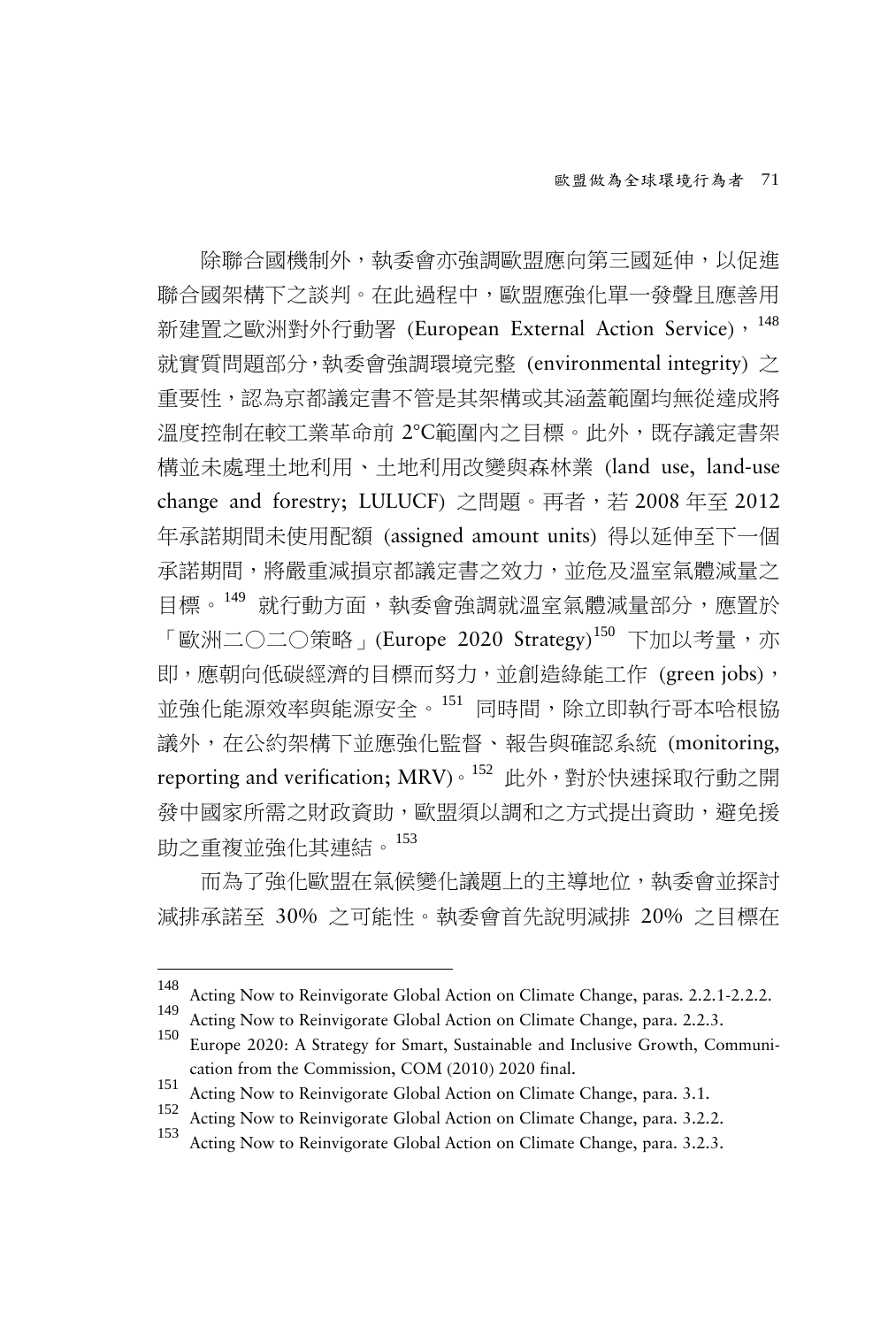除聯合國機制外，執委會亦強調歐盟應向第三國延伸，以促進聯合國架構下之談判。在此過程中，歐盟應強化單一發聲且應善用新建置之歐洲對外行動署 (European External Action Service)，[148] 就實質問題部分，執委會強調環境完整 (environmental integrity) 之重要性，認為京都議定書不管是其架構或其涵蓋範圍均無從達成將溫度控制在較工業革命前 2°C範圍內之目標。此外，既存議定書架構並未處理土地利用、土地利用改變與森林業 (land use, land-use change and forestry; LULUCF) 之問題。再者，若 2008 年至 2012 年承諾期間未使用配額 (assigned amount units) 得以延伸至下一個承諾期間，將嚴重減損京都議定書之效力，並危及溫室氣體減量之目標。[149] 就行動方面，執委會強調就溫室氣體減量部分，應置於「歐洲二〇二〇策略」(Europe 2020 Strategy)[150] 下加以考量，亦即，應朝向低碳經濟的目標而努力，並創造綠能工作 (green jobs)，並強化能源效率與能源安全。[151] 同時間，除立即執行哥本哈根協議外，在公約架構下並應強化監督、報告與確認系統 (monitoring, reporting and verification; MRV)。[152] 此外，對於快速採取行動之開發中國家所需之財政資助，歐盟須以調和之方式提出資助，避免援助之重複並強化其連結。[153]

而為了強化歐盟在氣候變化議題上的主導地位，執委會並探討減排承諾至 30% 之可能性。執委會首先說明減排 20% 之目標在

---

[148] Acting Now to Reinvigorate Global Action on Climate Change, paras. 2.2.1-2.2.2.

[149] Acting Now to Reinvigorate Global Action on Climate Change, para. 2.2.3.

[150] Europe 2020: A Strategy for Smart, Sustainable and Inclusive Growth, Communication from the Commission, COM (2010) 2020 final.

[151] Acting Now to Reinvigorate Global Action on Climate Change, para. 3.1.

[152] Acting Now to Reinvigorate Global Action on Climate Change, para. 3.2.2.

[153] Acting Now to Reinvigorate Global Action on Climate Change, para. 3.2.3.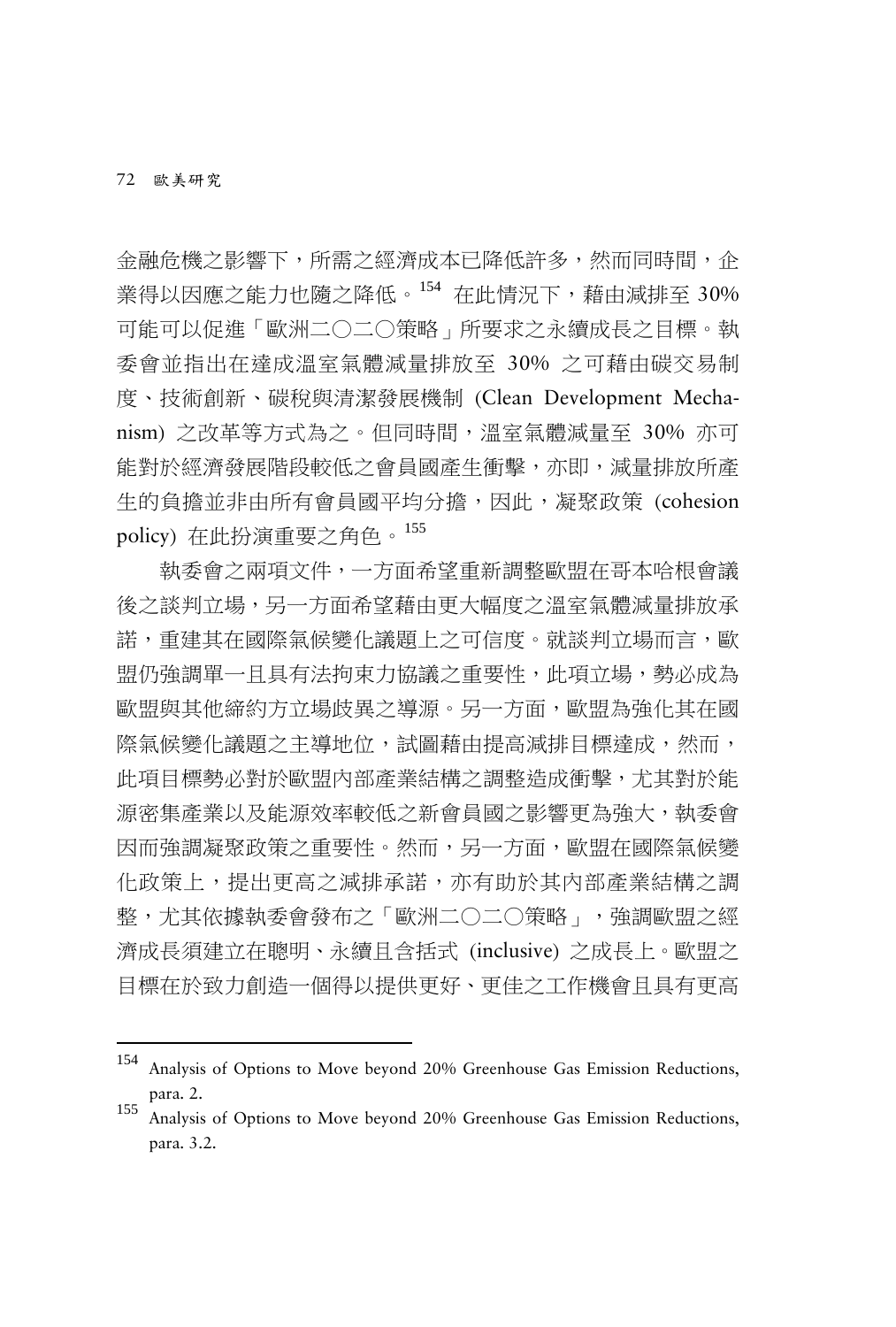金融危機之影響下，所需之經濟成本已降低許多，然而同時間，企業得以因應之能力也隨之降低。[154] 在此情況下，藉由減排至 30% 可能可以促進「歐洲二〇二〇策略」所要求之永續成長之目標。執委會並指出在達成溫室氣體減量排放至 30% 之可藉由碳交易制度、技術創新、碳稅與清潔發展機制 (Clean Development Mechanism) 之改革等方式為之。但同時間，溫室氣體減量至 30% 亦可能對於經濟發展階段較低之會員國產生衝擊，亦即，減量排放所產生的負擔並非由所有會員國平均分擔，因此，凝聚政策 (cohesion policy) 在此扮演重要之角色。[155]

執委會之兩項文件，一方面希望重新調整歐盟在哥本哈根會議後之談判立場，另一方面希望藉由更大幅度之溫室氣體減量排放承諾，重建其在國際氣候變化議題上之可信度。就談判立場而言，歐盟仍強調單一且具有法拘束力協議之重要性，此項立場，勢必成為歐盟與其他締約方立場歧異之導源。另一方面，歐盟為強化其在國際氣候變化議題之主導地位，試圖藉由提高減排目標達成，然而，此項目標勢必對於歐盟內部產業結構之調整造成衝擊，尤其對於能源密集產業以及能源效率較低之新會員國之影響更為強大，執委會因而強調凝聚政策之重要性。然而，另一方面，歐盟在國際氣候變化政策上，提出更高之減排承諾，亦有助於其內部產業結構之調整，尤其依據執委會發布之「歐洲二〇二〇策略」，強調歐盟之經濟成長須建立在聰明、永續且含括式 (inclusive) 之成長上。歐盟之目標在於致力創造一個得以提供更好、更佳之工作機會且具有更高

---

[154] Analysis of Options to Move beyond 20% Greenhouse Gas Emission Reductions, para. 2.

[155] Analysis of Options to Move beyond 20% Greenhouse Gas Emission Reductions, para. 3.2.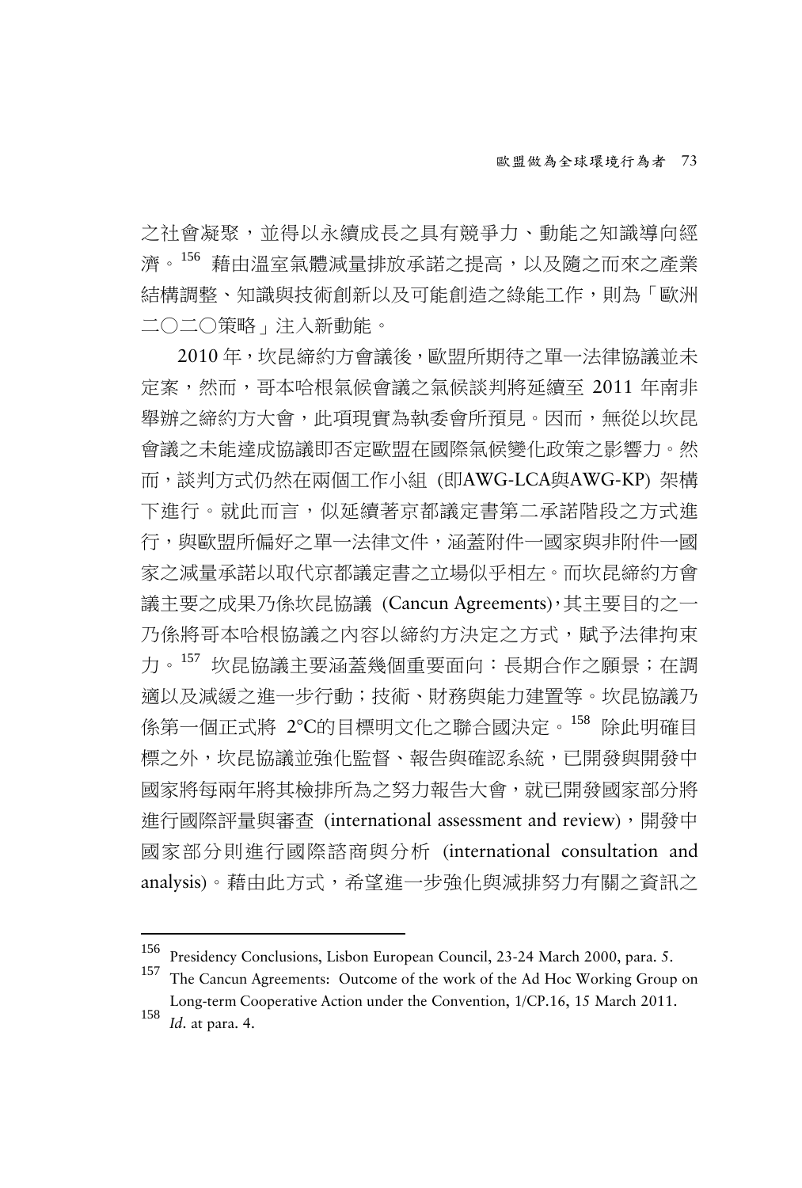之社會凝聚，並得以永續成長之具有競爭力、動能之知識導向經濟。[156] 藉由溫室氣體減量排放承諾之提高，以及隨之而來之產業結構調整、知識與技術創新以及可能創造之綠能工作，則為「歐洲二〇二〇策略」注入新動能。

2010 年，坎昆締約方會議後，歐盟所期待之單一法律協議並未定案，然而，哥本哈根氣候會議之氣候談判將延續至 2011 年南非舉辦之締約方大會，此項現實為執委會所預見。因而，無從以坎昆會議之未能達成協議即否定歐盟在國際氣候變化政策之影響力。然而，談判方式仍然在兩個工作小組 (即AWG-LCA與AWG-KP) 架構下進行。就此而言，似延續著京都議定書第二承諾階段之方式進行，與歐盟所偏好之單一法律文件，涵蓋附件一國家與非附件一國家之減量承諾以取代京都議定書之立場似乎相左。而坎昆締約方會議主要之成果乃係坎昆協議 (Cancun Agreements)，其主要目的之一乃係將哥本哈根協議之內容以締約方決定之方式，賦予法律拘束力。[157] 坎昆協議主要涵蓋幾個重要面向：長期合作之願景；在調適以及減緩之進一步行動；技術、財務與能力建置等。坎昆協議乃係第一個正式將 2°C的目標明文化之聯合國決定。[158] 除此明確目標之外，坎昆協議並強化監督、報告與確認系統，已開發與開發中國家將每兩年將其檢排所為之努力報告大會，就已開發國家部分將進行國際評量與審查 (international assessment and review)，開發中國家部分則進行國際諮商與分析 (international consultation and analysis)。藉由此方式，希望進一步強化與減排努力有關之資訊之

---

[156] Presidency Conclusions, Lisbon European Council, 23-24 March 2000, para. 5.

[157] The Cancun Agreements: Outcome of the work of the Ad Hoc Working Group on Long-term Cooperative Action under the Convention, 1/CP.16, 15 March 2011.

[158] *Id*. at para. 4.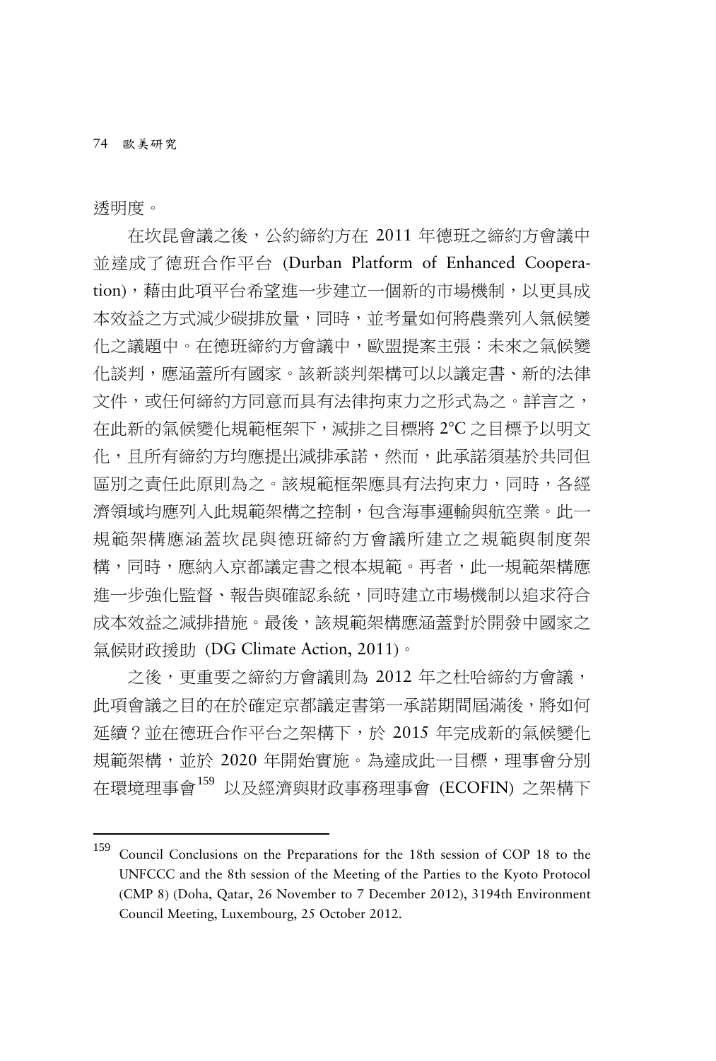透明度。

在坎昆會議之後，公約締約方在 2011 年德班之締約方會議中並達成了德班合作平台 (Durban Platform of Enhanced Cooperation)，藉由此項平台希望進一步建立一個新的市場機制，以更具成本效益之方式減少碳排放量，同時，並考量如何將農業列入氣候變化之議題中。在德班締約方會議中，歐盟提案主張：未來之氣候變化談判，應涵蓋所有國家。該新談判架構可以以議定書、新的法律文件，或任何締約方同意而具有法律拘束力之形式為之。詳言之，在此新的氣候變化規範框架下，減排之目標將 2°C 之目標予以明文化，且所有締約方均應提出減排承諾，然而，此承諾須基於共同但區別之責任此原則為之。該規範框架應具有法拘束力，同時，各經濟領域均應列入此規範架構之控制，包含海事運輸與航空業。此一規範架構應涵蓋坎昆與德班締約方會議所建立之規範與制度架構，同時，應納入京都議定書之根本規範。再者，此一規範架構應進一步強化監督、報告與確認系統，同時建立市場機制以追求符合成本效益之減排措施。最後，該規範架構應涵蓋對於開發中國家之氣候財政援助 (DG Climate Action, 2011)。

之後，更重要之締約方會議則為 2012 年之杜哈締約方會議，此項會議之目的在於確定京都議定書第一承諾期間屆滿後，將如何延續？並在德班合作平台之架構下，於 2015 年完成新的氣候變化規範架構，並於 2020 年開始實施。為達成此一目標，理事會分別在環境理事會[159] 以及經濟與財政事務理事會 (ECOFIN) 之架構下

---

[159] Council Conclusions on the Preparations for the 18th session of COP 18 to the UNFCCC and the 8th session of the Meeting of the Parties to the Kyoto Protocol (CMP 8) (Doha, Qatar, 26 November to 7 December 2012), 3194th Environment Council Meeting, Luxembourg, 25 October 2012.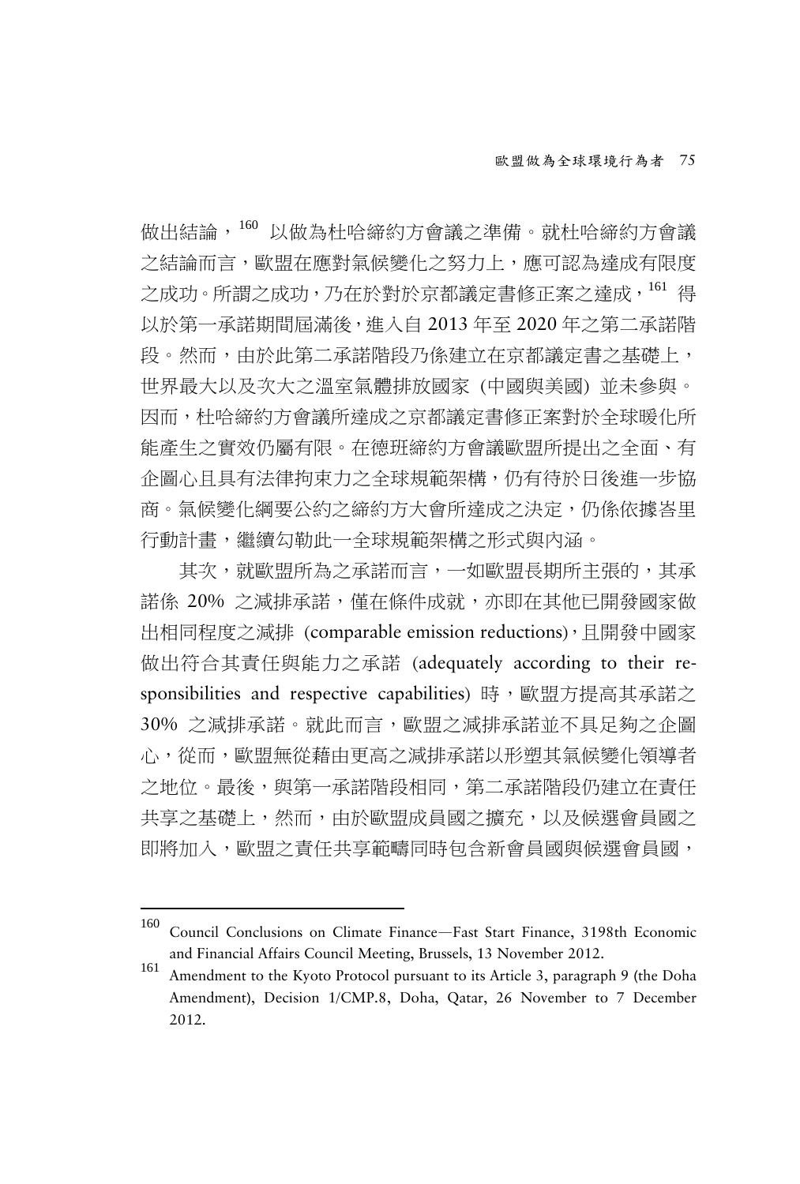做出結論，[160] 以做為杜哈締約方會議之準備。就杜哈締約方會議之結論而言，歐盟在應對氣候變化之努力上，應可認為達成有限度之成功。所謂之成功，乃在於對於京都議定書修正案之達成，[161] 得以於第一承諾期間屆滿後，進入自 2013 年至 2020 年之第二承諾階段。然而，由於此第二承諾階段乃係建立在京都議定書之基礎上，世界最大以及次大之溫室氣體排放國家 (中國與美國) 並未參與。因而，杜哈締約方會議所達成之京都議定書修正案對於全球暖化所能產生之實效仍屬有限。在德班締約方會議歐盟所提出之全面、有企圖心且具有法律拘束力之全球規範架構，仍有待於日後進一步協商。氣候變化綱要公約之締約方大會所達成之決定，仍係依據峇里行動計畫，繼續勾勒此一全球規範架構之形式與內涵。

其次，就歐盟所為之承諾而言，一如歐盟長期所主張的，其承諾係 20% 之減排承諾，僅在條件成就，亦即在其他已開發國家做出相同程度之減排 (comparable emission reductions)，且開發中國家做出符合其責任與能力之承諾 (adequately according to their responsibilities and respective capabilities) 時，歐盟方提高其承諾之 30% 之減排承諾。就此而言，歐盟之減排承諾並不具足夠之企圖心，從而，歐盟無從藉由更高之減排承諾以形塑其氣候變化領導者之地位。最後，與第一承諾階段相同，第二承諾階段仍建立在責任共享之基礎上，然而，由於歐盟成員國之擴充，以及候選會員國之即將加入，歐盟之責任共享範疇同時包含新會員國與候選會員國，

---

[160] Council Conclusions on Climate Finance—Fast Start Finance, 3198th Economic and Financial Affairs Council Meeting, Brussels, 13 November 2012.

[161] Amendment to the Kyoto Protocol pursuant to its Article 3, paragraph 9 (the Doha Amendment), Decision 1/CMP.8, Doha, Qatar, 26 November to 7 December 2012.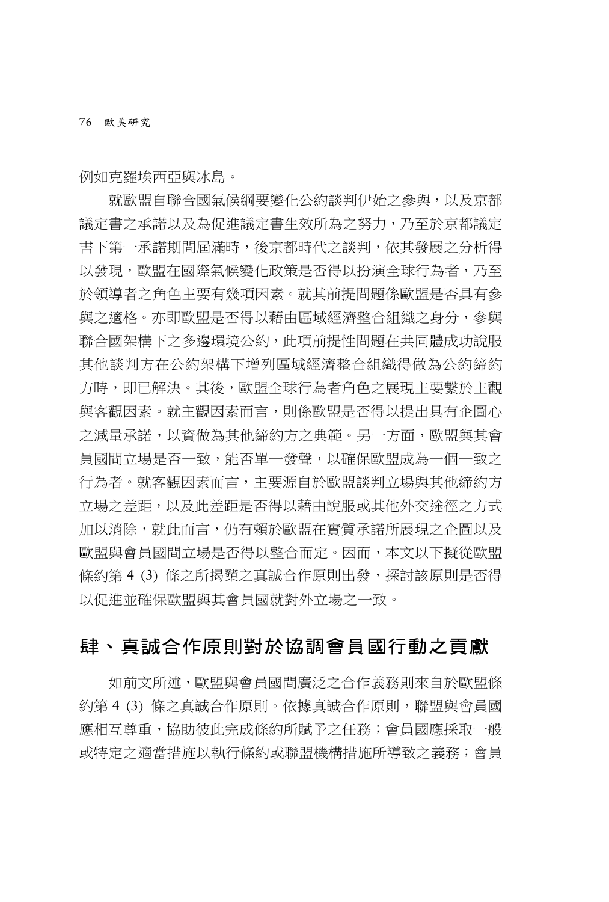例如克羅埃西亞與冰島。

就歐盟自聯合國氣候綱要變化公約談判伊始之參與，以及京都議定書之承諾以及為促進議定書生效所為之努力，乃至於京都議定書下第一承諾期間屆滿時，後京都時代之談判，依其發展之分析得以發現，歐盟在國際氣候變化政策是否得以扮演全球行為者，乃至於領導者之角色主要有幾項因素。就其前提問題係歐盟是否具有參與之適格。亦即歐盟是否得以藉由區域經濟整合組織之身分，參與聯合國架構下之多邊環境公約，此項前提性問題在共同體成功說服其他談判方在公約架構下增列區域經濟整合組織得做為公約締約方時，即已解決。其後，歐盟全球行為者角色之展現主要繫於主觀與客觀因素。就主觀因素而言，則係歐盟是否得以提出具有企圖心之減量承諾，以資做為其他締約方之典範。另一方面，歐盟與其會員國間立場是否一致，能否單一發聲，以確保歐盟成為一個一致之行為者。就客觀因素而言，主要源自於歐盟談判立場與其他締約方立場之差距，以及此差距是否得以藉由說服或其他外交途徑之方式加以消除，就此而言，仍有賴於歐盟在實質承諾所展現之企圖以及歐盟與會員國間立場是否得以整合而定。因而，本文以下擬從歐盟條約第 4 (3) 條之所揭櫫之真誠合作原則出發，探討該原則是否得以促進並確保歐盟與其會員國就對外立場之一致。

## 肆、真誠合作原則對於協調會員國行動之貢獻

如前文所述，歐盟與會員國間廣泛之合作義務則來自於歐盟條約第 4 (3) 條之真誠合作原則。依據真誠合作原則，聯盟與會員國應相互尊重，協助彼此完成條約所賦予之任務；會員國應採取一般或特定之適當措施以執行條約或聯盟機構措施所導致之義務；會員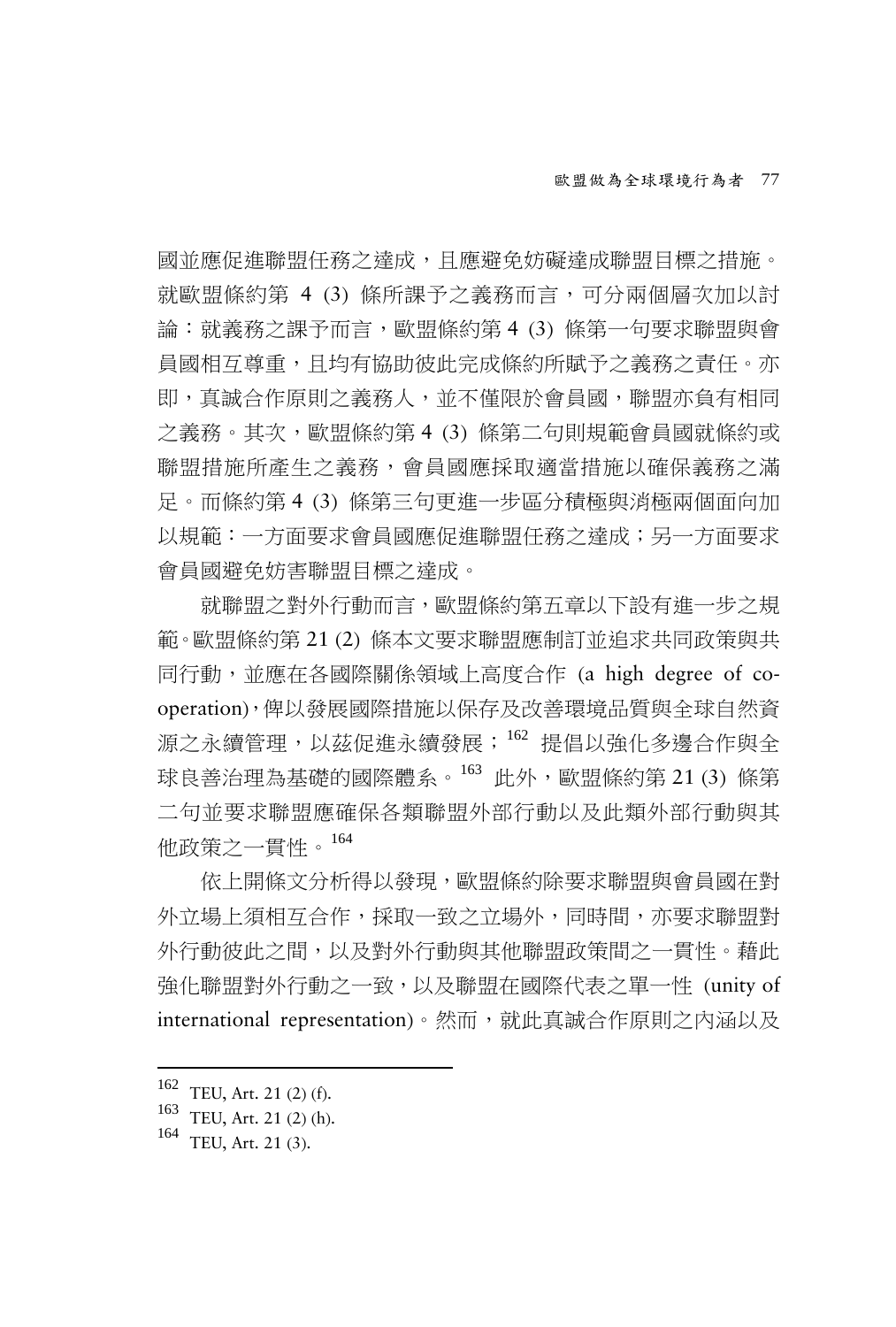國並應促進聯盟任務之達成，且應避免妨礙達成聯盟目標之措施。就歐盟條約第 4 (3) 條所課予之義務而言，可分兩個層次加以討論：就義務之課予而言，歐盟條約第 4 (3) 條第一句要求聯盟與會員國相互尊重，且均有協助彼此完成條約所賦予之義務之責任。亦即，真誠合作原則之義務人，並不僅限於會員國，聯盟亦負有相同之義務。其次，歐盟條約第 4 (3) 條第二句則規範會員國就條約或聯盟措施所產生之義務，會員國應採取適當措施以確保義務之滿足。而條約第 4 (3) 條第三句更進一步區分積極與消極兩個面向加以規範：一方面要求會員國應促進聯盟任務之達成；另一方面要求會員國避免妨害聯盟目標之達成。

就聯盟之對外行動而言，歐盟條約第五章以下設有進一步之規範。歐盟條約第 21 (2) 條本文要求聯盟應制訂並追求共同政策與共同行動，並應在各國際關係領域上高度合作 (a high degree of co-operation)，俾以發展國際措施以保存及改善環境品質與全球自然資源之永續管理，以茲促進永續發展；[162] 提倡以強化多邊合作與全球良善治理為基礎的國際體系。[163] 此外，歐盟條約第 21 (3) 條第二句並要求聯盟應確保各類聯盟外部行動以及此類外部行動與其他政策之一貫性。[164]

依上開條文分析得以發現，歐盟條約除要求聯盟與會員國在對外立場上須相互合作，採取一致之立場外，同時間，亦要求聯盟對外行動彼此之間，以及對外行動與其他聯盟政策間之一貫性。藉此強化聯盟對外行動之一致，以及聯盟在國際代表之單一性 (unity of international representation)。然而，就此真誠合作原則之內涵以及

---

[162] TEU, Art. 21 (2) (f).

[163] TEU, Art. 21 (2) (h).

[164] TEU, Art. 21 (3).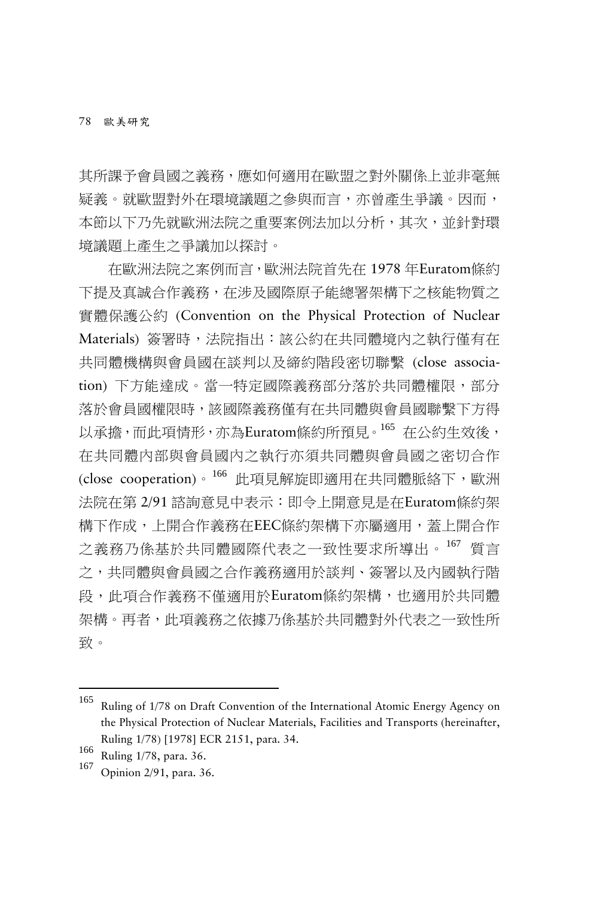其所課予會員國之義務，應如何適用在歐盟之對外關係上並非毫無疑義。就歐盟對外在環境議題之參與而言，亦曾產生爭議。因而，本節以下乃先就歐洲法院之重要案例法加以分析，其次，並針對環境議題上產生之爭議加以探討。

在歐洲法院之案例而言，歐洲法院首先在 1978 年Euratom條約下提及真誠合作義務，在涉及國際原子能總署架構下之核能物質之實體保護公約 (Convention on the Physical Protection of Nuclear Materials) 簽署時，法院指出：該公約在共同體境內之執行僅有在共同體機構與會員國在談判以及締約階段密切聯繫 (close association) 下方能達成。當一特定國際義務部分落於共同體權限，部分落於會員國權限時，該國際義務僅有在共同體與會員國聯繫下方得以承擔，而此項情形，亦為Euratom條約所預見。[165] 在公約生效後，在共同體內部與會員國內之執行亦須共同體與會員國之密切合作 (close cooperation)。[166] 此項見解旋即適用在共同體脈絡下，歐洲法院在第 2/91 諮詢意見中表示：即令上開意見是在Euratom條約架構下作成，上開合作義務在EEC條約架構下亦屬適用，蓋上開合作之義務乃係基於共同體國際代表之一致性要求所導出。[167] 質言之，共同體與會員國之合作義務適用於談判、簽署以及內國執行階段，此項合作義務不僅適用於Euratom條約架構，也適用於共同體架構。再者，此項義務之依據乃係基於共同體對外代表之一致性所致。

---

[165] Ruling of 1/78 on Draft Convention of the International Atomic Energy Agency on the Physical Protection of Nuclear Materials, Facilities and Transports (hereinafter, Ruling 1/78) [1978] ECR 2151, para. 34.

[166] Ruling 1/78, para. 36.

[167] Opinion 2/91, para. 36.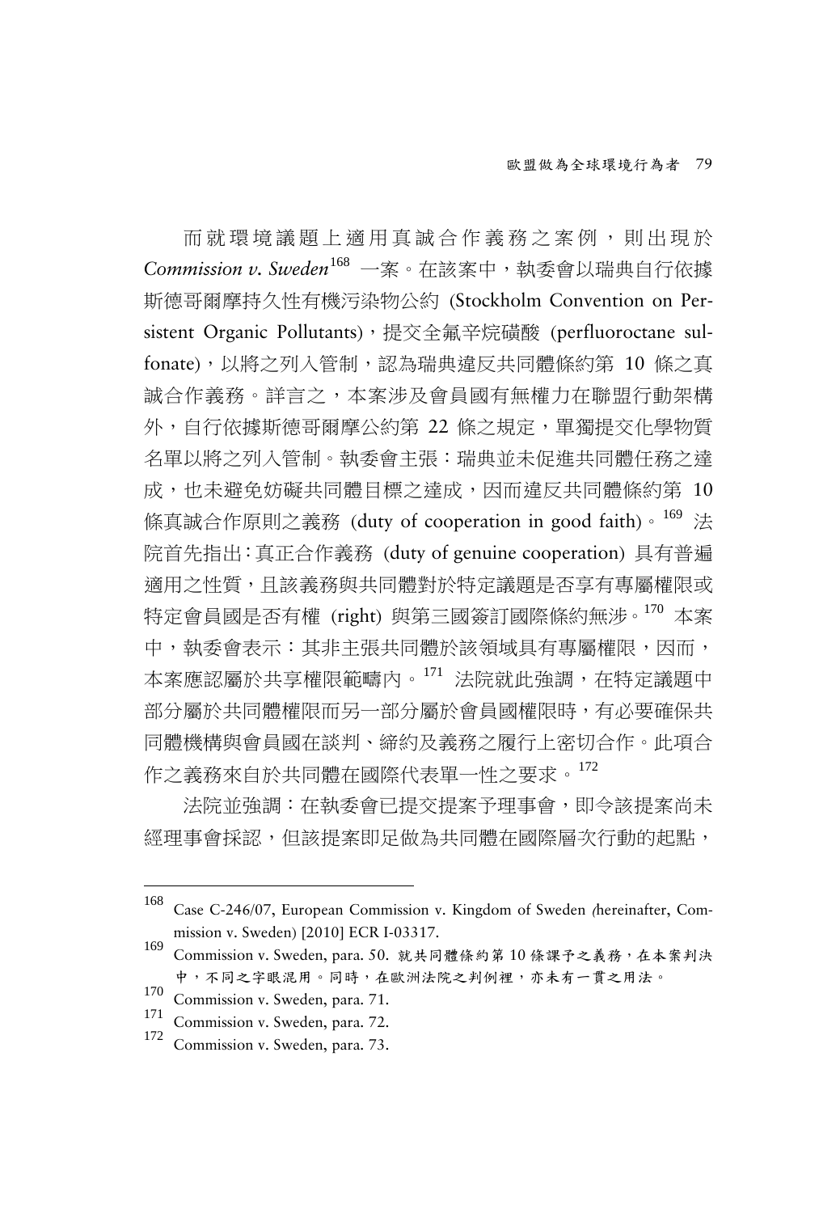而就環境議題上適用真誠合作義務之案例，則出現於 *Commission v. Sweden*[168] 一案。在該案中，執委會以瑞典自行依據斯德哥爾摩持久性有機污染物公約 (Stockholm Convention on Persistent Organic Pollutants)，提交全氟辛烷磺酸 (perfluoroctane sulfonate)，以將之列入管制，認為瑞典違反共同體條約第 10 條之真誠合作義務。詳言之，本案涉及會員國有無權力在聯盟行動架構外，自行依據斯德哥爾摩公約第 22 條之規定，單獨提交化學物質名單以將之列入管制。執委會主張：瑞典並未促進共同體任務之達成，也未避免妨礙共同體目標之達成，因而違反共同體條約第 10 條真誠合作原則之義務 (duty of cooperation in good faith)。[169] 法院首先指出：真正合作義務 (duty of genuine cooperation) 具有普遍適用之性質，且該義務與共同體對於特定議題是否享有專屬權限或特定會員國是否有權 (right) 與第三國簽訂國際條約無涉。[170] 本案中，執委會表示：其非主張共同體於該領域具有專屬權限，因而，本案應認屬於共享權限範疇內。[171] 法院就此強調，在特定議題中部分屬於共同體權限而另一部分屬於會員國權限時，有必要確保共同體機構與會員國在談判、締約及義務之履行上密切合作。此項合作之義務來自於共同體在國際代表單一性之要求。[172]

法院並強調：在執委會已提交提案予理事會，即令該提案尚未經理事會採認，但該提案即足做為共同體在國際層次行動的起點，

---

168 Case C-246/07, European Commission v. Kingdom of Sweden (hereinafter, Commission v. Sweden) [2010] ECR I-03317.

169 Commission v. Sweden, para. 50. 就共同體條約第 10 條課予之義務，在本案判決中，不同之字眼混用。同時，在歐洲法院之判例裡，亦未有一貫之用法。

170 Commission v. Sweden, para. 71.

171 Commission v. Sweden, para. 72.

172 Commission v. Sweden, para. 73.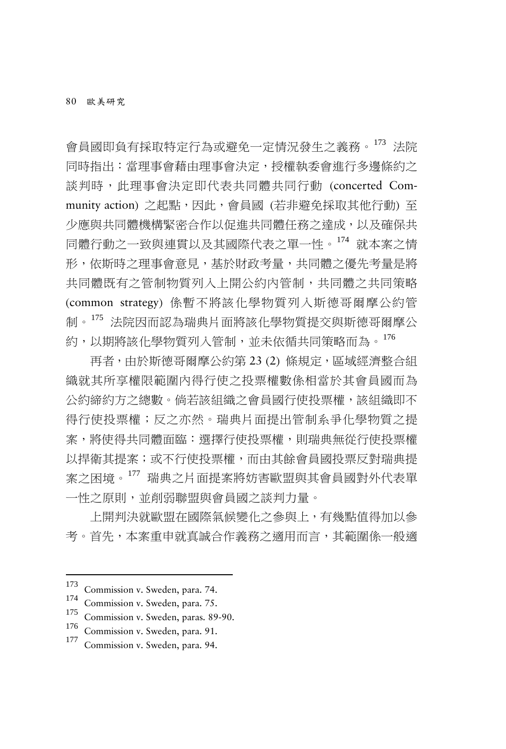會員國即負有採取特定行為或避免一定情況發生之義務。[173] 法院同時指出：當理事會藉由理事會決定，授權執委會進行多邊條約之談判時，此理事會決定即代表共同體共同行動 (concerted Community action) 之起點，因此，會員國 (若非避免採取其他行動) 至少應與共同體機構緊密合作以促進共同體任務之達成，以及確保共同體行動之一致與連貫以及其國際代表之單一性。[174] 就本案之情形，依斯時之理事會意見，基於財政考量，共同體之優先考量是將共同體既有之管制物質列入上開公約內管制，共同體之共同策略 (common strategy) 係暫不將該化學物質列入斯德哥爾摩公約管制。[175] 法院因而認為瑞典片面將該化學物質提交與斯德哥爾摩公約，以期將該化學物質列入管制，並未依循共同策略而為。[176]

再者，由於斯德哥爾摩公約第 23 (2) 條規定，區域經濟整合組織就其所享權限範圍內得行使之投票權數係相當於其會員國而為公約締約方之總數。倘若該組織之會員國行使投票權，該組織即不得行使投票權；反之亦然。瑞典片面提出管制系爭化學物質之提案，將使得共同體面臨：選擇行使投票權，則瑞典無從行使投票權以捍衛其提案；或不行使投票權，而由其餘會員國投票反對瑞典提案之困境。[177] 瑞典之片面提案將妨害歐盟與其會員國對外代表單一性之原則，並削弱聯盟與會員國之談判力量。

上開判決就歐盟在國際氣候變化之參與上，有幾點值得加以參考。首先，本案重申就真誠合作義務之適用而言，其範圍係一般適

---

[173] Commission v. Sweden, para. 74.

[174] Commission v. Sweden, para. 75.

[175] Commission v. Sweden, paras. 89-90.

[176] Commission v. Sweden, para. 91.

[177] Commission v. Sweden, para. 94.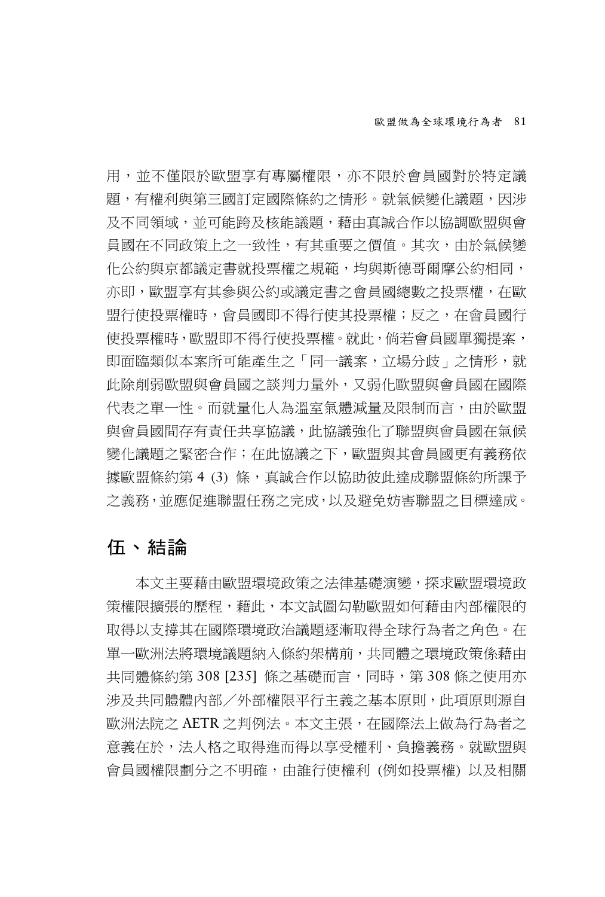用，並不僅限於歐盟享有專屬權限，亦不限於會員國對於特定議題，有權利與第三國訂定國際條約之情形。就氣候變化議題，因涉及不同領域，並可能跨及核能議題，藉由真誠合作以協調歐盟與會員國在不同政策上之一致性，有其重要之價值。其次，由於氣候變化公約與京都議定書就投票權之規範，均與斯德哥爾摩公約相同，亦即，歐盟享有其參與公約或議定書之會員國總數之投票權，在歐盟行使投票權時，會員國即不得行使其投票權；反之，在會員國行使投票權時，歐盟即不得行使投票權。就此，倘若會員國單獨提案，即面臨類似本案所可能產生之「同一議案，立場分歧」之情形，就此除削弱歐盟與會員國之談判力量外，又弱化歐盟與會員國在國際代表之單一性。而就量化人為溫室氣體減量及限制而言，由於歐盟與會員國間存有責任共享協議，此協議強化了聯盟與會員國在氣候變化議題之緊密合作；在此協議之下，歐盟與其會員國更有義務依據歐盟條約第 4 (3) 條，真誠合作以協助彼此達成聯盟條約所課予之義務，並應促進聯盟任務之完成，以及避免妨害聯盟之目標達成。

## 伍、結論

本文主要藉由歐盟環境政策之法律基礎演變，探求歐盟環境政策權限擴張的歷程，藉此，本文試圖勾勒歐盟如何藉由內部權限的取得以支撐其在國際環境政治議題逐漸取得全球行為者之角色。在單一歐洲法將環境議題納入條約架構前，共同體之環境政策係藉由共同體條約第 308 [235] 條之基礎而言，同時，第 308 條之使用亦涉及共同體體內部／外部權限平行主義之基本原則，此項原則源自歐洲法院之 AETR 之判例法。本文主張，在國際法上做為行為者之意義在於，法人格之取得進而得以享受權利、負擔義務。就歐盟與會員國權限劃分之不明確，由誰行使權利 (例如投票權) 以及相關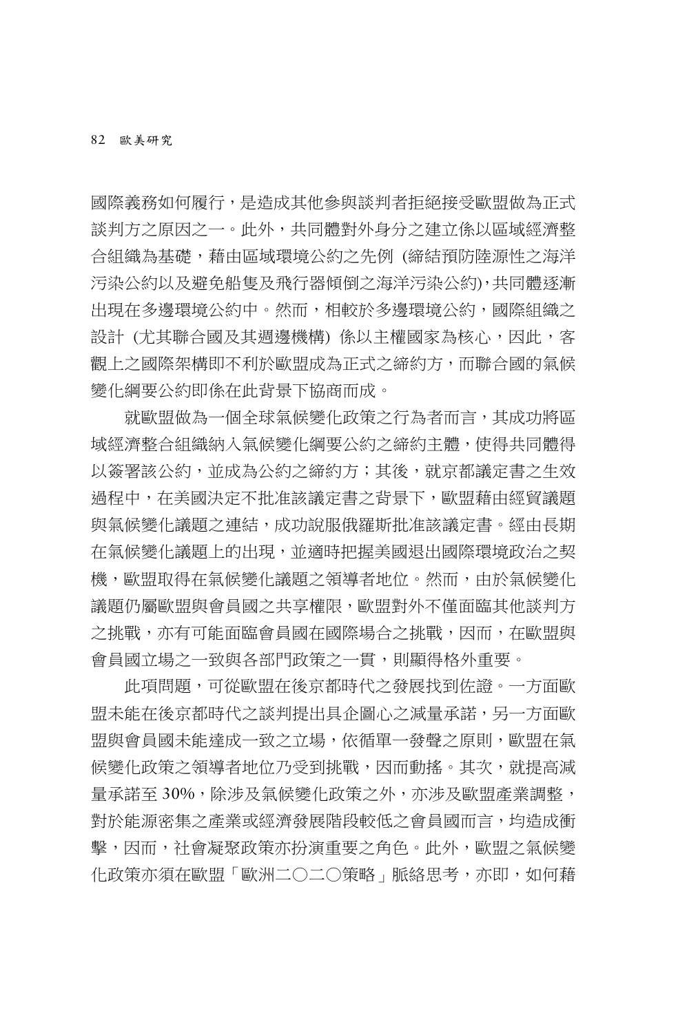國際義務如何履行，是造成其他參與談判者拒絕接受歐盟做為正式談判方之原因之一。此外，共同體對外身分之建立係以區域經濟整合組織為基礎，藉由區域環境公約之先例 (締結預防陸源性之海洋污染公約以及避免船隻及飛行器傾倒之海洋污染公約)，共同體逐漸出現在多邊環境公約中。然而，相較於多邊環境公約，國際組織之設計 (尤其聯合國及其週邊機構) 係以主權國家為核心，因此，客觀上之國際架構即不利於歐盟成為正式之締約方，而聯合國的氣候變化綱要公約即係在此背景下協商而成。

就歐盟做為一個全球氣候變化政策之行為者而言，其成功將區域經濟整合組織納入氣候變化綱要公約之締約主體，使得共同體得以簽署該公約，並成為公約之締約方；其後，就京都議定書之生效過程中，在美國決定不批准該議定書之背景下，歐盟藉由經貿議題與氣候變化議題之連結，成功說服俄羅斯批准該議定書。經由長期在氣候變化議題上的出現，並適時把握美國退出國際環境政治之契機，歐盟取得在氣候變化議題之領導者地位。然而，由於氣候變化議題仍屬歐盟與會員國之共享權限，歐盟對外不僅面臨其他談判方之挑戰，亦有可能面臨會員國在國際場合之挑戰，因而，在歐盟與會員國立場之一致與各部門政策之一貫，則顯得格外重要。

此項問題，可從歐盟在後京都時代之發展找到佐證。一方面歐盟未能在後京都時代之談判提出具企圖心之減量承諾，另一方面歐盟與會員國未能達成一致之立場，依循單一發聲之原則，歐盟在氣候變化政策之領導者地位乃受到挑戰，因而動搖。其次，就提高減量承諾至 30%，除涉及氣候變化政策之外，亦涉及歐盟產業調整，對於能源密集之產業或經濟發展階段較低之會員國而言，均造成衝擊，因而，社會凝聚政策亦扮演重要之角色。此外，歐盟之氣候變化政策亦須在歐盟「歐洲二〇二〇策略」脈絡思考，亦即，如何藉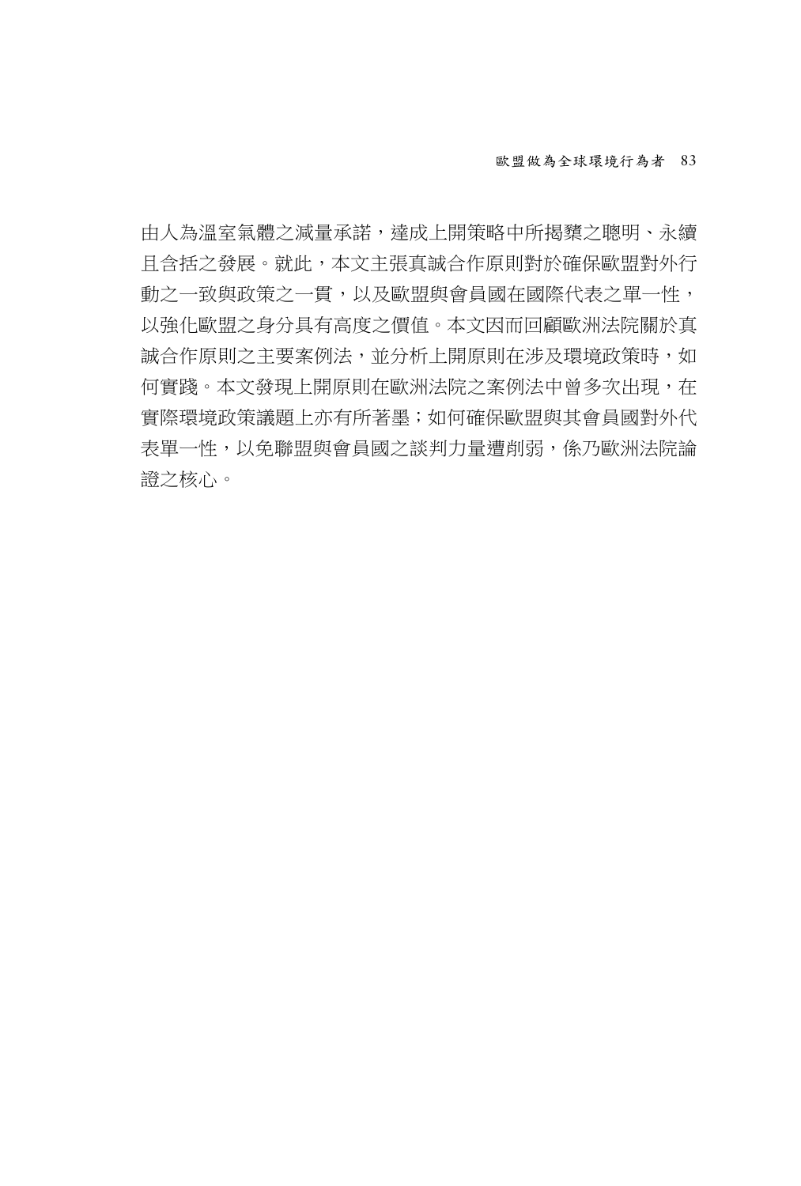由人為溫室氣體之減量承諾，達成上開策略中所揭櫫之聰明、永續且含括之發展。就此，本文主張真誠合作原則對於確保歐盟對外行動之一致與政策之一貫，以及歐盟與會員國在國際代表之單一性，以強化歐盟之身分具有高度之價值。本文因而回顧歐洲法院關於真誠合作原則之主要案例法，並分析上開原則在涉及環境政策時，如何實踐。本文發現上開原則在歐洲法院之案例法中曾多次出現，在實際環境政策議題上亦有所著墨；如何確保歐盟與其會員國對外代表單一性，以免聯盟與會員國之談判力量遭削弱，係乃歐洲法院論證之核心。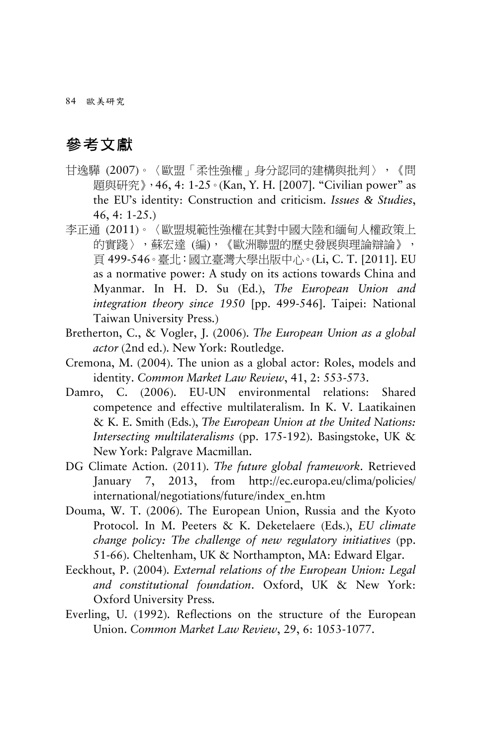## 參考文獻

甘逸驊 (2007)。〈歐盟「柔性強權」身分認同的建構與批判〉，《問題與研究》，46, 4: 1-25。(Kan, Y. H. [2007]. "Civilian power" as the EU's identity: Construction and criticism. *Issues & Studies*, 46, 4: 1-25.)

李正通 (2011)。〈歐盟規範性強權在其對中國大陸和緬甸人權政策上的實踐〉，蘇宏達 (編)，《歐洲聯盟的歷史發展與理論辯論》，頁 499-546。臺北：國立臺灣大學出版中心。(Li, C. T. [2011]. EU as a normative power: A study on its actions towards China and Myanmar. In H. D. Su (Ed.), *The European Union and integration theory since 1950* [pp. 499-546]. Taipei: National Taiwan University Press.)

Bretherton, C., & Vogler, J. (2006). *The European Union as a global actor* (2nd ed.). New York: Routledge.

Cremona, M. (2004). The union as a global actor: Roles, models and identity. *Common Market Law Review*, 41, 2: 553-573.

Damro, C. (2006). EU-UN environmental relations: Shared competence and effective multilateralism. In K. V. Laatikainen & K. E. Smith (Eds.), *The European Union at the United Nations: Intersecting multilateralisms* (pp. 175-192). Basingstoke, UK & New York: Palgrave Macmillan.

DG Climate Action. (2011). *The future global framework*. Retrieved January 7, 2013, from http://ec.europa.eu/clima/policies/international/negotiations/future/index_en.htm

Douma, W. T. (2006). The European Union, Russia and the Kyoto Protocol. In M. Peeters & K. Deketelaere (Eds.), *EU climate change policy: The challenge of new regulatory initiatives* (pp. 51-66). Cheltenham, UK & Northampton, MA: Edward Elgar.

Eeckhout, P. (2004). *External relations of the European Union: Legal and constitutional foundation*. Oxford, UK & New York: Oxford University Press.

Everling, U. (1992). Reflections on the structure of the European Union. *Common Market Law Review*, 29, 6: 1053-1077.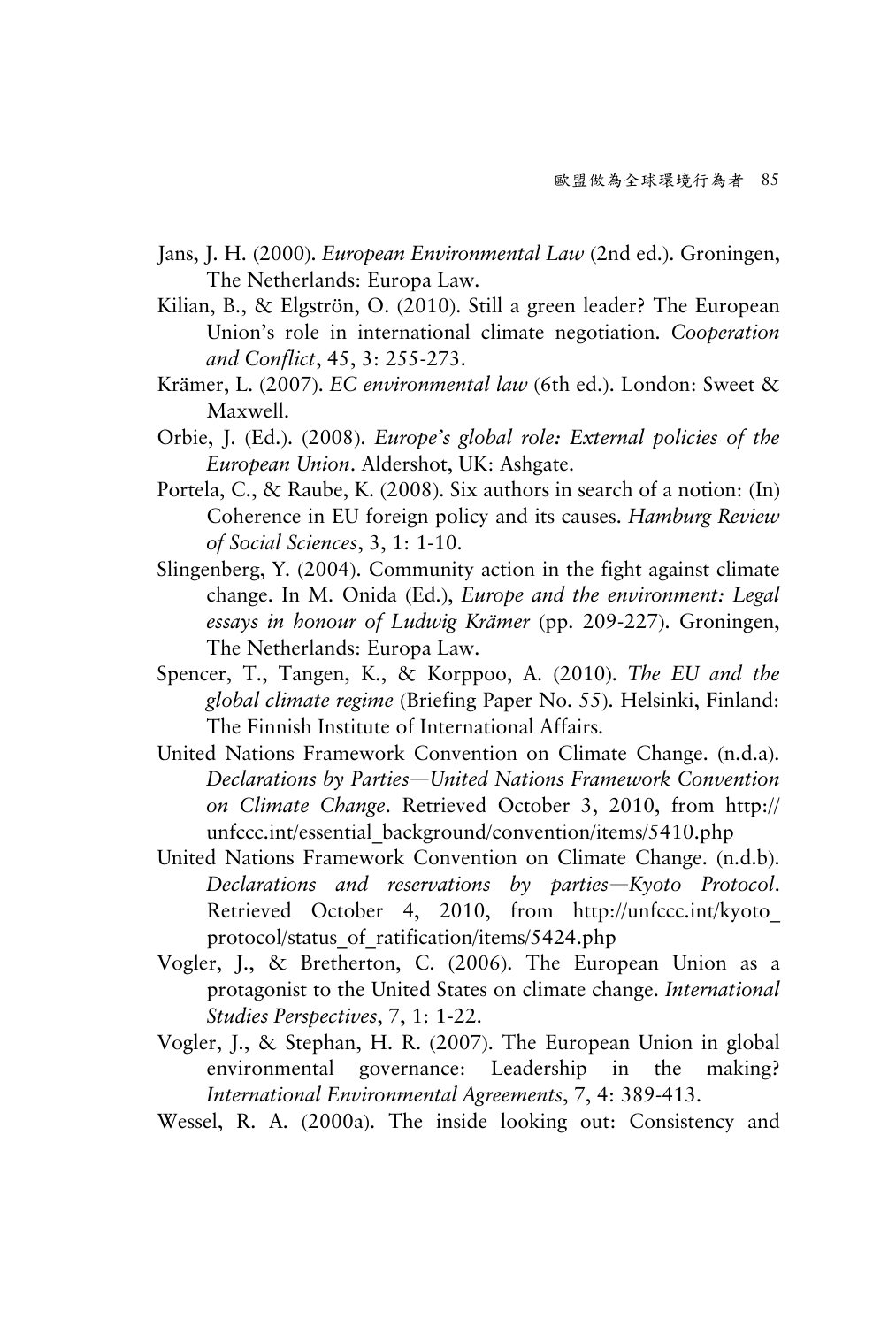Jans, J. H. (2000). *European Environmental Law* (2nd ed.). Groningen, The Netherlands: Europa Law.

Kilian, B., & Elgströn, O. (2010). Still a green leader? The European Union's role in international climate negotiation. *Cooperation and Conflict*, 45, 3: 255-273.

Krämer, L. (2007). *EC environmental law* (6th ed.). London: Sweet & Maxwell.

Orbie, J. (Ed.). (2008). *Europe's global role: External policies of the European Union*. Aldershot, UK: Ashgate.

Portela, C., & Raube, K. (2008). Six authors in search of a notion: (In) Coherence in EU foreign policy and its causes. *Hamburg Review of Social Sciences*, 3, 1: 1-10.

Slingenberg, Y. (2004). Community action in the fight against climate change. In M. Onida (Ed.), *Europe and the environment: Legal essays in honour of Ludwig Krämer* (pp. 209-227). Groningen, The Netherlands: Europa Law.

Spencer, T., Tangen, K., & Korppoo, A. (2010). *The EU and the global climate regime* (Briefing Paper No. 55). Helsinki, Finland: The Finnish Institute of International Affairs.

United Nations Framework Convention on Climate Change. (n.d.a). *Declarations by Parties—United Nations Framework Convention on Climate Change*. Retrieved October 3, 2010, from http://unfccc.int/essential_background/convention/items/5410.php

United Nations Framework Convention on Climate Change. (n.d.b). *Declarations and reservations by parties—Kyoto Protocol*. Retrieved October 4, 2010, from http://unfccc.int/kyoto_protocol/status_of_ratification/items/5424.php

Vogler, J., & Bretherton, C. (2006). The European Union as a protagonist to the United States on climate change. *International Studies Perspectives*, 7, 1: 1-22.

Vogler, J., & Stephan, H. R. (2007). The European Union in global environmental governance: Leadership in the making? *International Environmental Agreements*, 7, 4: 389-413.

Wessel, R. A. (2000a). The inside looking out: Consistency and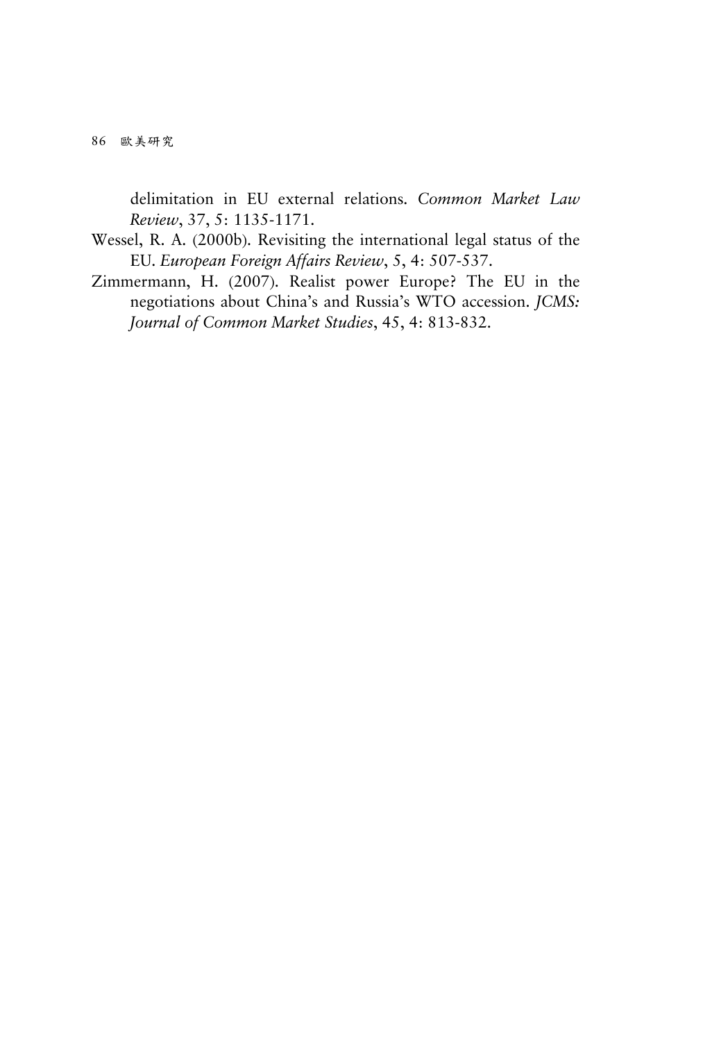delimitation in EU external relations. *Common Market Law Review*, 37, 5: 1135-1171.

Wessel, R. A. (2000b). Revisiting the international legal status of the EU. *European Foreign Affairs Review*, 5, 4: 507-537.

Zimmermann, H. (2007). Realist power Europe? The EU in the negotiations about China's and Russia's WTO accession. *JCMS: Journal of Common Market Studies*, 45, 4: 813-832.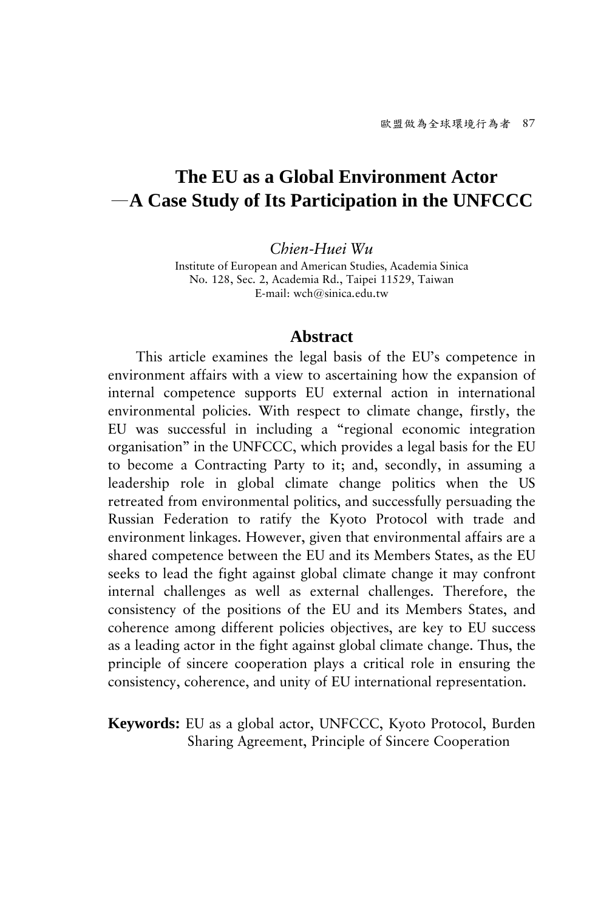# The EU as a Global Environment Actor —A Case Study of Its Participation in the UNFCCC

*Chien-Huei Wu*

Institute of European and American Studies, Academia Sinica
No. 128, Sec. 2, Academia Rd., Taipei 11529, Taiwan
E-mail: wch@sinica.edu.tw

## Abstract

This article examines the legal basis of the EU's competence in environment affairs with a view to ascertaining how the expansion of internal competence supports EU external action in international environmental policies. With respect to climate change, firstly, the EU was successful in including a "regional economic integration organisation" in the UNFCCC, which provides a legal basis for the EU to become a Contracting Party to it; and, secondly, in assuming a leadership role in global climate change politics when the US retreated from environmental politics, and successfully persuading the Russian Federation to ratify the Kyoto Protocol with trade and environment linkages. However, given that environmental affairs are a shared competence between the EU and its Members States, as the EU seeks to lead the fight against global climate change it may confront internal challenges as well as external challenges. Therefore, the consistency of the positions of the EU and its Members States, and coherence among different policies objectives, are key to EU success as a leading actor in the fight against global climate change. Thus, the principle of sincere cooperation plays a critical role in ensuring the consistency, coherence, and unity of EU international representation.

**Keywords:** EU as a global actor, UNFCCC, Kyoto Protocol, Burden Sharing Agreement, Principle of Sincere Cooperation